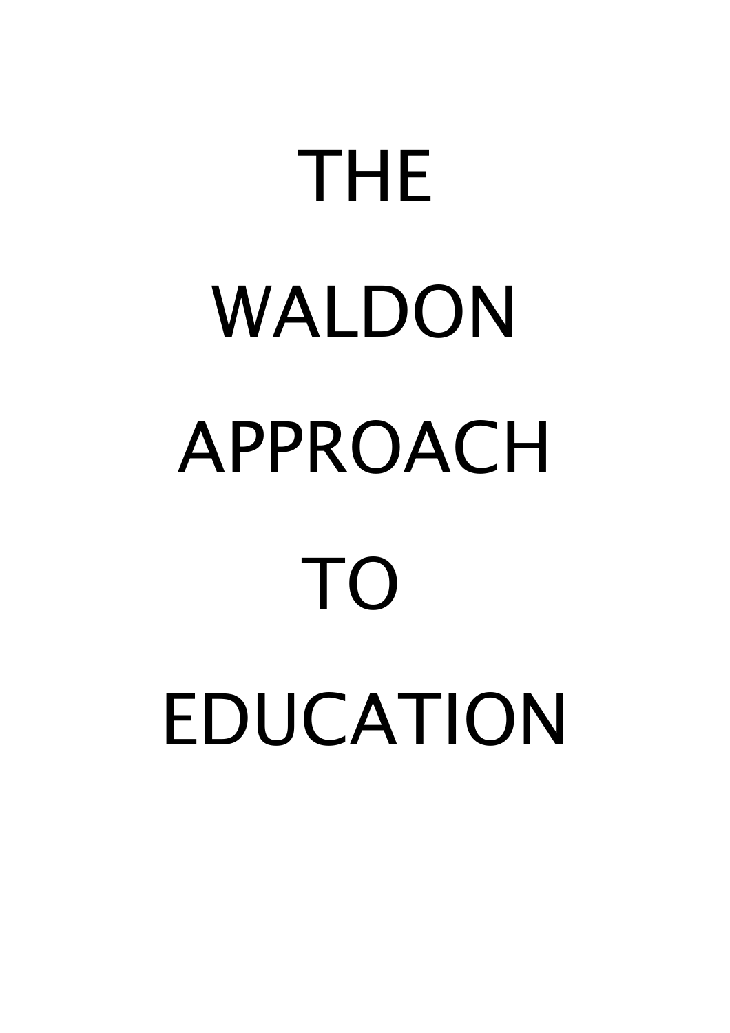# THE WALDON APPROACH TO EDUCATION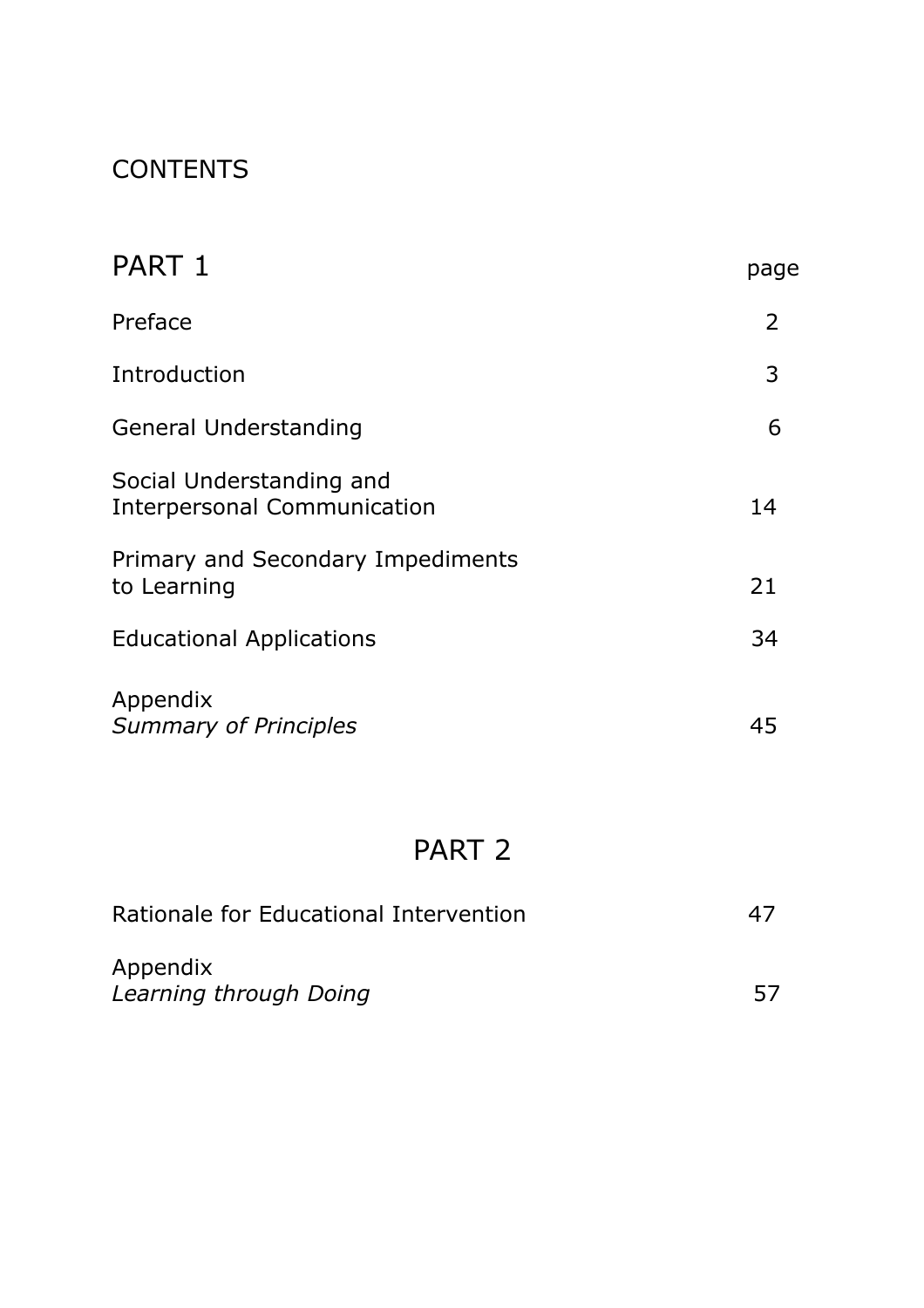# CONTENTS

| PART 1 | page |
|---|---|
| Preface | 2 |
| Introduction | 3 |
| General Understanding | 6 |
| Social Understanding and Interpersonal Communication | 14 |
| Primary and Secondary Impediments to Learning | 21 |
| Educational Applications | 34 |
| Appendix *Summary of Principles* | 45 |

## PART 2

| | |
|---|---|
| Rationale for Educational Intervention | 47 |
| Appendix *Learning through Doing* | 57 |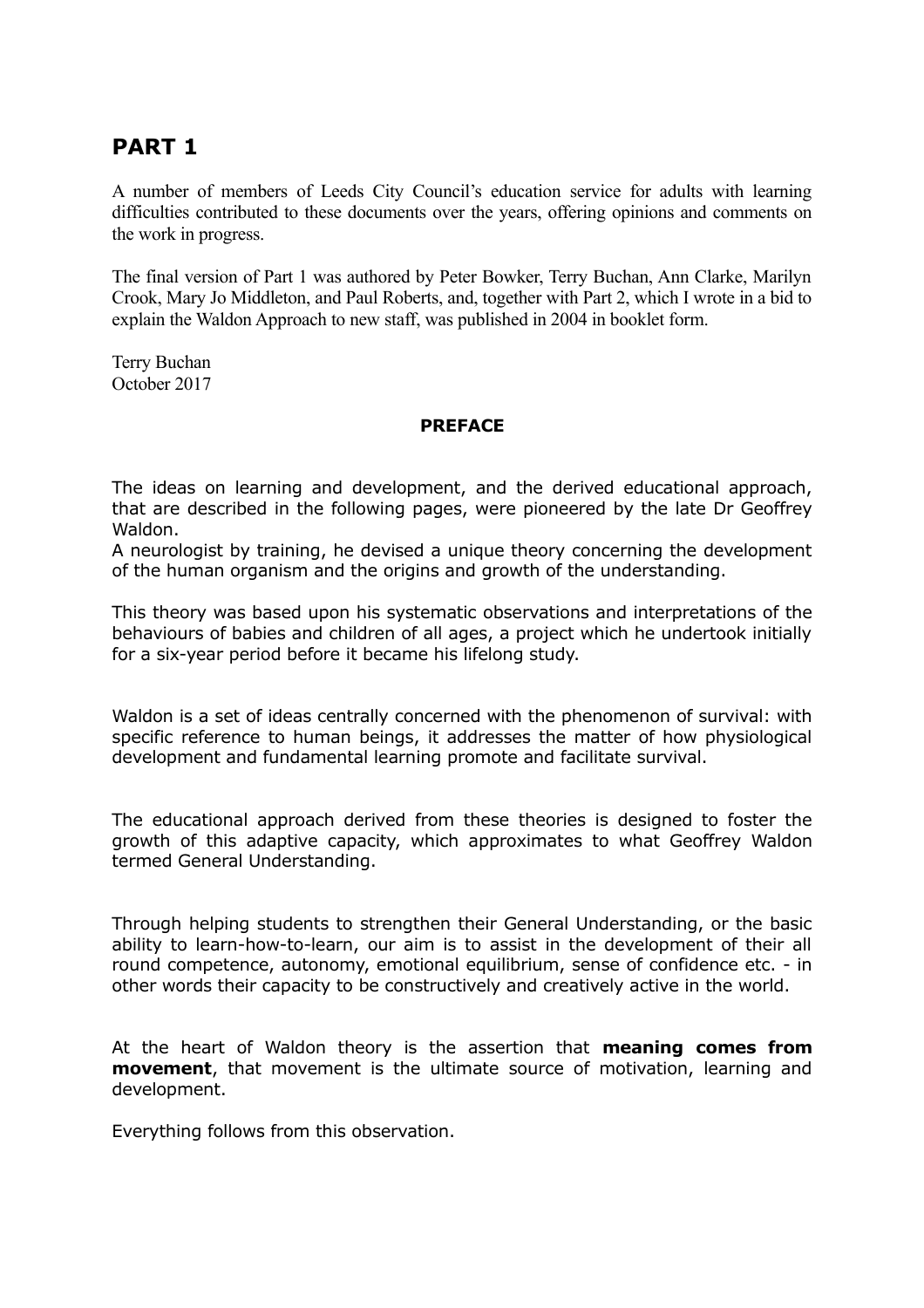# PART 1

A number of members of Leeds City Council's education service for adults with learning difficulties contributed to these documents over the years, offering opinions and comments on the work in progress.

The final version of Part 1 was authored by Peter Bowker, Terry Buchan, Ann Clarke, Marilyn Crook, Mary Jo Middleton, and Paul Roberts, and, together with Part 2, which I wrote in a bid to explain the Waldon Approach to new staff, was published in 2004 in booklet form.

Terry Buchan
October 2017

## PREFACE

The ideas on learning and development, and the derived educational approach, that are described in the following pages, were pioneered by the late Dr Geoffrey Waldon.
A neurologist by training, he devised a unique theory concerning the development of the human organism and the origins and growth of the understanding.

This theory was based upon his systematic observations and interpretations of the behaviours of babies and children of all ages, a project which he undertook initially for a six-year period before it became his lifelong study.

Waldon is a set of ideas centrally concerned with the phenomenon of survival: with specific reference to human beings, it addresses the matter of how physiological development and fundamental learning promote and facilitate survival.

The educational approach derived from these theories is designed to foster the growth of this adaptive capacity, which approximates to what Geoffrey Waldon termed General Understanding.

Through helping students to strengthen their General Understanding, or the basic ability to learn-how-to-learn, our aim is to assist in the development of their all round competence, autonomy, emotional equilibrium, sense of confidence etc. - in other words their capacity to be constructively and creatively active in the world.

At the heart of Waldon theory is the assertion that **meaning comes from movement**, that movement is the ultimate source of motivation, learning and development.

Everything follows from this observation.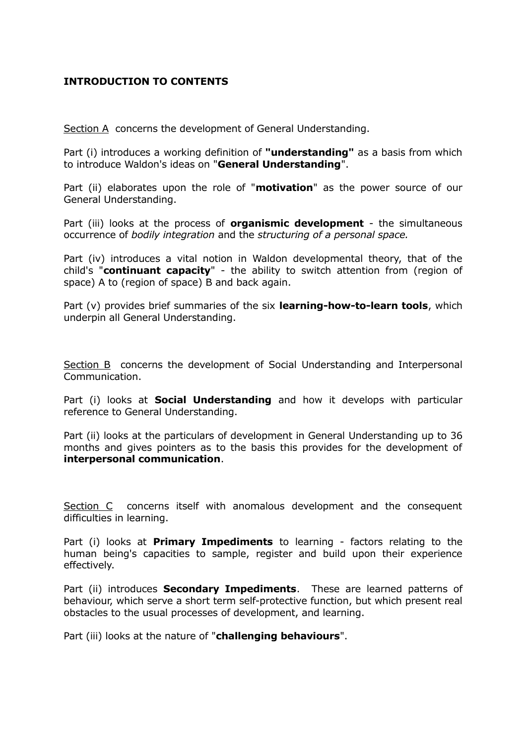## INTRODUCTION TO CONTENTS

<u>Section A</u> concerns the development of General Understanding.

Part (i) introduces a working definition of **"understanding"** as a basis from which to introduce Waldon's ideas on "**General Understanding**".

Part (ii) elaborates upon the role of "**motivation**" as the power source of our General Understanding.

Part (iii) looks at the process of **organismic development** - the simultaneous occurrence of *bodily integration* and the *structuring of a personal space.*

Part (iv) introduces a vital notion in Waldon developmental theory, that of the child's "**continuant capacity**" - the ability to switch attention from (region of space) A to (region of space) B and back again.

Part (v) provides brief summaries of the six **learning-how-to-learn tools**, which underpin all General Understanding.

<u>Section B</u> concerns the development of Social Understanding and Interpersonal Communication.

Part (i) looks at **Social Understanding** and how it develops with particular reference to General Understanding.

Part (ii) looks at the particulars of development in General Understanding up to 36 months and gives pointers as to the basis this provides for the development of **interpersonal communication**.

<u>Section C</u> concerns itself with anomalous development and the consequent difficulties in learning.

Part (i) looks at **Primary Impediments** to learning - factors relating to the human being's capacities to sample, register and build upon their experience effectively.

Part (ii) introduces **Secondary Impediments**. These are learned patterns of behaviour, which serve a short term self-protective function, but which present real obstacles to the usual processes of development, and learning.

Part (iii) looks at the nature of "**challenging behaviours**".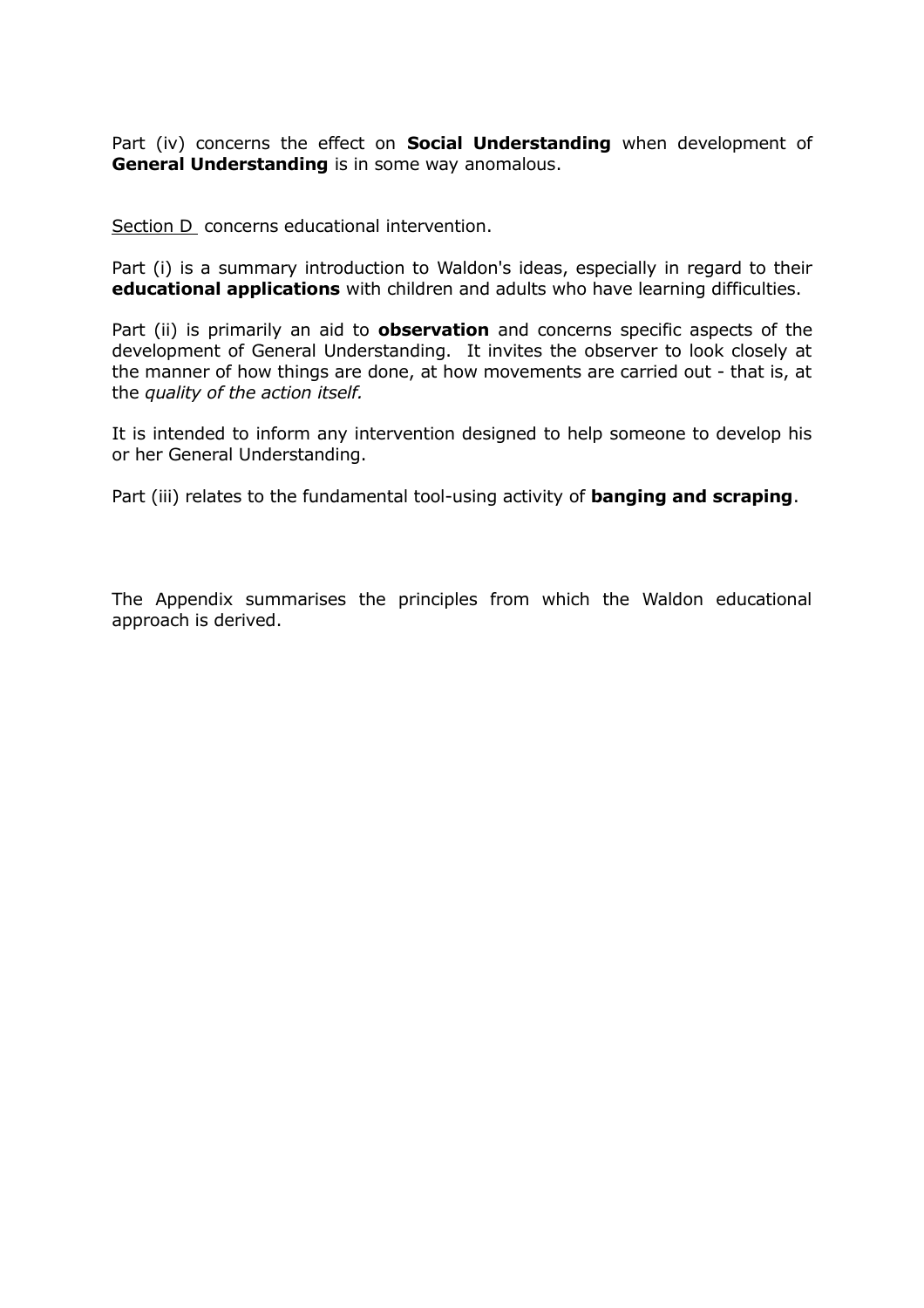Part (iv) concerns the effect on **Social Understanding** when development of **General Understanding** is in some way anomalous.

Section D concerns educational intervention.

Part (i) is a summary introduction to Waldon's ideas, especially in regard to their **educational applications** with children and adults who have learning difficulties.

Part (ii) is primarily an aid to **observation** and concerns specific aspects of the development of General Understanding. It invites the observer to look closely at the manner of how things are done, at how movements are carried out - that is, at the *quality of the action itself.*

It is intended to inform any intervention designed to help someone to develop his or her General Understanding.

Part (iii) relates to the fundamental tool-using activity of **banging and scraping**.

The Appendix summarises the principles from which the Waldon educational approach is derived.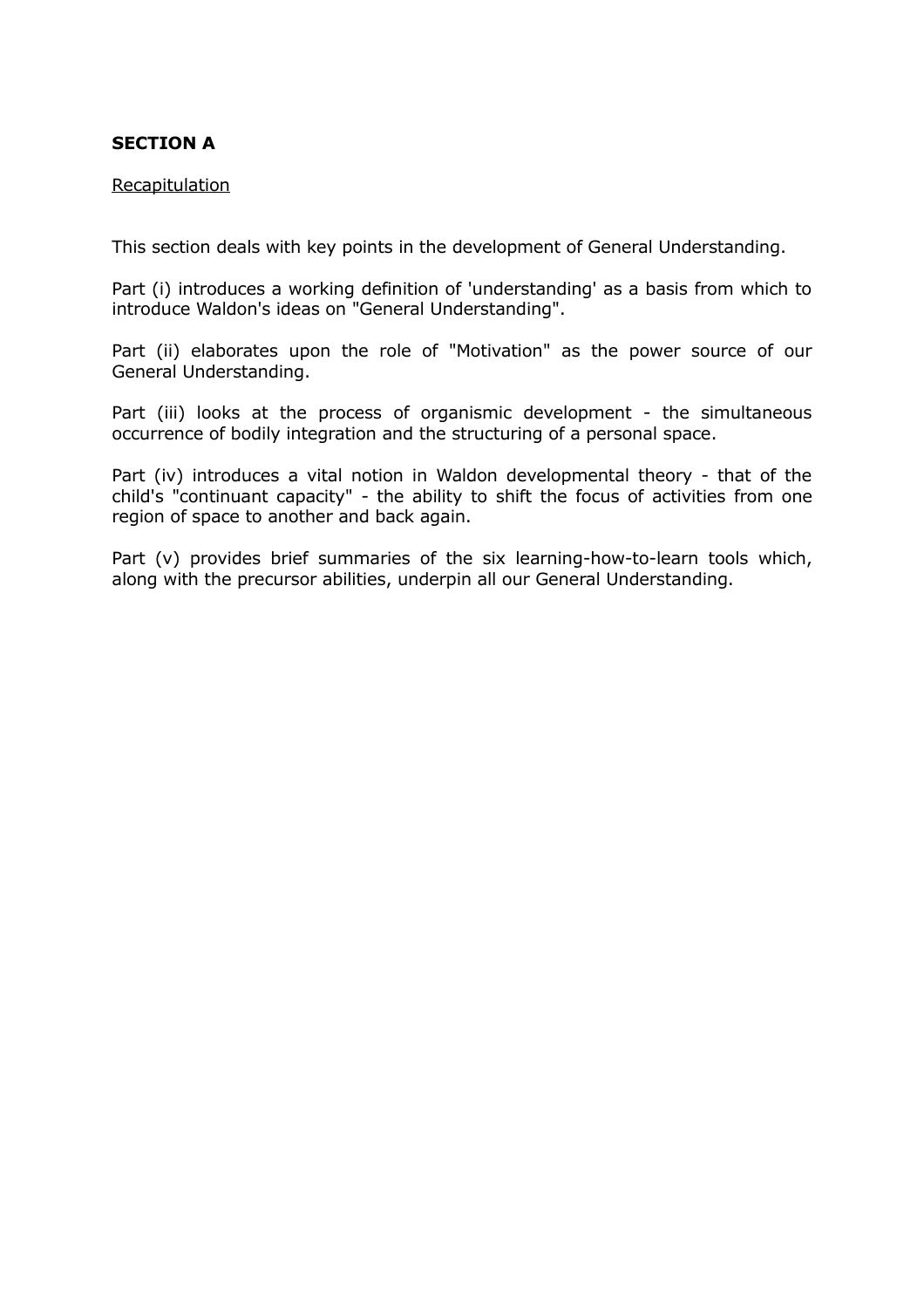## SECTION A

Recapitulation

This section deals with key points in the development of General Understanding.

Part (i) introduces a working definition of 'understanding' as a basis from which to introduce Waldon's ideas on "General Understanding".

Part (ii) elaborates upon the role of "Motivation" as the power source of our General Understanding.

Part (iii) looks at the process of organismic development - the simultaneous occurrence of bodily integration and the structuring of a personal space.

Part (iv) introduces a vital notion in Waldon developmental theory - that of the child's "continuant capacity" - the ability to shift the focus of activities from one region of space to another and back again.

Part (v) provides brief summaries of the six learning-how-to-learn tools which, along with the precursor abilities, underpin all our General Understanding.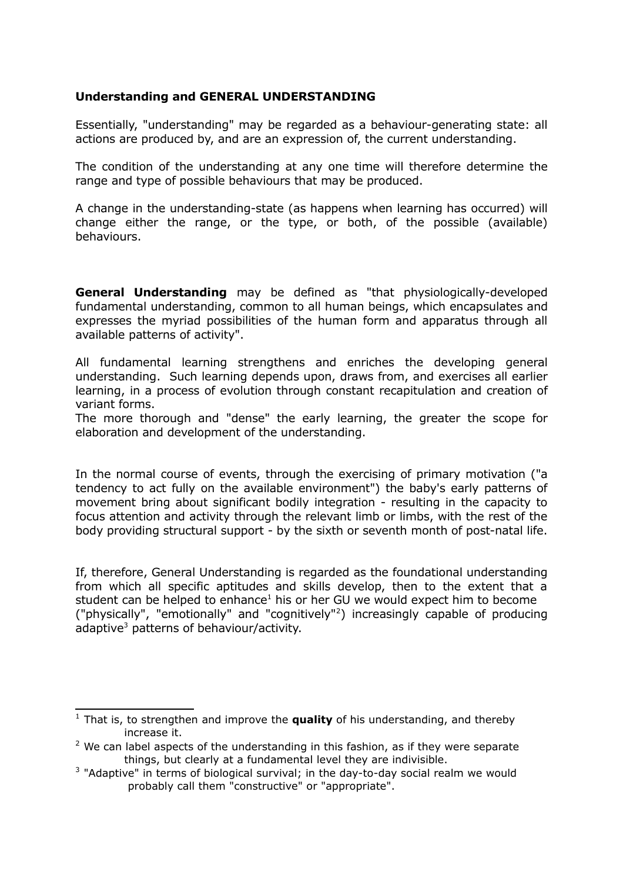**Understanding and GENERAL UNDERSTANDING**

Essentially, "understanding" may be regarded as a behaviour-generating state: all actions are produced by, and are an expression of, the current understanding.

The condition of the understanding at any one time will therefore determine the range and type of possible behaviours that may be produced.

A change in the understanding-state (as happens when learning has occurred) will change either the range, or the type, or both, of the possible (available) behaviours.

**General Understanding** may be defined as "that physiologically-developed fundamental understanding, common to all human beings, which encapsulates and expresses the myriad possibilities of the human form and apparatus through all available patterns of activity".

All fundamental learning strengthens and enriches the developing general understanding. Such learning depends upon, draws from, and exercises all earlier learning, in a process of evolution through constant recapitulation and creation of variant forms.

The more thorough and "dense" the early learning, the greater the scope for elaboration and development of the understanding.

In the normal course of events, through the exercising of primary motivation ("a tendency to act fully on the available environment") the baby's early patterns of movement bring about significant bodily integration - resulting in the capacity to focus attention and activity through the relevant limb or limbs, with the rest of the body providing structural support - by the sixth or seventh month of post-natal life.

If, therefore, General Understanding is regarded as the foundational understanding from which all specific aptitudes and skills develop, then to the extent that a student can be helped to enhance[1] his or her GU we would expect him to become ("physically", "emotionally" and "cognitively"[2]) increasingly capable of producing adaptive[3] patterns of behaviour/activity.

---

[1] That is, to strengthen and improve the **quality** of his understanding, and thereby increase it.

[2] We can label aspects of the understanding in this fashion, as if they were separate things, but clearly at a fundamental level they are indivisible.

[3] "Adaptive" in terms of biological survival; in the day-to-day social realm we would probably call them "constructive" or "appropriate".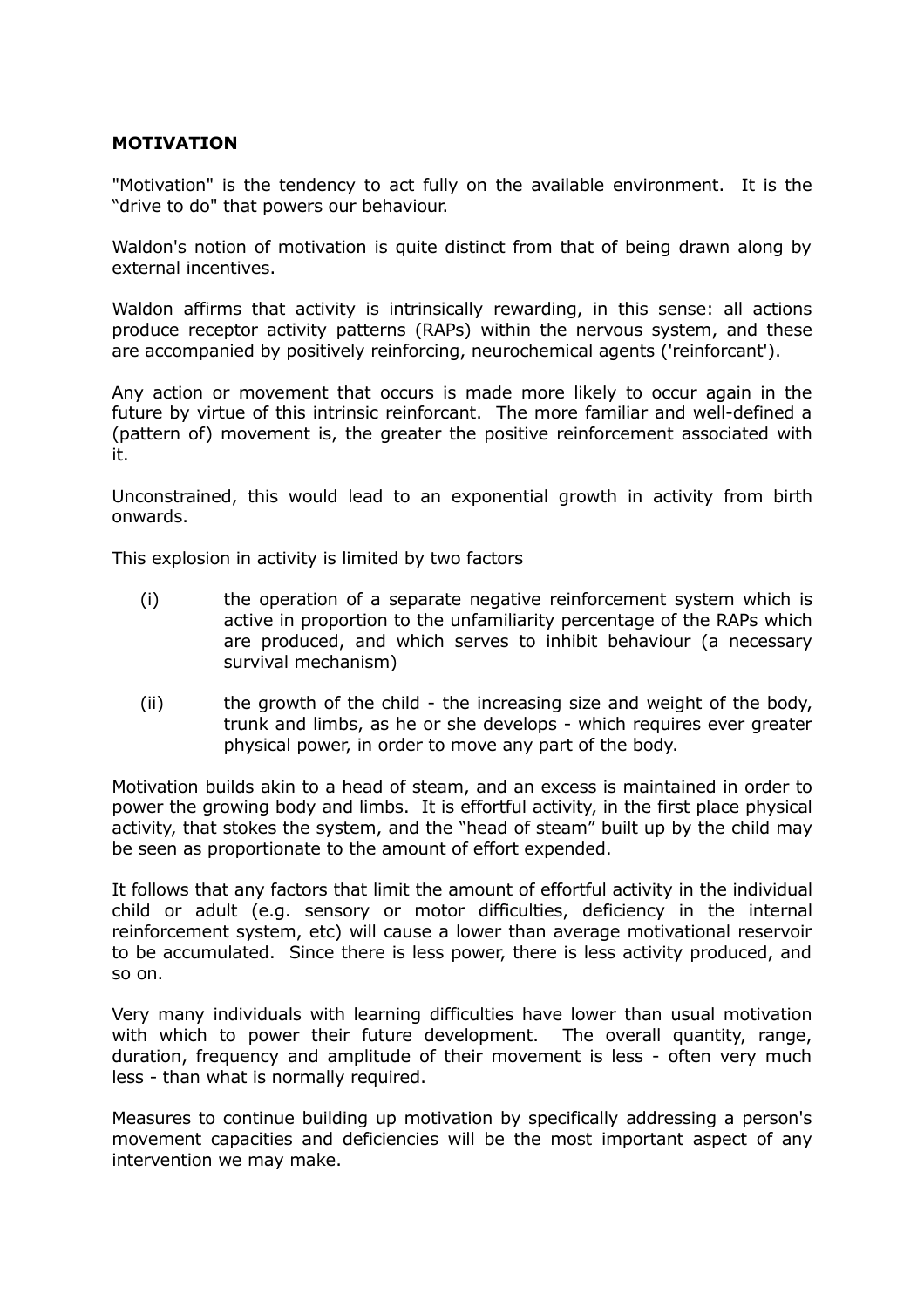**MOTIVATION**

"Motivation" is the tendency to act fully on the available environment. It is the "drive to do" that powers our behaviour.

Waldon's notion of motivation is quite distinct from that of being drawn along by external incentives.

Waldon affirms that activity is intrinsically rewarding, in this sense: all actions produce receptor activity patterns (RAPs) within the nervous system, and these are accompanied by positively reinforcing, neurochemical agents ('reinforcant').

Any action or movement that occurs is made more likely to occur again in the future by virtue of this intrinsic reinforcant. The more familiar and well-defined a (pattern of) movement is, the greater the positive reinforcement associated with it.

Unconstrained, this would lead to an exponential growth in activity from birth onwards.

This explosion in activity is limited by two factors

(i) the operation of a separate negative reinforcement system which is active in proportion to the unfamiliarity percentage of the RAPs which are produced, and which serves to inhibit behaviour (a necessary survival mechanism)

(ii) the growth of the child - the increasing size and weight of the body, trunk and limbs, as he or she develops - which requires ever greater physical power, in order to move any part of the body.

Motivation builds akin to a head of steam, and an excess is maintained in order to power the growing body and limbs. It is effortful activity, in the first place physical activity, that stokes the system, and the "head of steam" built up by the child may be seen as proportionate to the amount of effort expended.

It follows that any factors that limit the amount of effortful activity in the individual child or adult (e.g. sensory or motor difficulties, deficiency in the internal reinforcement system, etc) will cause a lower than average motivational reservoir to be accumulated. Since there is less power, there is less activity produced, and so on.

Very many individuals with learning difficulties have lower than usual motivation with which to power their future development. The overall quantity, range, duration, frequency and amplitude of their movement is less - often very much less - than what is normally required.

Measures to continue building up motivation by specifically addressing a person's movement capacities and deficiencies will be the most important aspect of any intervention we may make.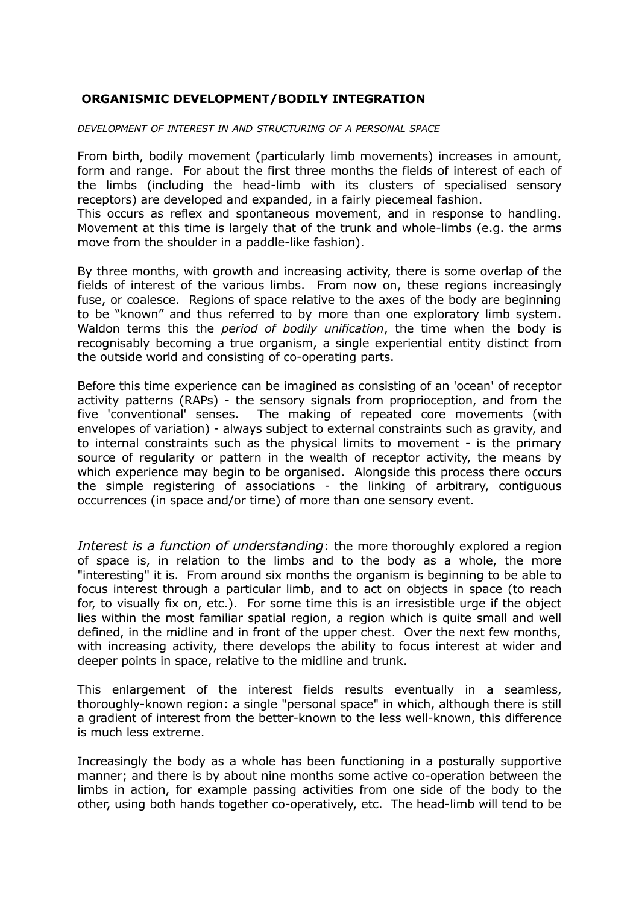## ORGANISMIC DEVELOPMENT/BODILY INTEGRATION

*DEVELOPMENT OF INTEREST IN AND STRUCTURING OF A PERSONAL SPACE*

From birth, bodily movement (particularly limb movements) increases in amount, form and range. For about the first three months the fields of interest of each of the limbs (including the head-limb with its clusters of specialised sensory receptors) are developed and expanded, in a fairly piecemeal fashion.
This occurs as reflex and spontaneous movement, and in response to handling. Movement at this time is largely that of the trunk and whole-limbs (e.g. the arms move from the shoulder in a paddle-like fashion).

By three months, with growth and increasing activity, there is some overlap of the fields of interest of the various limbs. From now on, these regions increasingly fuse, or coalesce. Regions of space relative to the axes of the body are beginning to be "known" and thus referred to by more than one exploratory limb system. Waldon terms this the *period of bodily unification*, the time when the body is recognisably becoming a true organism, a single experiential entity distinct from the outside world and consisting of co-operating parts.

Before this time experience can be imagined as consisting of an 'ocean' of receptor activity patterns (RAPs) - the sensory signals from proprioception, and from the five 'conventional' senses. The making of repeated core movements (with envelopes of variation) - always subject to external constraints such as gravity, and to internal constraints such as the physical limits to movement - is the primary source of regularity or pattern in the wealth of receptor activity, the means by which experience may begin to be organised. Alongside this process there occurs the simple registering of associations - the linking of arbitrary, contiguous occurrences (in space and/or time) of more than one sensory event.

*Interest is a function of understanding*: the more thoroughly explored a region of space is, in relation to the limbs and to the body as a whole, the more "interesting" it is. From around six months the organism is beginning to be able to focus interest through a particular limb, and to act on objects in space (to reach for, to visually fix on, etc.). For some time this is an irresistible urge if the object lies within the most familiar spatial region, a region which is quite small and well defined, in the midline and in front of the upper chest. Over the next few months, with increasing activity, there develops the ability to focus interest at wider and deeper points in space, relative to the midline and trunk.

This enlargement of the interest fields results eventually in a seamless, thoroughly-known region: a single "personal space" in which, although there is still a gradient of interest from the better-known to the less well-known, this difference is much less extreme.

Increasingly the body as a whole has been functioning in a posturally supportive manner; and there is by about nine months some active co-operation between the limbs in action, for example passing activities from one side of the body to the other, using both hands together co-operatively, etc. The head-limb will tend to be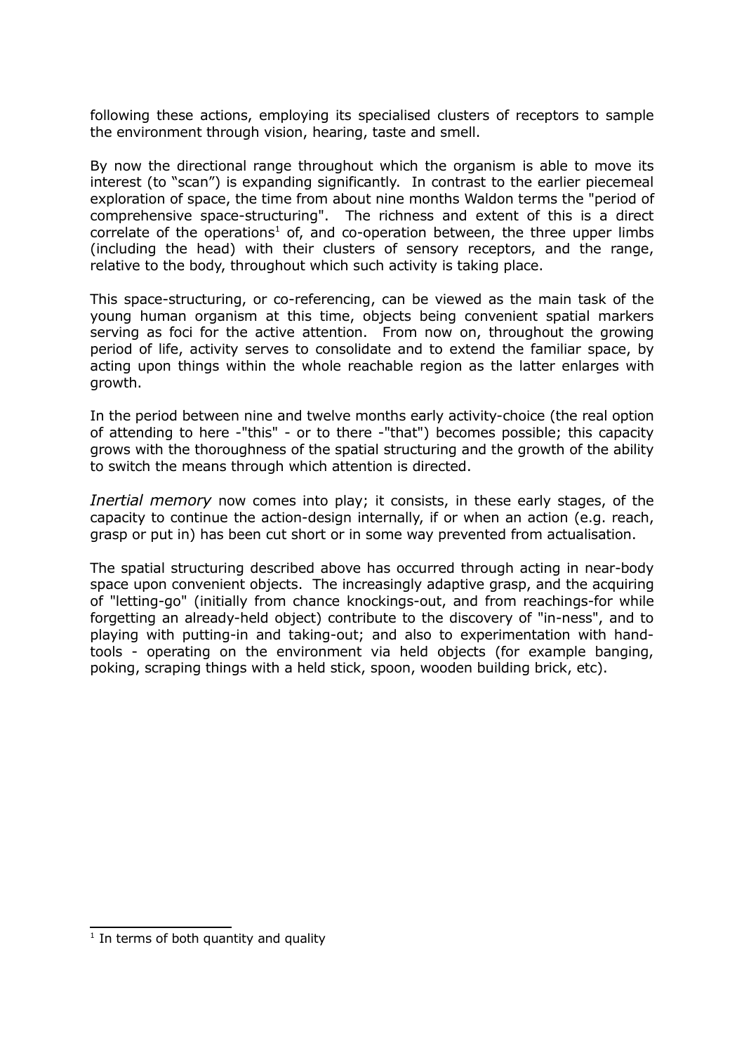following these actions, employing its specialised clusters of receptors to sample the environment through vision, hearing, taste and smell.

By now the directional range throughout which the organism is able to move its interest (to "scan") is expanding significantly. In contrast to the earlier piecemeal exploration of space, the time from about nine months Waldon terms the "period of comprehensive space-structuring". The richness and extent of this is a direct correlate of the operations[1] of, and co-operation between, the three upper limbs (including the head) with their clusters of sensory receptors, and the range, relative to the body, throughout which such activity is taking place.

This space-structuring, or co-referencing, can be viewed as the main task of the young human organism at this time, objects being convenient spatial markers serving as foci for the active attention. From now on, throughout the growing period of life, activity serves to consolidate and to extend the familiar space, by acting upon things within the whole reachable region as the latter enlarges with growth.

In the period between nine and twelve months early activity-choice (the real option of attending to here -"this" - or to there -"that") becomes possible; this capacity grows with the thoroughness of the spatial structuring and the growth of the ability to switch the means through which attention is directed.

*Inertial memory* now comes into play; it consists, in these early stages, of the capacity to continue the action-design internally, if or when an action (e.g. reach, grasp or put in) has been cut short or in some way prevented from actualisation.

The spatial structuring described above has occurred through acting in near-body space upon convenient objects. The increasingly adaptive grasp, and the acquiring of "letting-go" (initially from chance knockings-out, and from reachings-for while forgetting an already-held object) contribute to the discovery of "in-ness", and to playing with putting-in and taking-out; and also to experimentation with hand-tools - operating on the environment via held objects (for example banging, poking, scraping things with a held stick, spoon, wooden building brick, etc).

---

[1] In terms of both quantity and quality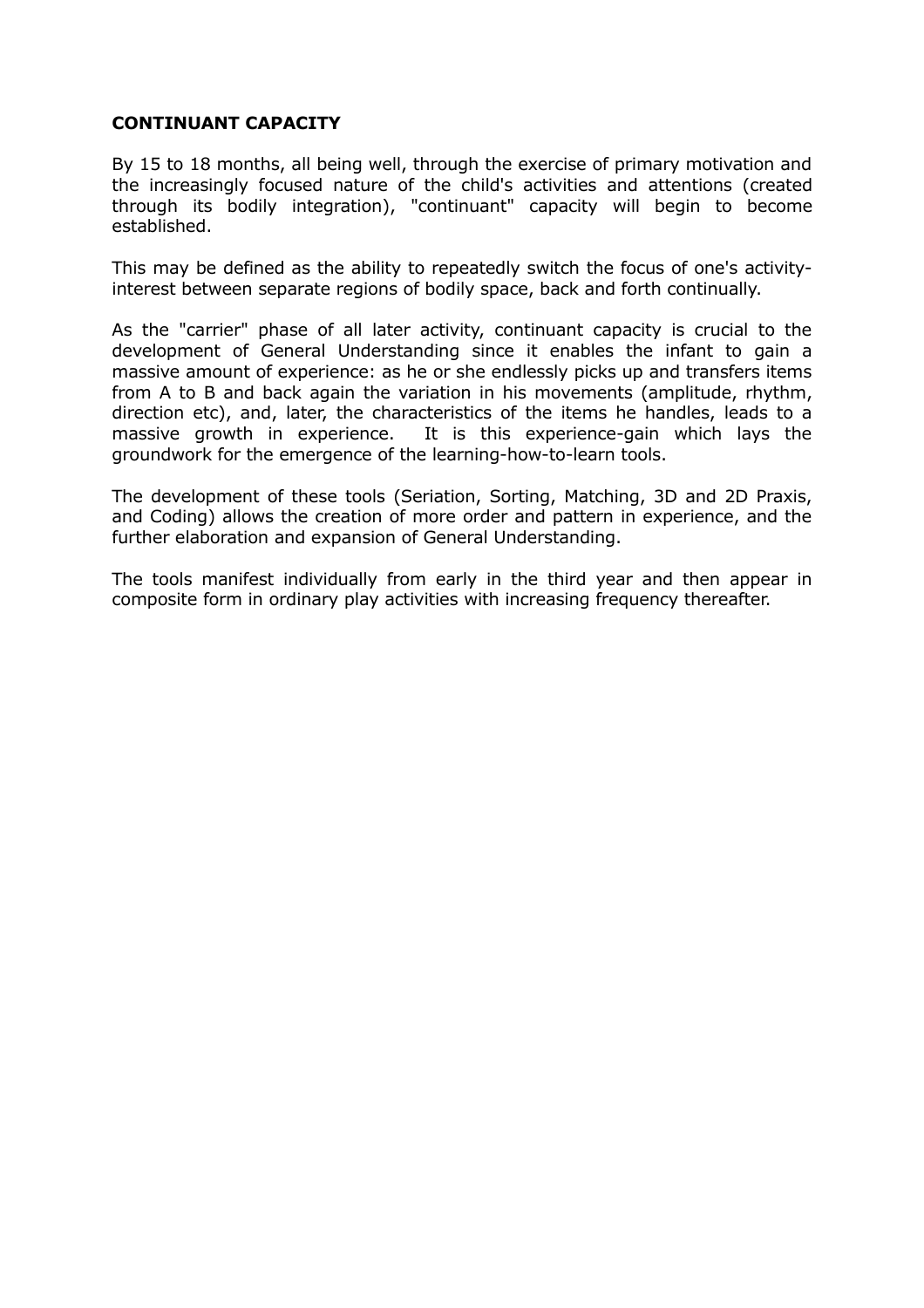**CONTINUANT CAPACITY**

By 15 to 18 months, all being well, through the exercise of primary motivation and the increasingly focused nature of the child's activities and attentions (created through its bodily integration), "continuant" capacity will begin to become established.

This may be defined as the ability to repeatedly switch the focus of one's activity-interest between separate regions of bodily space, back and forth continually.

As the "carrier" phase of all later activity, continuant capacity is crucial to the development of General Understanding since it enables the infant to gain a massive amount of experience: as he or she endlessly picks up and transfers items from A to B and back again the variation in his movements (amplitude, rhythm, direction etc), and, later, the characteristics of the items he handles, leads to a massive growth in experience. It is this experience-gain which lays the groundwork for the emergence of the learning-how-to-learn tools.

The development of these tools (Seriation, Sorting, Matching, 3D and 2D Praxis, and Coding) allows the creation of more order and pattern in experience, and the further elaboration and expansion of General Understanding.

The tools manifest individually from early in the third year and then appear in composite form in ordinary play activities with increasing frequency thereafter.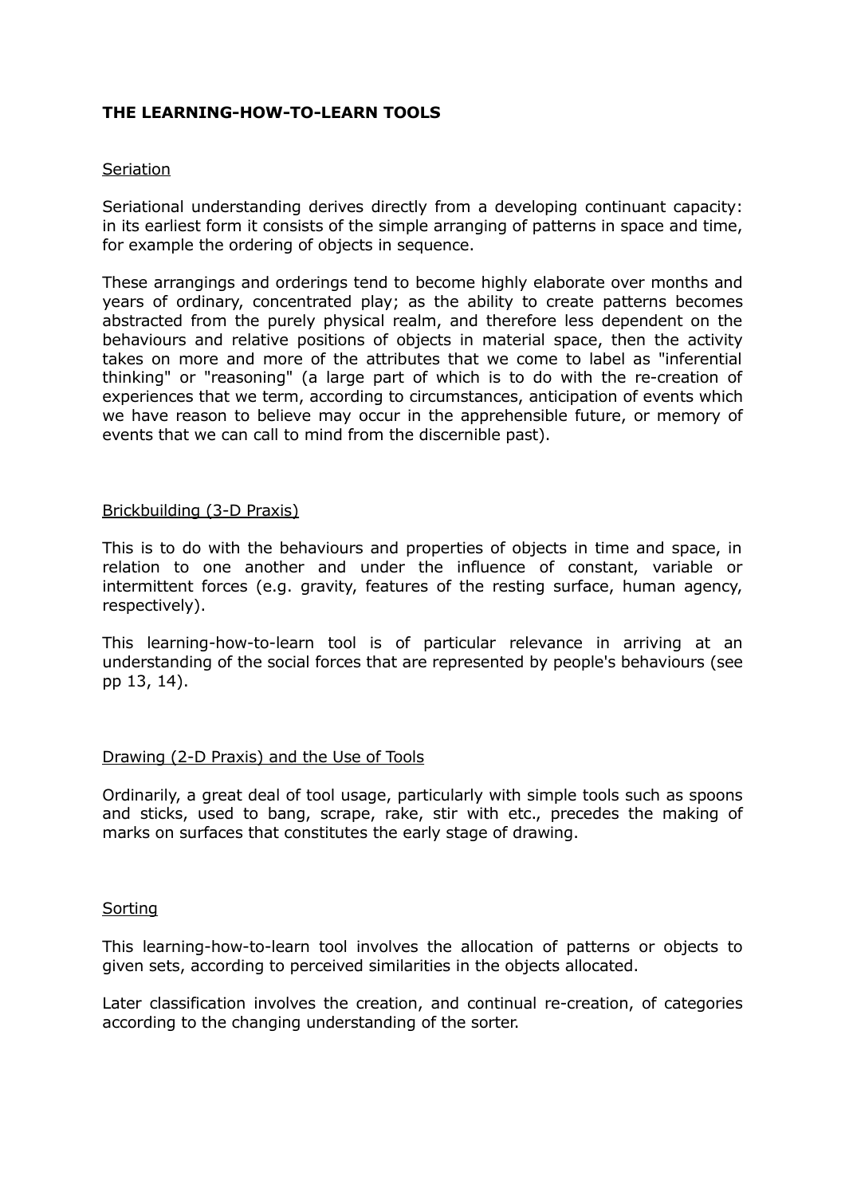**THE LEARNING-HOW-TO-LEARN TOOLS**

<u>Seriation</u>

Seriational understanding derives directly from a developing continuant capacity: in its earliest form it consists of the simple arranging of patterns in space and time, for example the ordering of objects in sequence.

These arrangings and orderings tend to become highly elaborate over months and years of ordinary, concentrated play; as the ability to create patterns becomes abstracted from the purely physical realm, and therefore less dependent on the behaviours and relative positions of objects in material space, then the activity takes on more and more of the attributes that we come to label as "inferential thinking" or "reasoning" (a large part of which is to do with the re-creation of experiences that we term, according to circumstances, anticipation of events which we have reason to believe may occur in the apprehensible future, or memory of events that we can call to mind from the discernible past).

<u>Brickbuilding (3-D Praxis)</u>

This is to do with the behaviours and properties of objects in time and space, in relation to one another and under the influence of constant, variable or intermittent forces (e.g. gravity, features of the resting surface, human agency, respectively).

This learning-how-to-learn tool is of particular relevance in arriving at an understanding of the social forces that are represented by people's behaviours (see pp 13, 14).

<u>Drawing (2-D Praxis) and the Use of Tools</u>

Ordinarily, a great deal of tool usage, particularly with simple tools such as spoons and sticks, used to bang, scrape, rake, stir with etc., precedes the making of marks on surfaces that constitutes the early stage of drawing.

<u>Sorting</u>

This learning-how-to-learn tool involves the allocation of patterns or objects to given sets, according to perceived similarities in the objects allocated.

Later classification involves the creation, and continual re-creation, of categories according to the changing understanding of the sorter.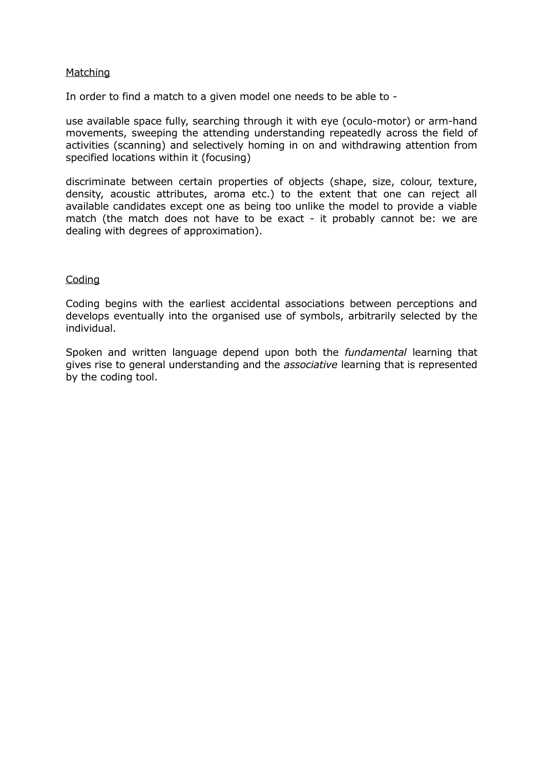<u>Matching</u>

In order to find a match to a given model one needs to be able to -

use available space fully, searching through it with eye (oculo-motor) or arm-hand movements, sweeping the attending understanding repeatedly across the field of activities (scanning) and selectively homing in on and withdrawing attention from specified locations within it (focusing)

discriminate between certain properties of objects (shape, size, colour, texture, density, acoustic attributes, aroma etc.) to the extent that one can reject all available candidates except one as being too unlike the model to provide a viable match (the match does not have to be exact - it probably cannot be: we are dealing with degrees of approximation).

<u>Coding</u>

Coding begins with the earliest accidental associations between perceptions and develops eventually into the organised use of symbols, arbitrarily selected by the individual.

Spoken and written language depend upon both the *fundamental* learning that gives rise to general understanding and the *associative* learning that is represented by the coding tool.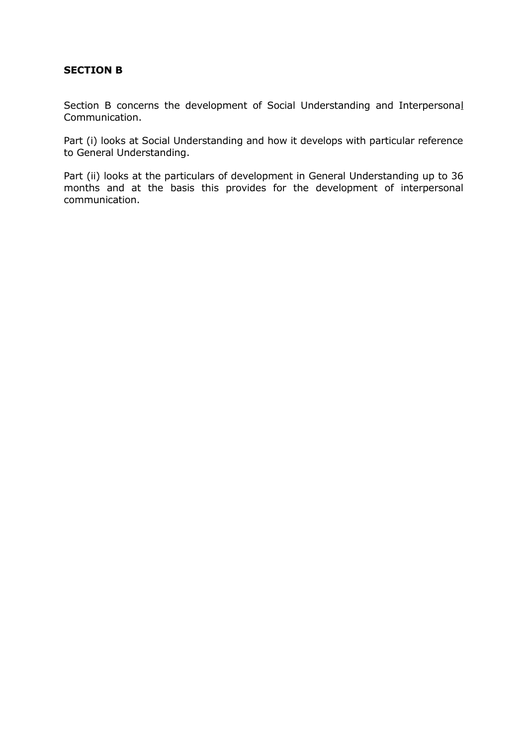## SECTION B

Section B concerns the development of Social Understanding and Interpersonal Communication.

Part (i) looks at Social Understanding and how it develops with particular reference to General Understanding.

Part (ii) looks at the particulars of development in General Understanding up to 36 months and at the basis this provides for the development of interpersonal communication.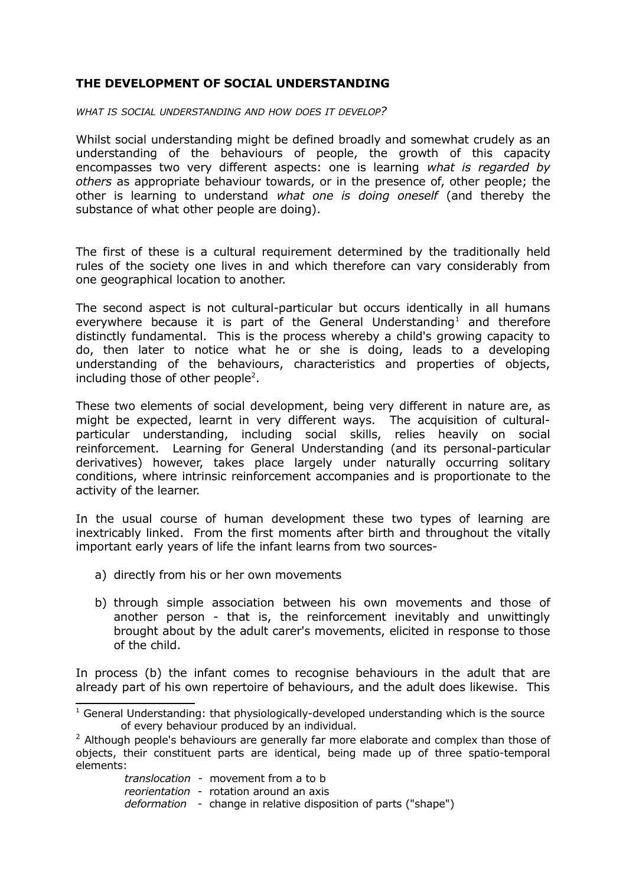## THE DEVELOPMENT OF SOCIAL UNDERSTANDING

*WHAT IS SOCIAL UNDERSTANDING AND HOW DOES IT DEVELOP?*

Whilst social understanding might be defined broadly and somewhat crudely as an understanding of the behaviours of people, the growth of this capacity encompasses two very different aspects: one is learning *what is regarded by others* as appropriate behaviour towards, or in the presence of, other people; the other is learning to understand *what one is doing oneself* (and thereby the substance of what other people are doing).

The first of these is a cultural requirement determined by the traditionally held rules of the society one lives in and which therefore can vary considerably from one geographical location to another.

The second aspect is not cultural-particular but occurs identically in all humans everywhere because it is part of the General Understanding[1] and therefore distinctly fundamental. This is the process whereby a child's growing capacity to do, then later to notice what he or she is doing, leads to a developing understanding of the behaviours, characteristics and properties of objects, including those of other people[2].

These two elements of social development, being very different in nature are, as might be expected, learnt in very different ways. The acquisition of cultural-particular understanding, including social skills, relies heavily on social reinforcement. Learning for General Understanding (and its personal-particular derivatives) however, takes place largely under naturally occurring solitary conditions, where intrinsic reinforcement accompanies and is proportionate to the activity of the learner.

In the usual course of human development these two types of learning are inextricably linked. From the first moments after birth and throughout the vitally important early years of life the infant learns from two sources-

a) directly from his or her own movements

b) through simple association between his own movements and those of another person - that is, the reinforcement inevitably and unwittingly brought about by the adult carer's movements, elicited in response to those of the child.

In process (b) the infant comes to recognise behaviours in the adult that are already part of his own repertoire of behaviours, and the adult does likewise. This

---

[1] General Understanding: that physiologically-developed understanding which is the source of every behaviour produced by an individual.

[2] Although people's behaviours are generally far more elaborate and complex than those of objects, their constituent parts are identical, being made up of three spatio-temporal elements:

*translocation* - movement from a to b
*reorientation* - rotation around an axis
*deformation* - change in relative disposition of parts ("shape")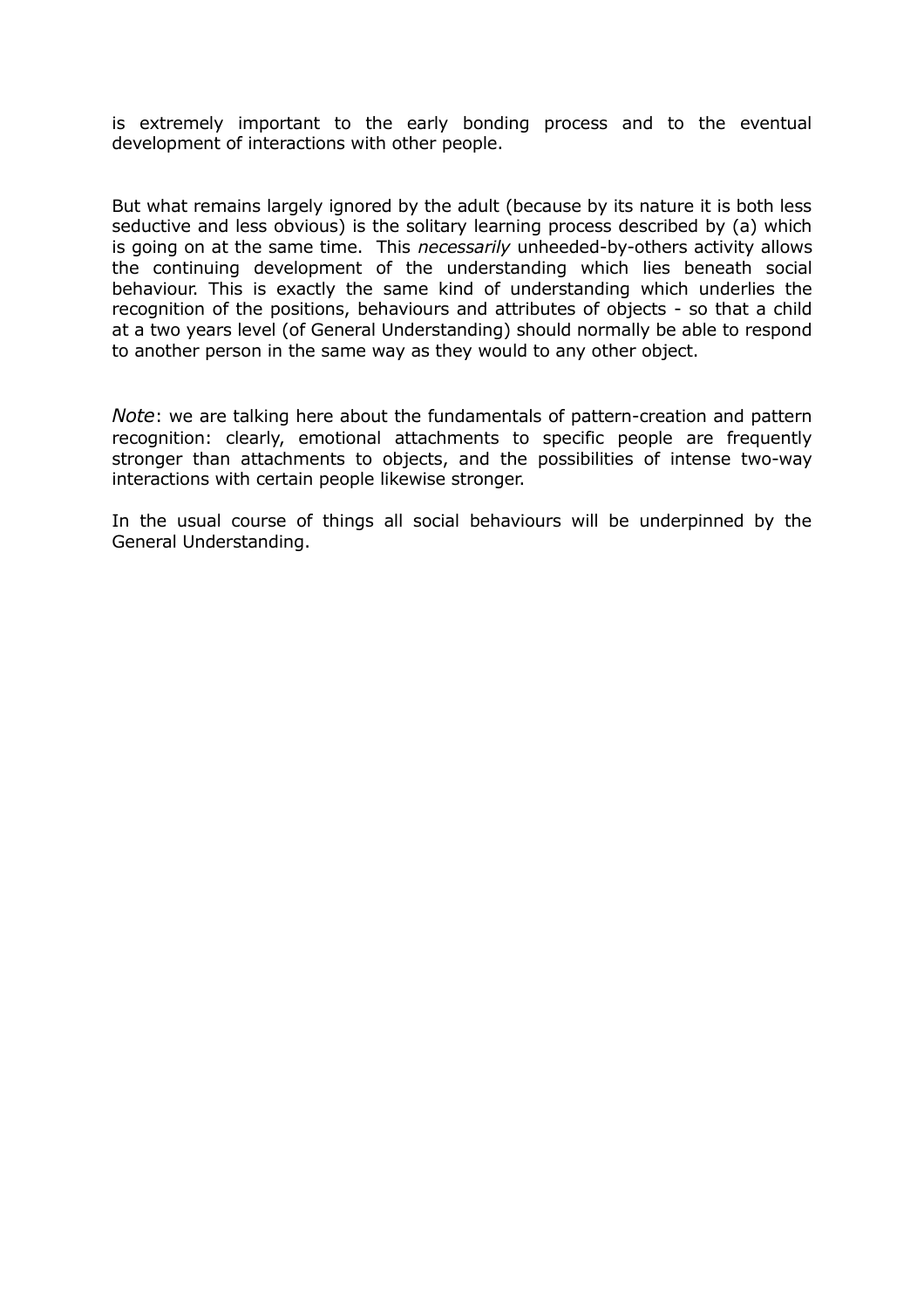is extremely important to the early bonding process and to the eventual development of interactions with other people.

But what remains largely ignored by the adult (because by its nature it is both less seductive and less obvious) is the solitary learning process described by (a) which is going on at the same time. This *necessarily* unheeded-by-others activity allows the continuing development of the understanding which lies beneath social behaviour. This is exactly the same kind of understanding which underlies the recognition of the positions, behaviours and attributes of objects - so that a child at a two years level (of General Understanding) should normally be able to respond to another person in the same way as they would to any other object.

*Note*: we are talking here about the fundamentals of pattern-creation and pattern recognition: clearly, emotional attachments to specific people are frequently stronger than attachments to objects, and the possibilities of intense two-way interactions with certain people likewise stronger.

In the usual course of things all social behaviours will be underpinned by the General Understanding.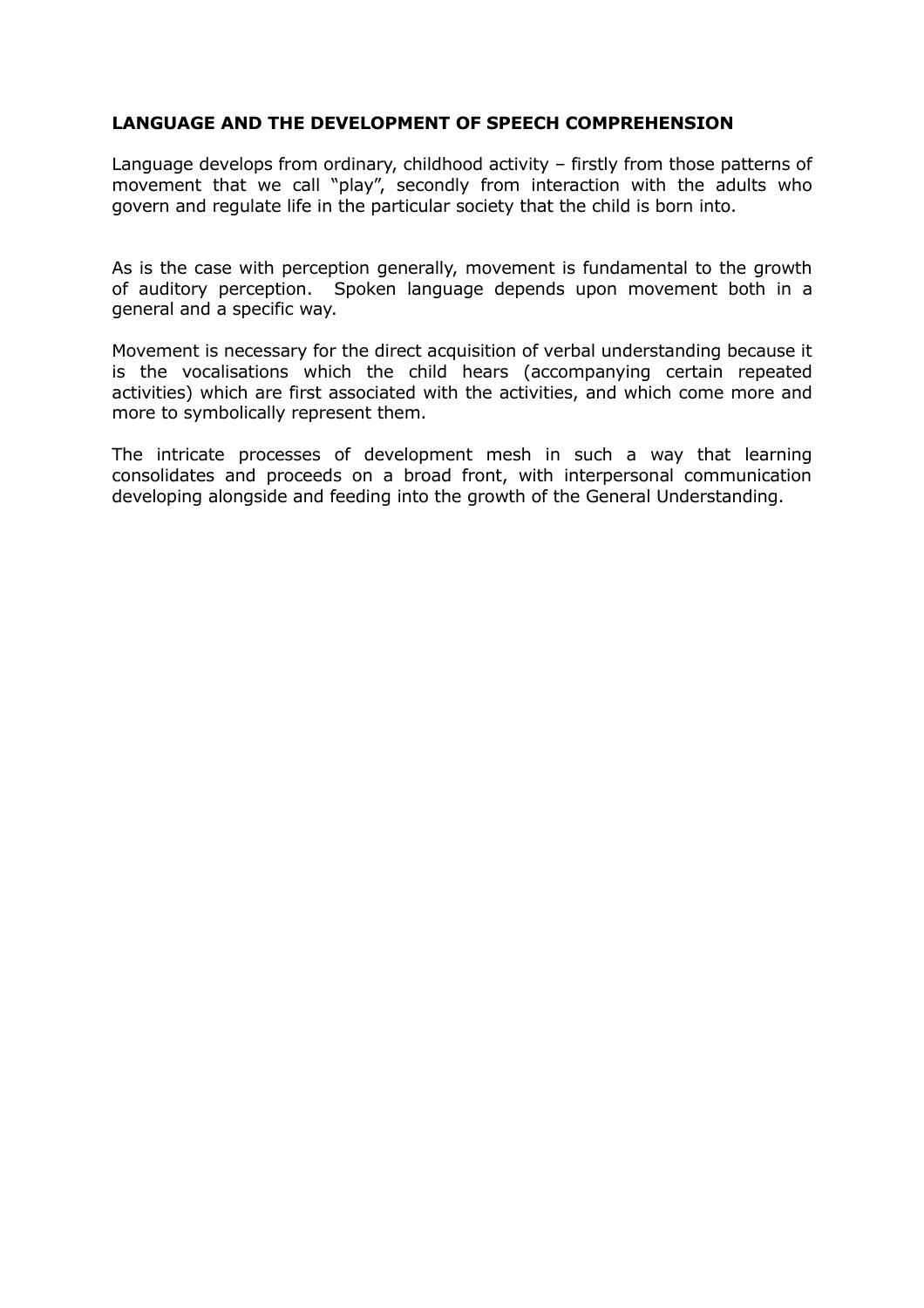**LANGUAGE AND THE DEVELOPMENT OF SPEECH COMPREHENSION**

Language develops from ordinary, childhood activity – firstly from those patterns of movement that we call "play", secondly from interaction with the adults who govern and regulate life in the particular society that the child is born into.

As is the case with perception generally, movement is fundamental to the growth of auditory perception. Spoken language depends upon movement both in a general and a specific way.

Movement is necessary for the direct acquisition of verbal understanding because it is the vocalisations which the child hears (accompanying certain repeated activities) which are first associated with the activities, and which come more and more to symbolically represent them.

The intricate processes of development mesh in such a way that learning consolidates and proceeds on a broad front, with interpersonal communication developing alongside and feeding into the growth of the General Understanding.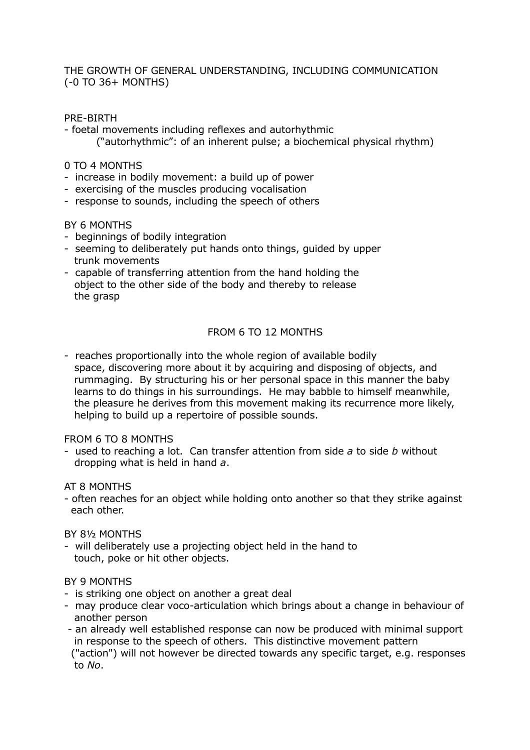THE GROWTH OF GENERAL UNDERSTANDING, INCLUDING COMMUNICATION (-0 TO 36+ MONTHS)

PRE-BIRTH

- foetal movements including reflexes and autorhythmic
  ("autorhythmic": of an inherent pulse; a biochemical physical rhythm)

0 TO 4 MONTHS

- increase in bodily movement: a build up of power
- exercising of the muscles producing vocalisation
- response to sounds, including the speech of others

BY 6 MONTHS

- beginnings of bodily integration
- seeming to deliberately put hands onto things, guided by upper trunk movements
- capable of transferring attention from the hand holding the object to the other side of the body and thereby to release the grasp

FROM 6 TO 12 MONTHS

- reaches proportionally into the whole region of available bodily space, discovering more about it by acquiring and disposing of objects, and rummaging. By structuring his or her personal space in this manner the baby learns to do things in his surroundings. He may babble to himself meanwhile, the pleasure he derives from this movement making its recurrence more likely, helping to build up a repertoire of possible sounds.

FROM 6 TO 8 MONTHS

- used to reaching a lot. Can transfer attention from side *a* to side *b* without dropping what is held in hand *a*.

AT 8 MONTHS

- often reaches for an object while holding onto another so that they strike against each other.

BY 8½ MONTHS

- will deliberately use a projecting object held in the hand to touch, poke or hit other objects.

BY 9 MONTHS

- is striking one object on another a great deal
- may produce clear voco-articulation which brings about a change in behaviour of another person
- an already well established response can now be produced with minimal support in response to the speech of others. This distinctive movement pattern ("action") will not however be directed towards any specific target, e.g. responses to *No*.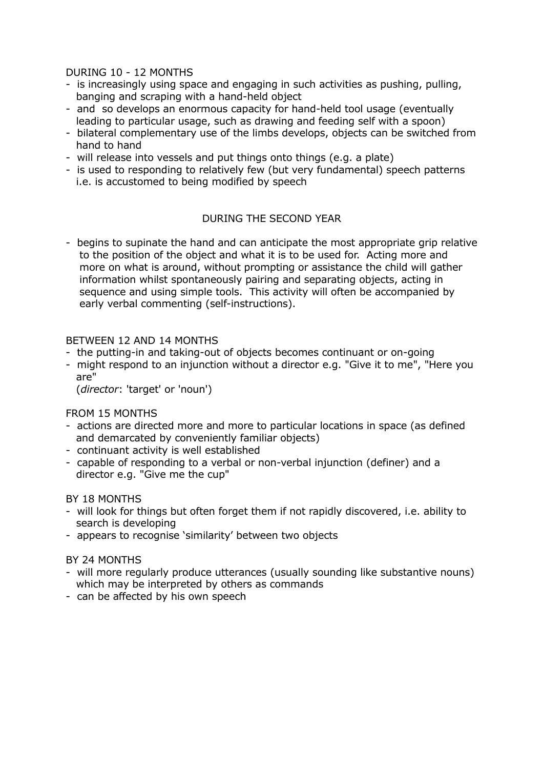DURING 10 - 12 MONTHS

- is increasingly using space and engaging in such activities as pushing, pulling, banging and scraping with a hand-held object
- and so develops an enormous capacity for hand-held tool usage (eventually leading to particular usage, such as drawing and feeding self with a spoon)
- bilateral complementary use of the limbs develops, objects can be switched from hand to hand
- will release into vessels and put things onto things (e.g. a plate)
- is used to responding to relatively few (but very fundamental) speech patterns i.e. is accustomed to being modified by speech

DURING THE SECOND YEAR

- begins to supinate the hand and can anticipate the most appropriate grip relative to the position of the object and what it is to be used for. Acting more and more on what is around, without prompting or assistance the child will gather information whilst spontaneously pairing and separating objects, acting in sequence and using simple tools. This activity will often be accompanied by early verbal commenting (self-instructions).

BETWEEN 12 AND 14 MONTHS

- the putting-in and taking-out of objects becomes continuant or on-going
- might respond to an injunction without a director e.g. "Give it to me", "Here you are"
  (*director*: 'target' or 'noun')

FROM 15 MONTHS

- actions are directed more and more to particular locations in space (as defined and demarcated by conveniently familiar objects)
- continuant activity is well established
- capable of responding to a verbal or non-verbal injunction (definer) and a director e.g. "Give me the cup"

BY 18 MONTHS

- will look for things but often forget them if not rapidly discovered, i.e. ability to search is developing
- appears to recognise 'similarity' between two objects

BY 24 MONTHS

- will more regularly produce utterances (usually sounding like substantive nouns) which may be interpreted by others as commands
- can be affected by his own speech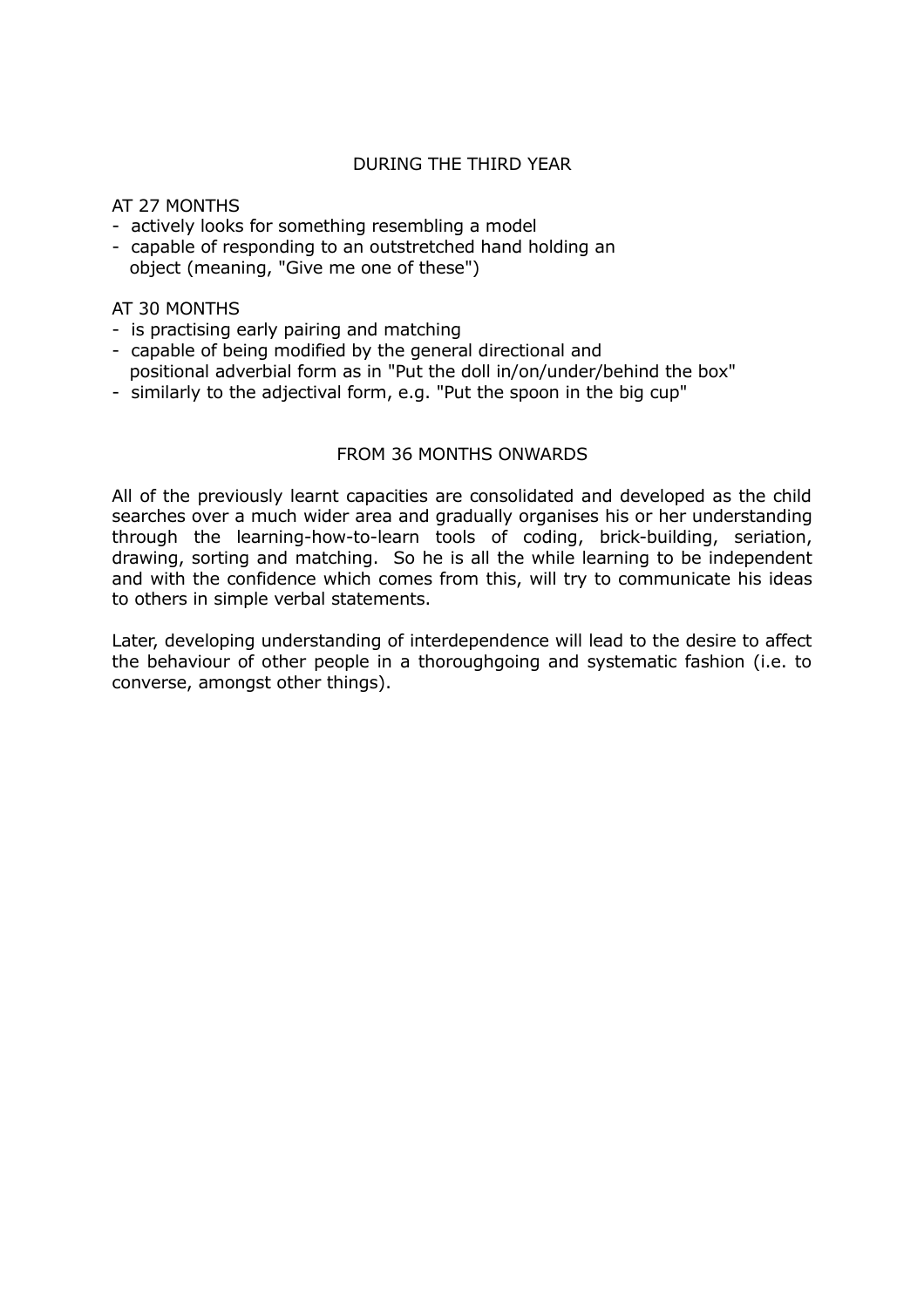## DURING THE THIRD YEAR

AT 27 MONTHS

- actively looks for something resembling a model
- capable of responding to an outstretched hand holding an object (meaning, "Give me one of these")

AT 30 MONTHS

- is practising early pairing and matching
- capable of being modified by the general directional and positional adverbial form as in "Put the doll in/on/under/behind the box"
- similarly to the adjectival form, e.g. "Put the spoon in the big cup"

## FROM 36 MONTHS ONWARDS

All of the previously learnt capacities are consolidated and developed as the child searches over a much wider area and gradually organises his or her understanding through the learning-how-to-learn tools of coding, brick-building, seriation, drawing, sorting and matching. So he is all the while learning to be independent and with the confidence which comes from this, will try to communicate his ideas to others in simple verbal statements.

Later, developing understanding of interdependence will lead to the desire to affect the behaviour of other people in a thoroughgoing and systematic fashion (i.e. to converse, amongst other things).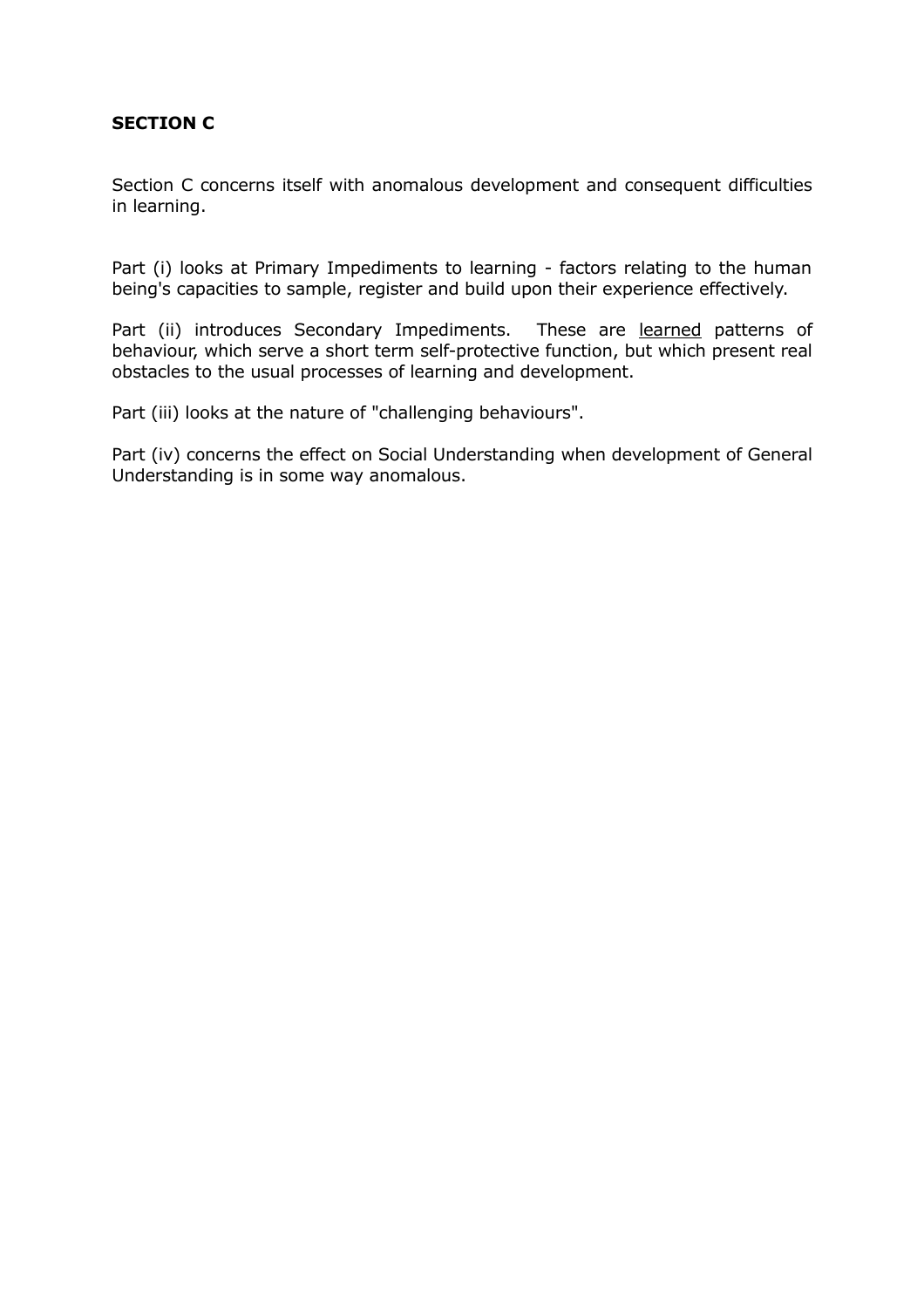## SECTION C

Section C concerns itself with anomalous development and consequent difficulties in learning.

Part (i) looks at Primary Impediments to learning - factors relating to the human being's capacities to sample, register and build upon their experience effectively.

Part (ii) introduces Secondary Impediments. These are <u>learned</u> patterns of behaviour, which serve a short term self-protective function, but which present real obstacles to the usual processes of learning and development.

Part (iii) looks at the nature of "challenging behaviours".

Part (iv) concerns the effect on Social Understanding when development of General Understanding is in some way anomalous.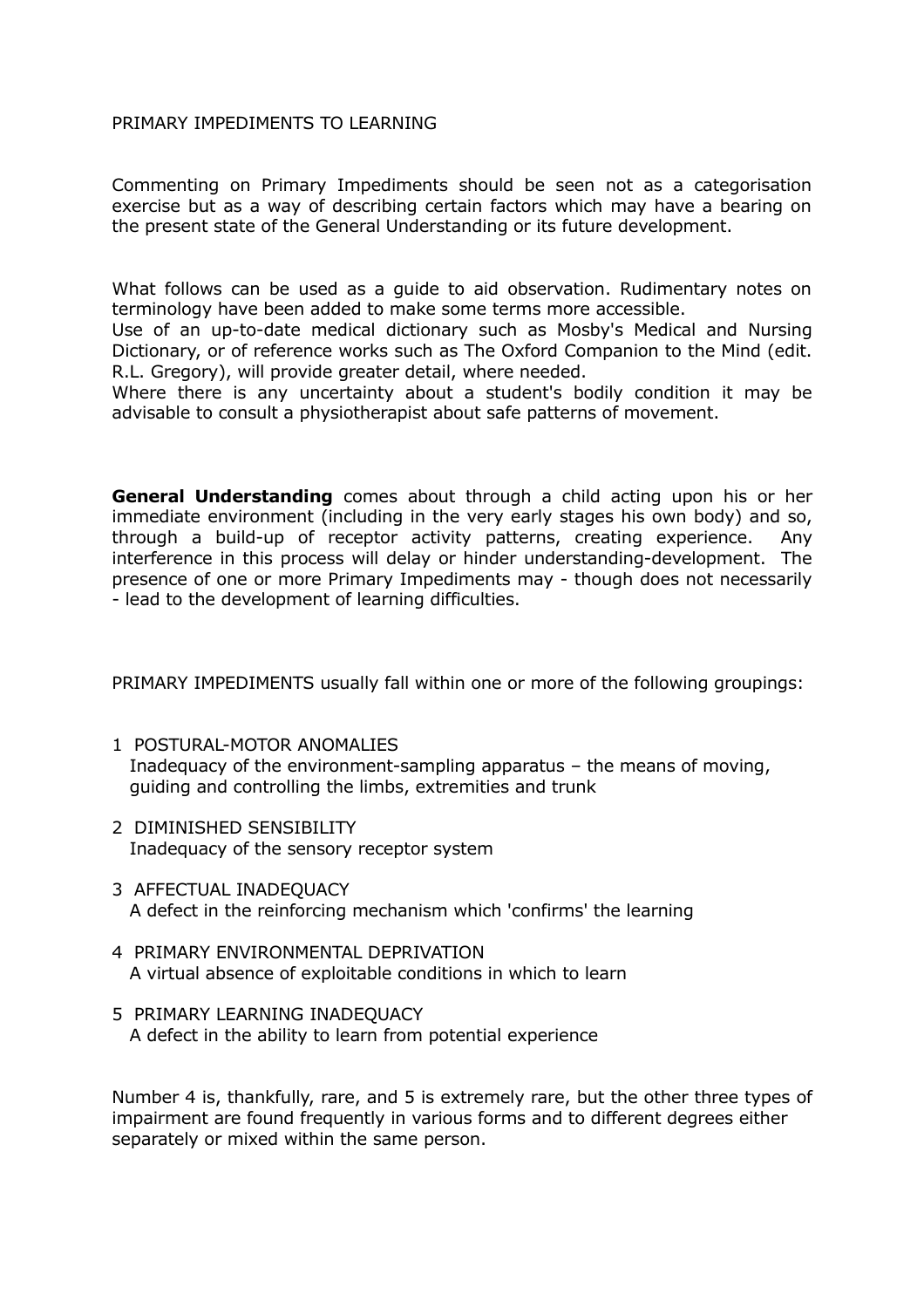# PRIMARY IMPEDIMENTS TO LEARNING

Commenting on Primary Impediments should be seen not as a categorisation exercise but as a way of describing certain factors which may have a bearing on the present state of the General Understanding or its future development.

What follows can be used as a guide to aid observation. Rudimentary notes on terminology have been added to make some terms more accessible.
Use of an up-to-date medical dictionary such as Mosby's Medical and Nursing Dictionary, or of reference works such as The Oxford Companion to the Mind (edit. R.L. Gregory), will provide greater detail, where needed.
Where there is any uncertainty about a student's bodily condition it may be advisable to consult a physiotherapist about safe patterns of movement.

**General Understanding** comes about through a child acting upon his or her immediate environment (including in the very early stages his own body) and so, through a build-up of receptor activity patterns, creating experience. Any interference in this process will delay or hinder understanding-development. The presence of one or more Primary Impediments may - though does not necessarily - lead to the development of learning difficulties.

PRIMARY IMPEDIMENTS usually fall within one or more of the following groupings:

1. POSTURAL-MOTOR ANOMALIES
   Inadequacy of the environment-sampling apparatus – the means of moving, guiding and controlling the limbs, extremities and trunk
2. DIMINISHED SENSIBILITY
   Inadequacy of the sensory receptor system
3. AFFECTUAL INADEQUACY
   A defect in the reinforcing mechanism which 'confirms' the learning
4. PRIMARY ENVIRONMENTAL DEPRIVATION
   A virtual absence of exploitable conditions in which to learn
5. PRIMARY LEARNING INADEQUACY
   A defect in the ability to learn from potential experience

Number 4 is, thankfully, rare, and 5 is extremely rare, but the other three types of impairment are found frequently in various forms and to different degrees either separately or mixed within the same person.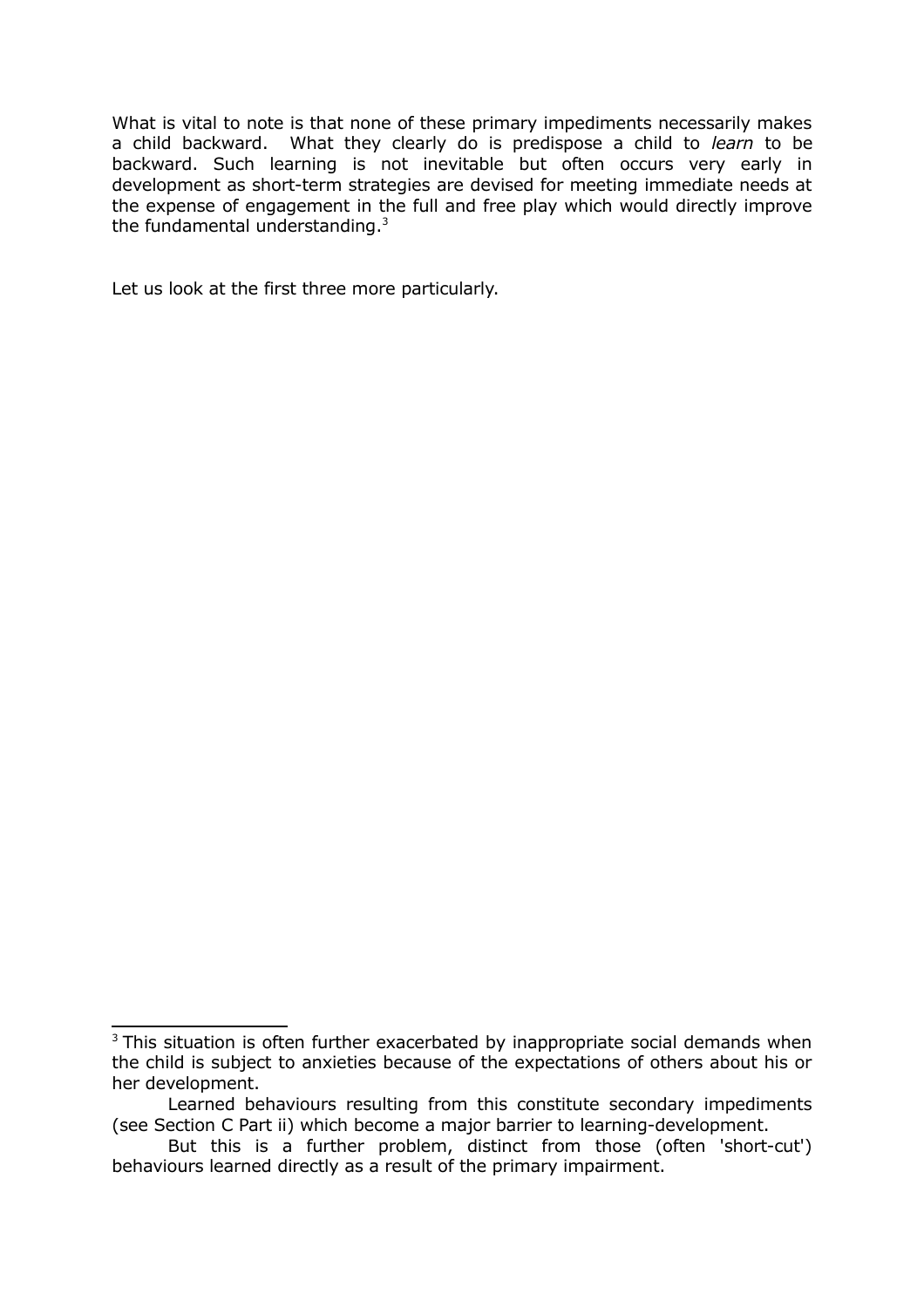What is vital to note is that none of these primary impediments necessarily makes a child backward. What they clearly do is predispose a child to *learn* to be backward. Such learning is not inevitable but often occurs very early in development as short-term strategies are devised for meeting immediate needs at the expense of engagement in the full and free play which would directly improve the fundamental understanding.[3]

Let us look at the first three more particularly.

---

[3] This situation is often further exacerbated by inappropriate social demands when the child is subject to anxieties because of the expectations of others about his or her development.

Learned behaviours resulting from this constitute secondary impediments (see Section C Part ii) which become a major barrier to learning-development.

But this is a further problem, distinct from those (often 'short-cut') behaviours learned directly as a result of the primary impairment.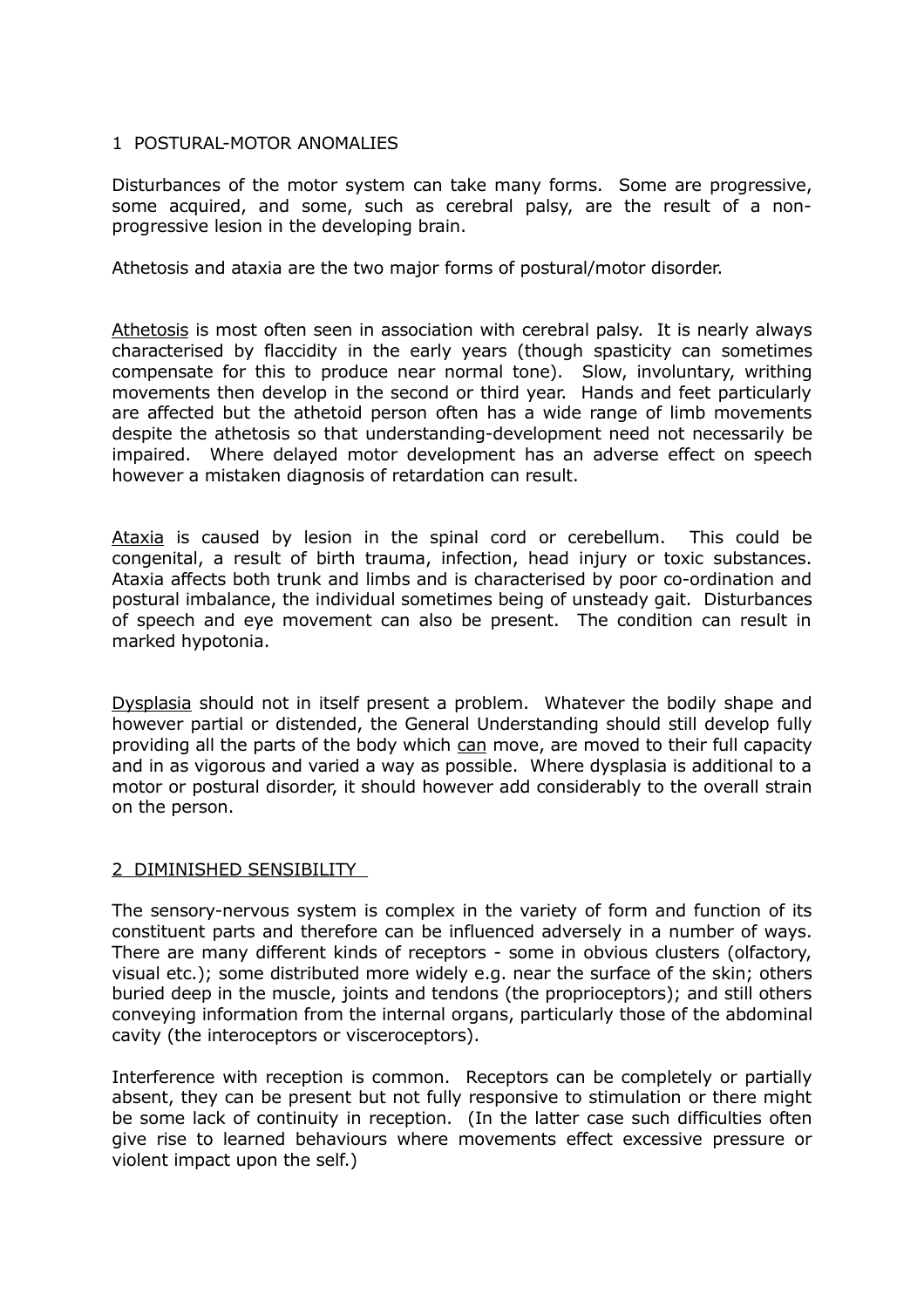## 1 POSTURAL-MOTOR ANOMALIES

Disturbances of the motor system can take many forms. Some are progressive, some acquired, and some, such as cerebral palsy, are the result of a non-progressive lesion in the developing brain.

Athetosis and ataxia are the two major forms of postural/motor disorder.

Athetosis is most often seen in association with cerebral palsy. It is nearly always characterised by flaccidity in the early years (though spasticity can sometimes compensate for this to produce near normal tone). Slow, involuntary, writhing movements then develop in the second or third year. Hands and feet particularly are affected but the athetoid person often has a wide range of limb movements despite the athetosis so that understanding-development need not necessarily be impaired. Where delayed motor development has an adverse effect on speech however a mistaken diagnosis of retardation can result.

Ataxia is caused by lesion in the spinal cord or cerebellum. This could be congenital, a result of birth trauma, infection, head injury or toxic substances. Ataxia affects both trunk and limbs and is characterised by poor co-ordination and postural imbalance, the individual sometimes being of unsteady gait. Disturbances of speech and eye movement can also be present. The condition can result in marked hypotonia.

Dysplasia should not in itself present a problem. Whatever the bodily shape and however partial or distended, the General Understanding should still develop fully providing all the parts of the body which can move, are moved to their full capacity and in as vigorous and varied a way as possible. Where dysplasia is additional to a motor or postural disorder, it should however add considerably to the overall strain on the person.

## 2 DIMINISHED SENSIBILITY

The sensory-nervous system is complex in the variety of form and function of its constituent parts and therefore can be influenced adversely in a number of ways. There are many different kinds of receptors - some in obvious clusters (olfactory, visual etc.); some distributed more widely e.g. near the surface of the skin; others buried deep in the muscle, joints and tendons (the proprioceptors); and still others conveying information from the internal organs, particularly those of the abdominal cavity (the interoceptors or visceroceptors).

Interference with reception is common. Receptors can be completely or partially absent, they can be present but not fully responsive to stimulation or there might be some lack of continuity in reception. (In the latter case such difficulties often give rise to learned behaviours where movements effect excessive pressure or violent impact upon the self.)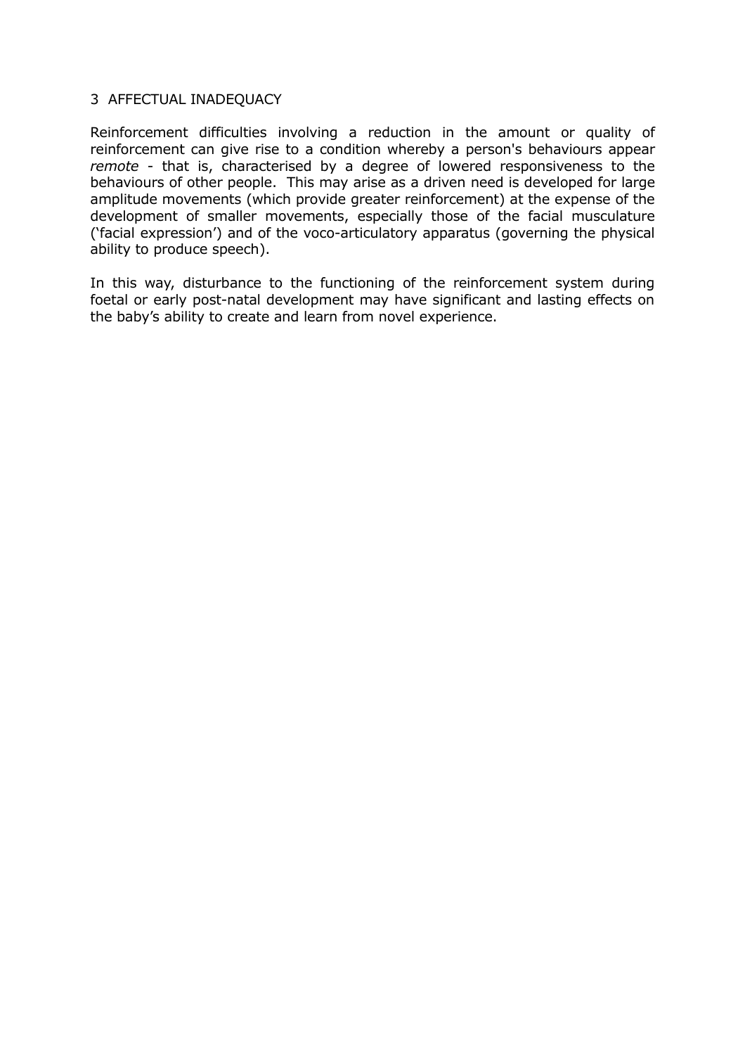## 3 AFFECTUAL INADEQUACY

Reinforcement difficulties involving a reduction in the amount or quality of reinforcement can give rise to a condition whereby a person's behaviours appear *remote* - that is, characterised by a degree of lowered responsiveness to the behaviours of other people. This may arise as a driven need is developed for large amplitude movements (which provide greater reinforcement) at the expense of the development of smaller movements, especially those of the facial musculature ('facial expression') and of the voco-articulatory apparatus (governing the physical ability to produce speech).

In this way, disturbance to the functioning of the reinforcement system during foetal or early post-natal development may have significant and lasting effects on the baby's ability to create and learn from novel experience.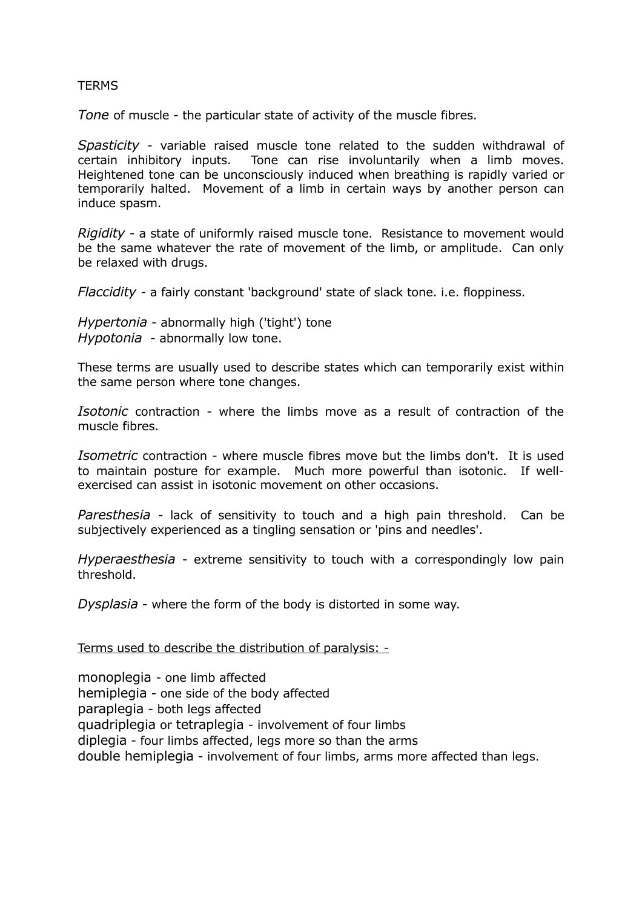TERMS

*Tone* of muscle - the particular state of activity of the muscle fibres.

*Spasticity* - variable raised muscle tone related to the sudden withdrawal of certain inhibitory inputs. Tone can rise involuntarily when a limb moves. Heightened tone can be unconsciously induced when breathing is rapidly varied or temporarily halted. Movement of a limb in certain ways by another person can induce spasm.

*Rigidity* - a state of uniformly raised muscle tone. Resistance to movement would be the same whatever the rate of movement of the limb, or amplitude. Can only be relaxed with drugs.

*Flaccidity* - a fairly constant 'background' state of slack tone. i.e. floppiness.

*Hypertonia* - abnormally high ('tight') tone
*Hypotonia* - abnormally low tone.

These terms are usually used to describe states which can temporarily exist within the same person where tone changes.

*Isotonic* contraction - where the limbs move as a result of contraction of the muscle fibres.

*Isometric* contraction - where muscle fibres move but the limbs don't. It is used to maintain posture for example. Much more powerful than isotonic. If well-exercised can assist in isotonic movement on other occasions.

*Paresthesia* - lack of sensitivity to touch and a high pain threshold. Can be subjectively experienced as a tingling sensation or 'pins and needles'.

*Hyperaesthesia* - extreme sensitivity to touch with a correspondingly low pain threshold.

*Dysplasia* - where the form of the body is distorted in some way.

<u>Terms used to describe the distribution of paralysis: -</u>

monoplegia - one limb affected
hemiplegia - one side of the body affected
paraplegia - both legs affected
quadriplegia or tetraplegia - involvement of four limbs
diplegia - four limbs affected, legs more so than the arms
double hemiplegia - involvement of four limbs, arms more affected than legs.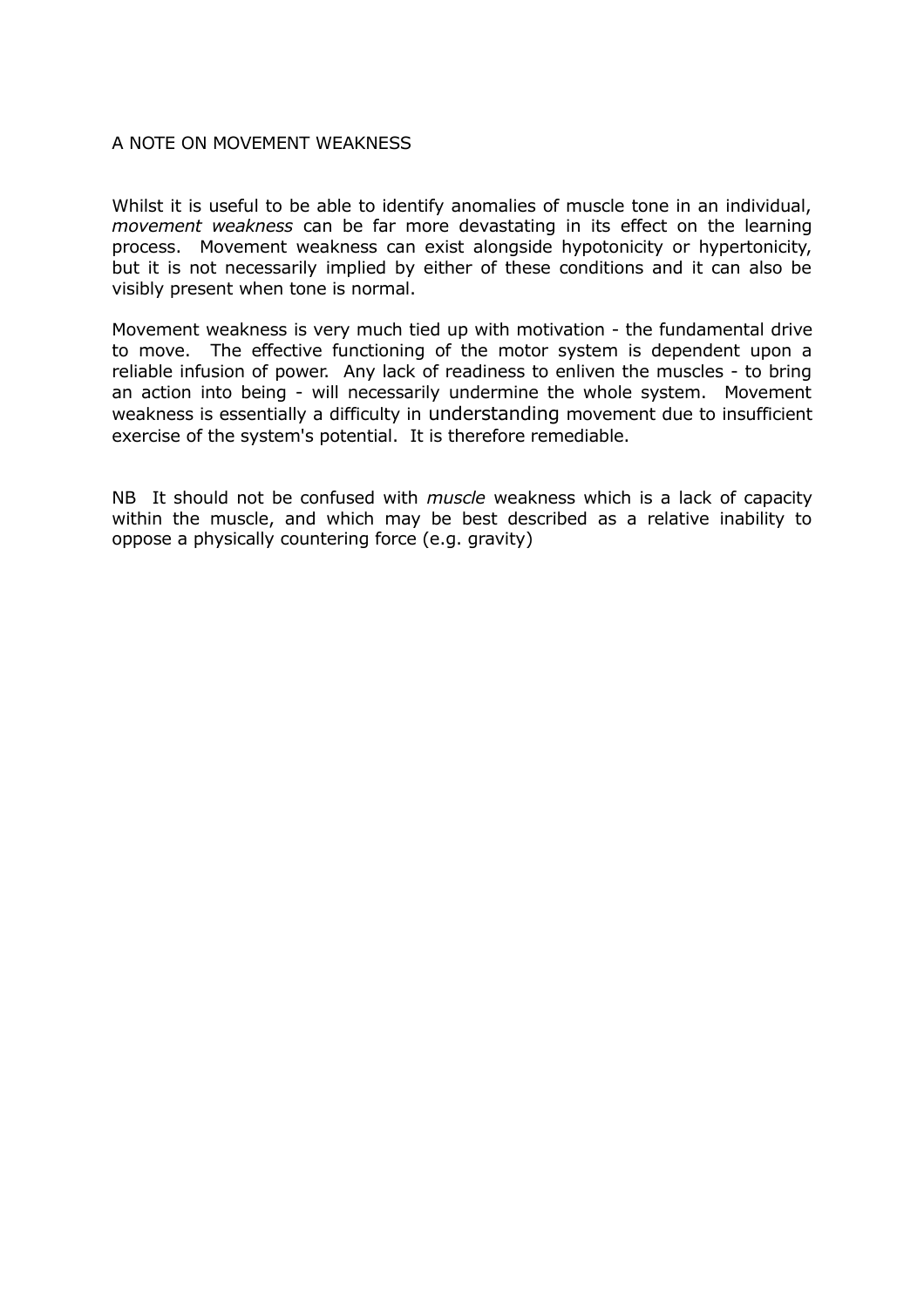# A NOTE ON MOVEMENT WEAKNESS

Whilst it is useful to be able to identify anomalies of muscle tone in an individual, *movement weakness* can be far more devastating in its effect on the learning process. Movement weakness can exist alongside hypotonicity or hypertonicity, but it is not necessarily implied by either of these conditions and it can also be visibly present when tone is normal.

Movement weakness is very much tied up with motivation - the fundamental drive to move. The effective functioning of the motor system is dependent upon a reliable infusion of power. Any lack of readiness to enliven the muscles - to bring an action into being - will necessarily undermine the whole system. Movement weakness is essentially a difficulty in understanding movement due to insufficient exercise of the system's potential. It is therefore remediable.

NB It should not be confused with *muscle* weakness which is a lack of capacity within the muscle, and which may be best described as a relative inability to oppose a physically countering force (e.g. gravity)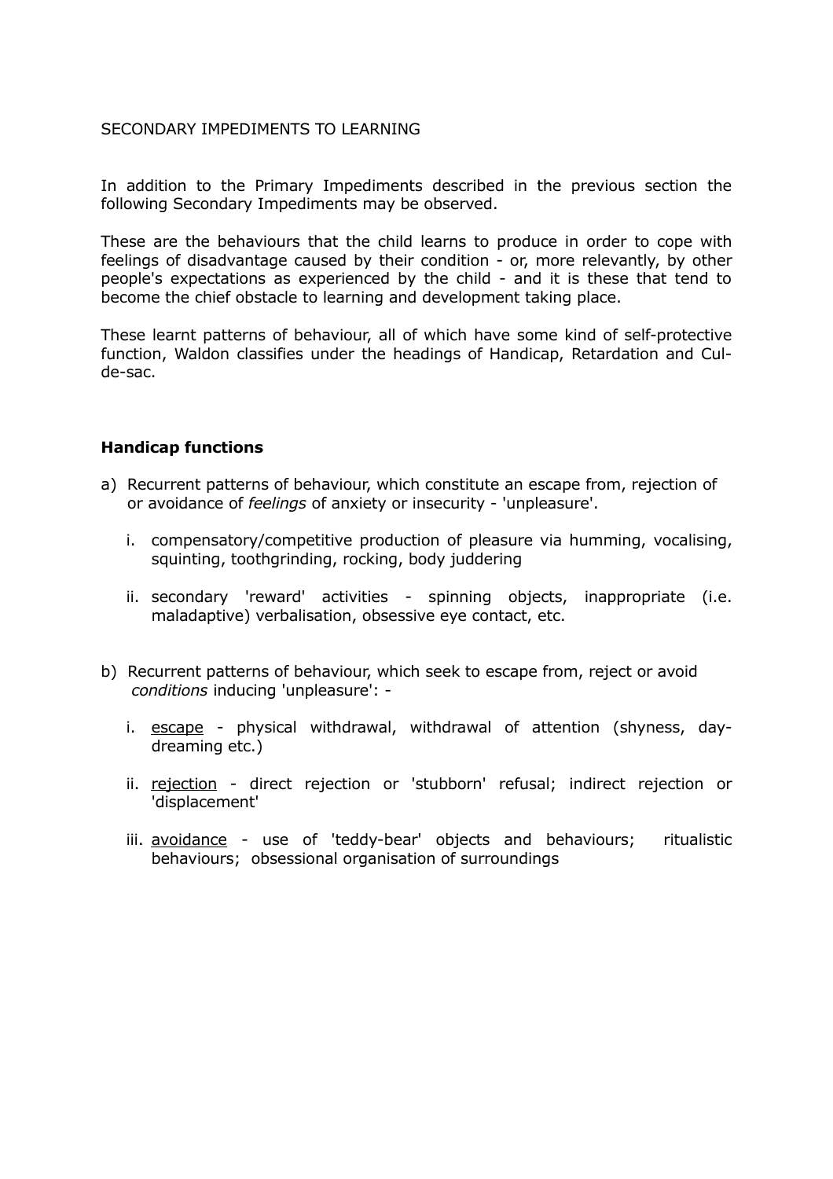SECONDARY IMPEDIMENTS TO LEARNING

In addition to the Primary Impediments described in the previous section the following Secondary Impediments may be observed.

These are the behaviours that the child learns to produce in order to cope with feelings of disadvantage caused by their condition - or, more relevantly, by other people's expectations as experienced by the child - and it is these that tend to become the chief obstacle to learning and development taking place.

These learnt patterns of behaviour, all of which have some kind of self-protective function, Waldon classifies under the headings of Handicap, Retardation and Cul-de-sac.

**Handicap functions**

a) Recurrent patterns of behaviour, which constitute an escape from, rejection of or avoidance of *feelings* of anxiety or insecurity - 'unpleasure'.

   i. compensatory/competitive production of pleasure via humming, vocalising, squinting, toothgrinding, rocking, body juddering

   ii. secondary 'reward' activities - spinning objects, inappropriate (i.e. maladaptive) verbalisation, obsessive eye contact, etc.

b) Recurrent patterns of behaviour, which seek to escape from, reject or avoid *conditions* inducing 'unpleasure': -

   i. <u>escape</u> - physical withdrawal, withdrawal of attention (shyness, day-dreaming etc.)

   ii. <u>rejection</u> - direct rejection or 'stubborn' refusal; indirect rejection or 'displacement'

   iii. <u>avoidance</u> - use of 'teddy-bear' objects and behaviours; ritualistic behaviours; obsessional organisation of surroundings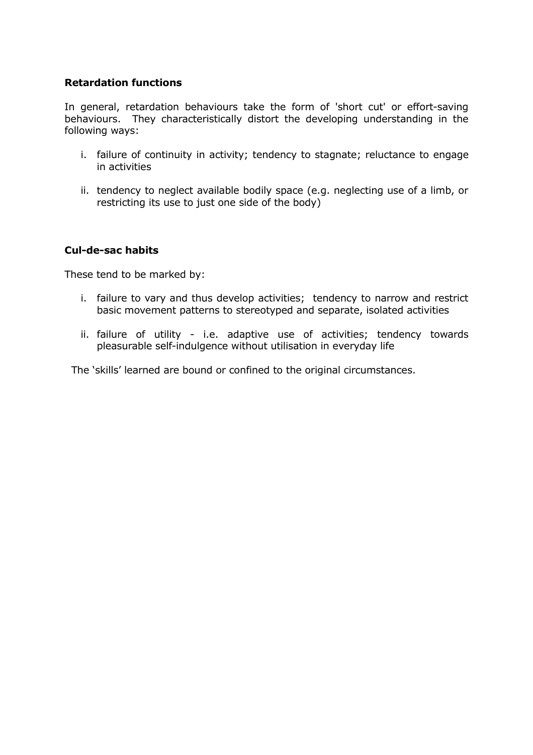**Retardation functions**

In general, retardation behaviours take the form of 'short cut' or effort-saving behaviours. They characteristically distort the developing understanding in the following ways:

i. failure of continuity in activity; tendency to stagnate; reluctance to engage in activities

ii. tendency to neglect available bodily space (e.g. neglecting use of a limb, or restricting its use to just one side of the body)

**Cul-de-sac habits**

These tend to be marked by:

i. failure to vary and thus develop activities; tendency to narrow and restrict basic movement patterns to stereotyped and separate, isolated activities

ii. failure of utility - i.e. adaptive use of activities; tendency towards pleasurable self-indulgence without utilisation in everyday life

The 'skills' learned are bound or confined to the original circumstances.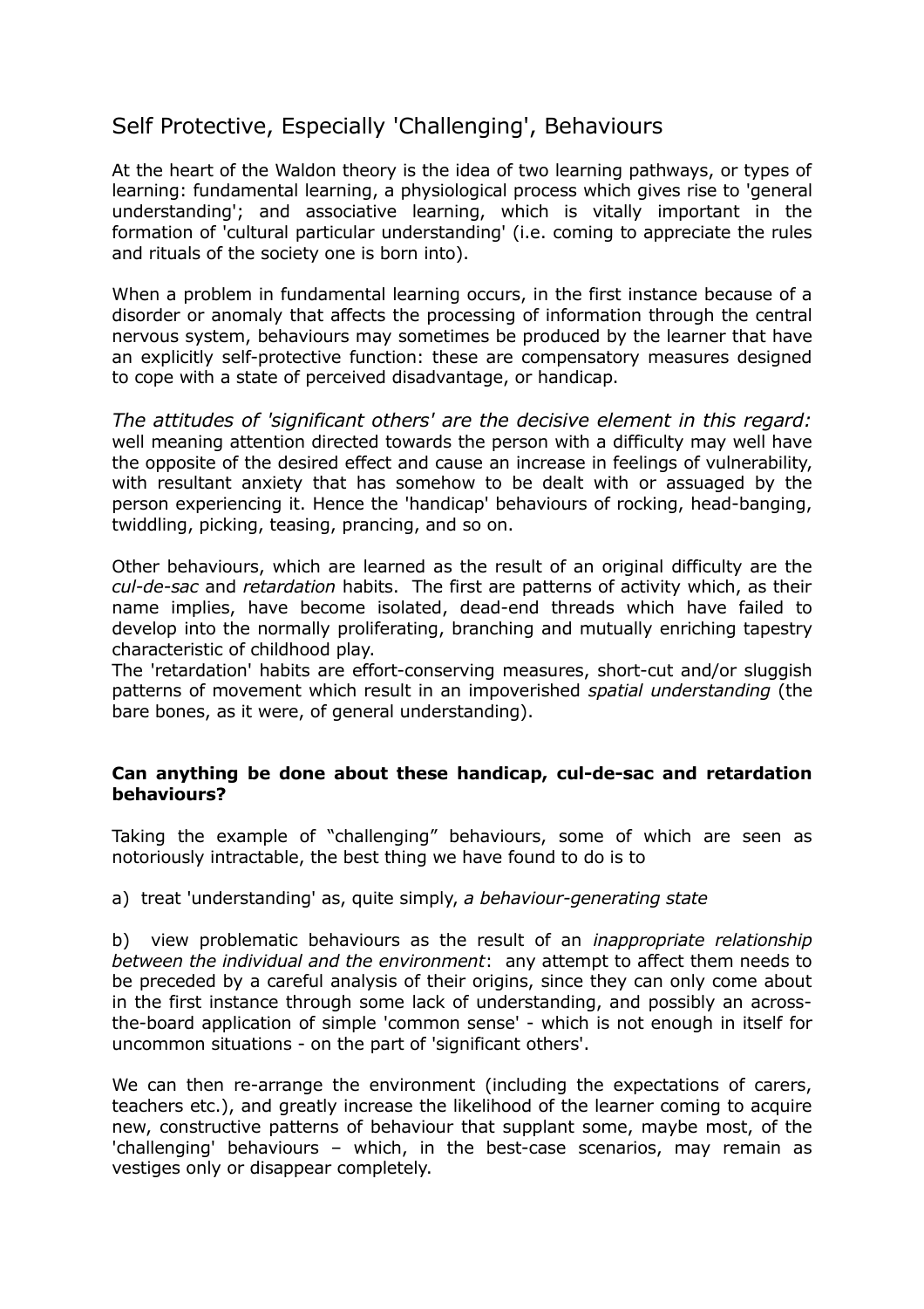## Self Protective, Especially 'Challenging', Behaviours

At the heart of the Waldon theory is the idea of two learning pathways, or types of learning: fundamental learning, a physiological process which gives rise to 'general understanding'; and associative learning, which is vitally important in the formation of 'cultural particular understanding' (i.e. coming to appreciate the rules and rituals of the society one is born into).

When a problem in fundamental learning occurs, in the first instance because of a disorder or anomaly that affects the processing of information through the central nervous system, behaviours may sometimes be produced by the learner that have an explicitly self-protective function: these are compensatory measures designed to cope with a state of perceived disadvantage, or handicap.

*The attitudes of 'significant others' are the decisive element in this regard:* well meaning attention directed towards the person with a difficulty may well have the opposite of the desired effect and cause an increase in feelings of vulnerability, with resultant anxiety that has somehow to be dealt with or assuaged by the person experiencing it. Hence the 'handicap' behaviours of rocking, head-banging, twiddling, picking, teasing, prancing, and so on.

Other behaviours, which are learned as the result of an original difficulty are the *cul-de-sac* and *retardation* habits. The first are patterns of activity which, as their name implies, have become isolated, dead-end threads which have failed to develop into the normally proliferating, branching and mutually enriching tapestry characteristic of childhood play.
The 'retardation' habits are effort-conserving measures, short-cut and/or sluggish patterns of movement which result in an impoverished *spatial understanding* (the bare bones, as it were, of general understanding).

**Can anything be done about these handicap, cul-de-sac and retardation behaviours?**

Taking the example of "challenging" behaviours, some of which are seen as notoriously intractable, the best thing we have found to do is to

a) treat 'understanding' as, quite simply, *a behaviour-generating state*

b) view problematic behaviours as the result of an *inappropriate relationship between the individual and the environment*: any attempt to affect them needs to be preceded by a careful analysis of their origins, since they can only come about in the first instance through some lack of understanding, and possibly an across-the-board application of simple 'common sense' - which is not enough in itself for uncommon situations - on the part of 'significant others'.

We can then re-arrange the environment (including the expectations of carers, teachers etc.), and greatly increase the likelihood of the learner coming to acquire new, constructive patterns of behaviour that supplant some, maybe most, of the 'challenging' behaviours – which, in the best-case scenarios, may remain as vestiges only or disappear completely.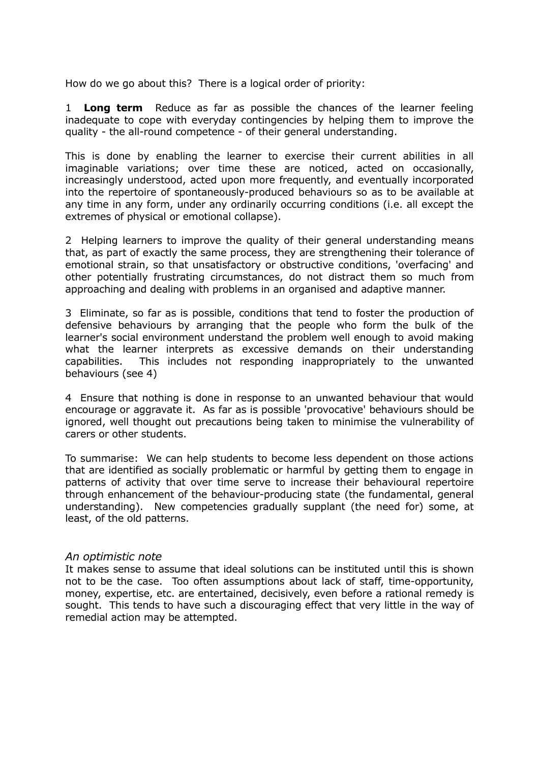How do we go about this? There is a logical order of priority:

1 **Long term** Reduce as far as possible the chances of the learner feeling inadequate to cope with everyday contingencies by helping them to improve the quality - the all-round competence - of their general understanding.

This is done by enabling the learner to exercise their current abilities in all imaginable variations; over time these are noticed, acted on occasionally, increasingly understood, acted upon more frequently, and eventually incorporated into the repertoire of spontaneously-produced behaviours so as to be available at any time in any form, under any ordinarily occurring conditions (i.e. all except the extremes of physical or emotional collapse).

2 Helping learners to improve the quality of their general understanding means that, as part of exactly the same process, they are strengthening their tolerance of emotional strain, so that unsatisfactory or obstructive conditions, 'overfacing' and other potentially frustrating circumstances, do not distract them so much from approaching and dealing with problems in an organised and adaptive manner.

3 Eliminate, so far as is possible, conditions that tend to foster the production of defensive behaviours by arranging that the people who form the bulk of the learner's social environment understand the problem well enough to avoid making what the learner interprets as excessive demands on their understanding capabilities. This includes not responding inappropriately to the unwanted behaviours (see 4)

4 Ensure that nothing is done in response to an unwanted behaviour that would encourage or aggravate it. As far as is possible 'provocative' behaviours should be ignored, well thought out precautions being taken to minimise the vulnerability of carers or other students.

To summarise: We can help students to become less dependent on those actions that are identified as socially problematic or harmful by getting them to engage in patterns of activity that over time serve to increase their behavioural repertoire through enhancement of the behaviour-producing state (the fundamental, general understanding). New competencies gradually supplant (the need for) some, at least, of the old patterns.

*An optimistic note*

It makes sense to assume that ideal solutions can be instituted until this is shown not to be the case. Too often assumptions about lack of staff, time-opportunity, money, expertise, etc. are entertained, decisively, even before a rational remedy is sought. This tends to have such a discouraging effect that very little in the way of remedial action may be attempted.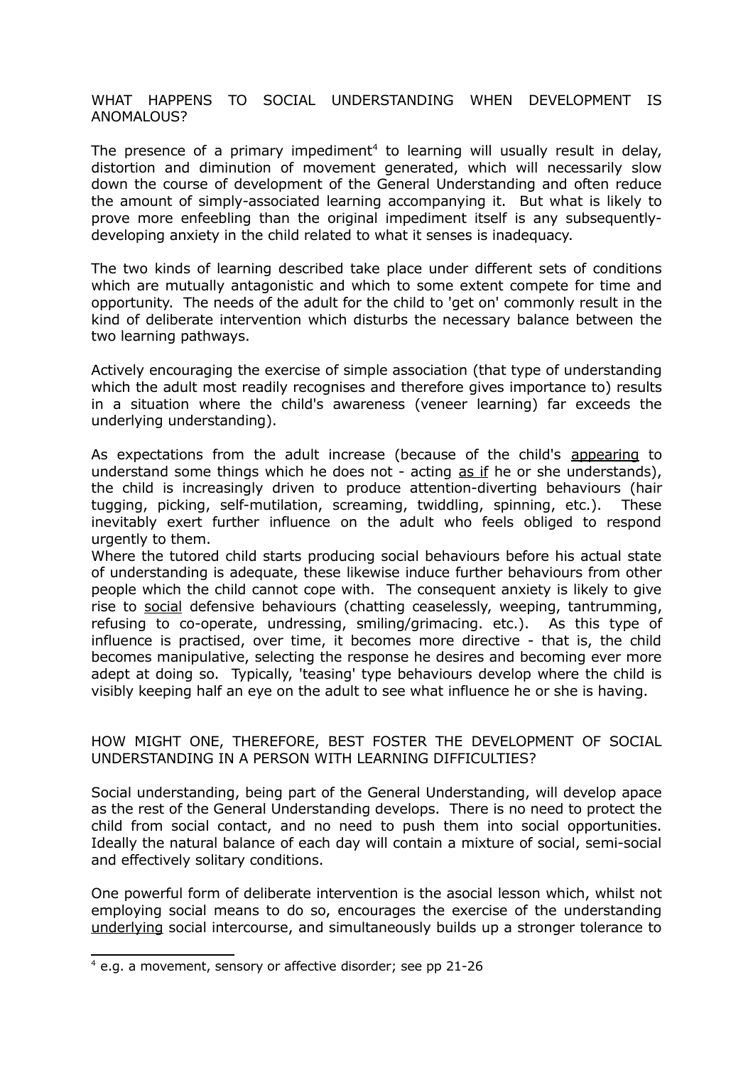## WHAT HAPPENS TO SOCIAL UNDERSTANDING WHEN DEVELOPMENT IS ANOMALOUS?

The presence of a primary impediment[4] to learning will usually result in delay, distortion and diminution of movement generated, which will necessarily slow down the course of development of the General Understanding and often reduce the amount of simply-associated learning accompanying it. But what is likely to prove more enfeebling than the original impediment itself is any subsequently-developing anxiety in the child related to what it senses is inadequacy.

The two kinds of learning described take place under different sets of conditions which are mutually antagonistic and which to some extent compete for time and opportunity. The needs of the adult for the child to 'get on' commonly result in the kind of deliberate intervention which disturbs the necessary balance between the two learning pathways.

Actively encouraging the exercise of simple association (that type of understanding which the adult most readily recognises and therefore gives importance to) results in a situation where the child's awareness (veneer learning) far exceeds the underlying understanding).

As expectations from the adult increase (because of the child's <u>appearing</u> to understand some things which he does not - acting <u>as if</u> he or she understands), the child is increasingly driven to produce attention-diverting behaviours (hair tugging, picking, self-mutilation, screaming, twiddling, spinning, etc.). These inevitably exert further influence on the adult who feels obliged to respond urgently to them.

Where the tutored child starts producing social behaviours before his actual state of understanding is adequate, these likewise induce further behaviours from other people which the child cannot cope with. The consequent anxiety is likely to give rise to <u>social</u> defensive behaviours (chatting ceaselessly, weeping, tantrumming, refusing to co-operate, undressing, smiling/grimacing. etc.). As this type of influence is practised, over time, it becomes more directive - that is, the child becomes manipulative, selecting the response he desires and becoming ever more adept at doing so. Typically, 'teasing' type behaviours develop where the child is visibly keeping half an eye on the adult to see what influence he or she is having.

## HOW MIGHT ONE, THEREFORE, BEST FOSTER THE DEVELOPMENT OF SOCIAL UNDERSTANDING IN A PERSON WITH LEARNING DIFFICULTIES?

Social understanding, being part of the General Understanding, will develop apace as the rest of the General Understanding develops. There is no need to protect the child from social contact, and no need to push them into social opportunities. Ideally the natural balance of each day will contain a mixture of social, semi-social and effectively solitary conditions.

One powerful form of deliberate intervention is the asocial lesson which, whilst not employing social means to do so, encourages the exercise of the understanding <u>underlying</u> social intercourse, and simultaneously builds up a stronger tolerance to

---

[4] e.g. a movement, sensory or affective disorder; see pp 21-26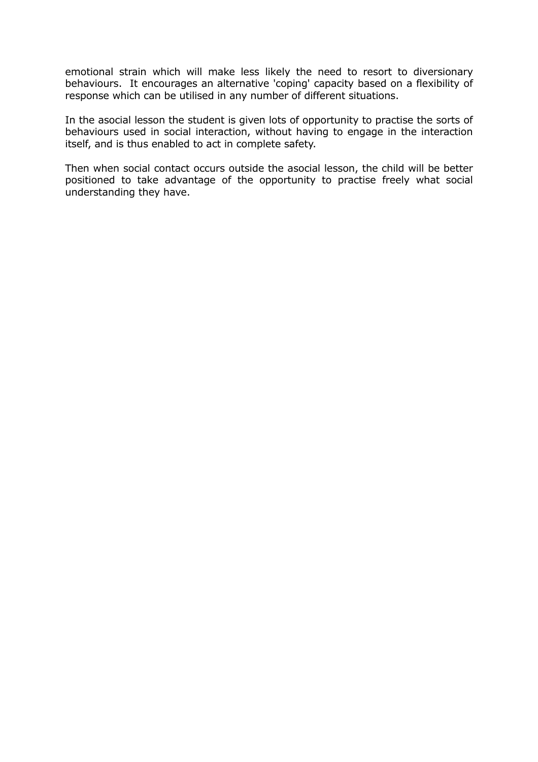emotional strain which will make less likely the need to resort to diversionary behaviours. It encourages an alternative 'coping' capacity based on a flexibility of response which can be utilised in any number of different situations.

In the asocial lesson the student is given lots of opportunity to practise the sorts of behaviours used in social interaction, without having to engage in the interaction itself, and is thus enabled to act in complete safety.

Then when social contact occurs outside the asocial lesson, the child will be better positioned to take advantage of the opportunity to practise freely what social understanding they have.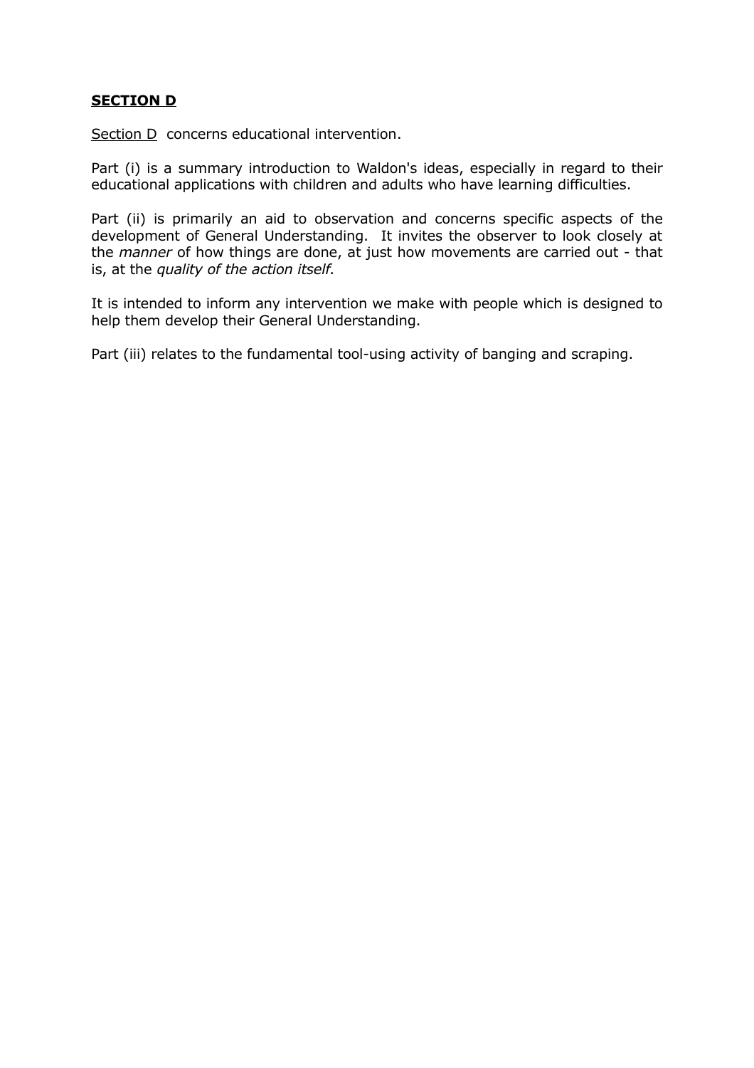## **SECTION D**

Section D concerns educational intervention.

Part (i) is a summary introduction to Waldon's ideas, especially in regard to their educational applications with children and adults who have learning difficulties.

Part (ii) is primarily an aid to observation and concerns specific aspects of the development of General Understanding. It invites the observer to look closely at the *manner* of how things are done, at just how movements are carried out - that is, at the *quality of the action itself.*

It is intended to inform any intervention we make with people which is designed to help them develop their General Understanding.

Part (iii) relates to the fundamental tool-using activity of banging and scraping.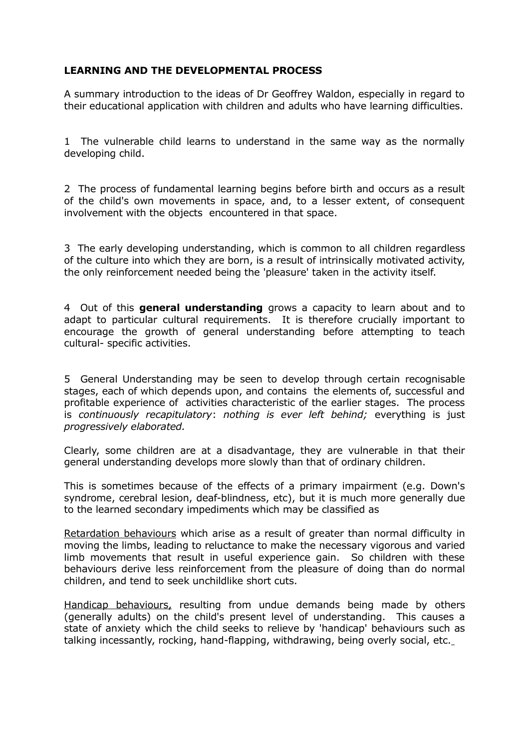**LEARNING AND THE DEVELOPMENTAL PROCESS**

A summary introduction to the ideas of Dr Geoffrey Waldon, especially in regard to their educational application with children and adults who have learning difficulties.

1 The vulnerable child learns to understand in the same way as the normally developing child.

2 The process of fundamental learning begins before birth and occurs as a result of the child's own movements in space, and, to a lesser extent, of consequent involvement with the objects encountered in that space.

3 The early developing understanding, which is common to all children regardless of the culture into which they are born, is a result of intrinsically motivated activity, the only reinforcement needed being the 'pleasure' taken in the activity itself.

4 Out of this **general understanding** grows a capacity to learn about and to adapt to particular cultural requirements. It is therefore crucially important to encourage the growth of general understanding before attempting to teach cultural- specific activities.

5 General Understanding may be seen to develop through certain recognisable stages, each of which depends upon, and contains the elements of, successful and profitable experience of activities characteristic of the earlier stages. The process is *continuously recapitulatory*: *nothing is ever left behind;* everything is just *progressively elaborated.*

Clearly, some children are at a disadvantage, they are vulnerable in that their general understanding develops more slowly than that of ordinary children.

This is sometimes because of the effects of a primary impairment (e.g. Down's syndrome, cerebral lesion, deaf-blindness, etc), but it is much more generally due to the learned secondary impediments which may be classified as

<u>Retardation behaviours</u> which arise as a result of greater than normal difficulty in moving the limbs, leading to reluctance to make the necessary vigorous and varied limb movements that result in useful experience gain. So children with these behaviours derive less reinforcement from the pleasure of doing than do normal children, and tend to seek unchildlike short cuts.

<u>Handicap behaviours,</u> resulting from undue demands being made by others (generally adults) on the child's present level of understanding. This causes a state of anxiety which the child seeks to relieve by 'handicap' behaviours such as talking incessantly, rocking, hand-flapping, withdrawing, being overly social, etc.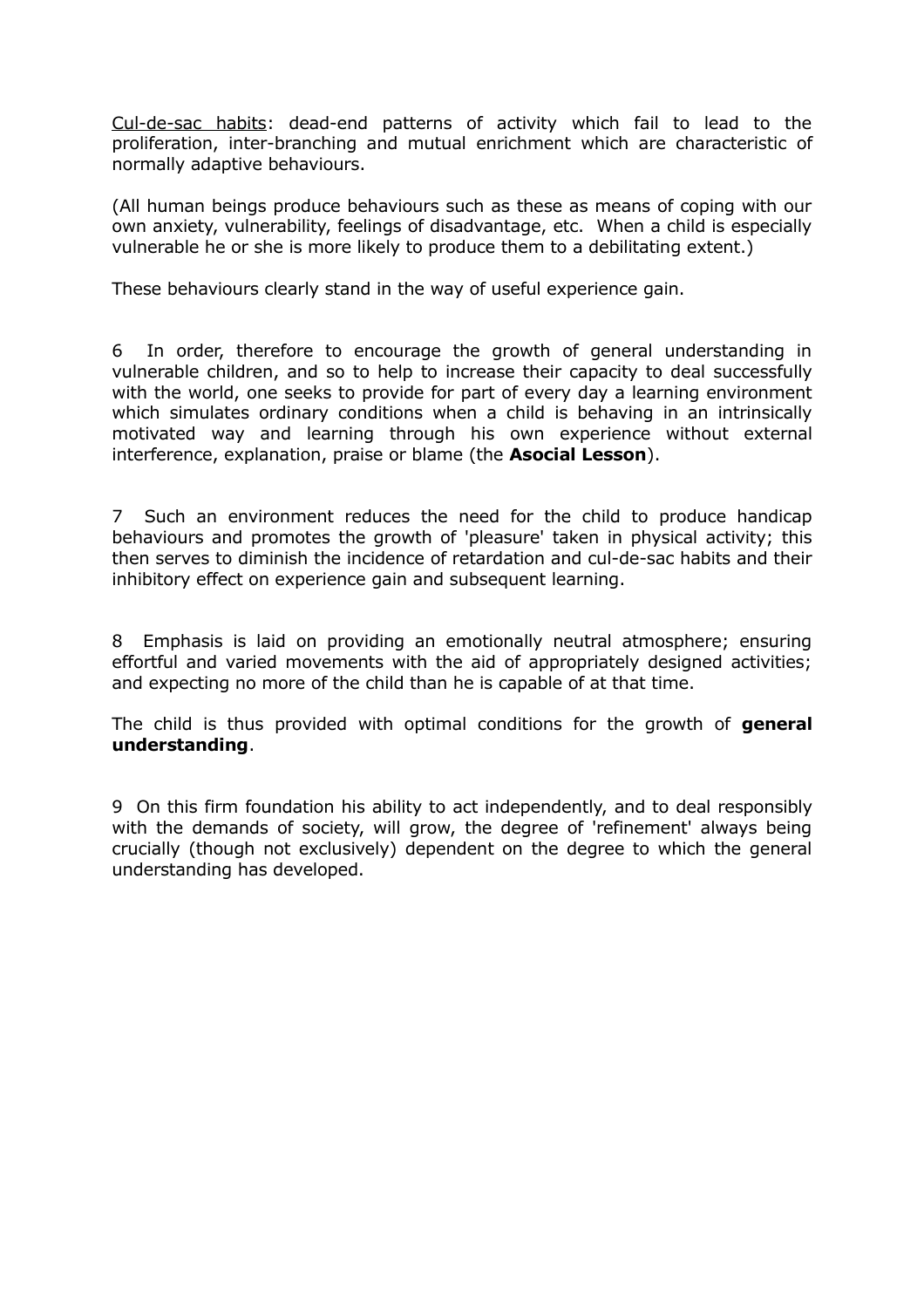<u>Cul-de-sac habits</u>: dead-end patterns of activity which fail to lead to the proliferation, inter-branching and mutual enrichment which are characteristic of normally adaptive behaviours.

(All human beings produce behaviours such as these as means of coping with our own anxiety, vulnerability, feelings of disadvantage, etc.  When a child is especially vulnerable he or she is more likely to produce them to a debilitating extent.)

These behaviours clearly stand in the way of useful experience gain.

6  In order, therefore to encourage the growth of general understanding in vulnerable children, and so to help to increase their capacity to deal successfully with the world, one seeks to provide for part of every day a learning environment which simulates ordinary conditions when a child is behaving in an intrinsically motivated way and learning through his own experience without external interference, explanation, praise or blame (the **Asocial Lesson**).

7  Such an environment reduces the need for the child to produce handicap behaviours and promotes the growth of 'pleasure' taken in physical activity; this then serves to diminish the incidence of retardation and cul-de-sac habits and their inhibitory effect on experience gain and subsequent learning.

8  Emphasis is laid on providing an emotionally neutral atmosphere; ensuring effortful and varied movements with the aid of appropriately designed activities; and expecting no more of the child than he is capable of at that time.

The child is thus provided with optimal conditions for the growth of **general understanding**.

9  On this firm foundation his ability to act independently, and to deal responsibly with the demands of society, will grow, the degree of 'refinement' always being crucially (though not exclusively) dependent on the degree to which the general understanding has developed.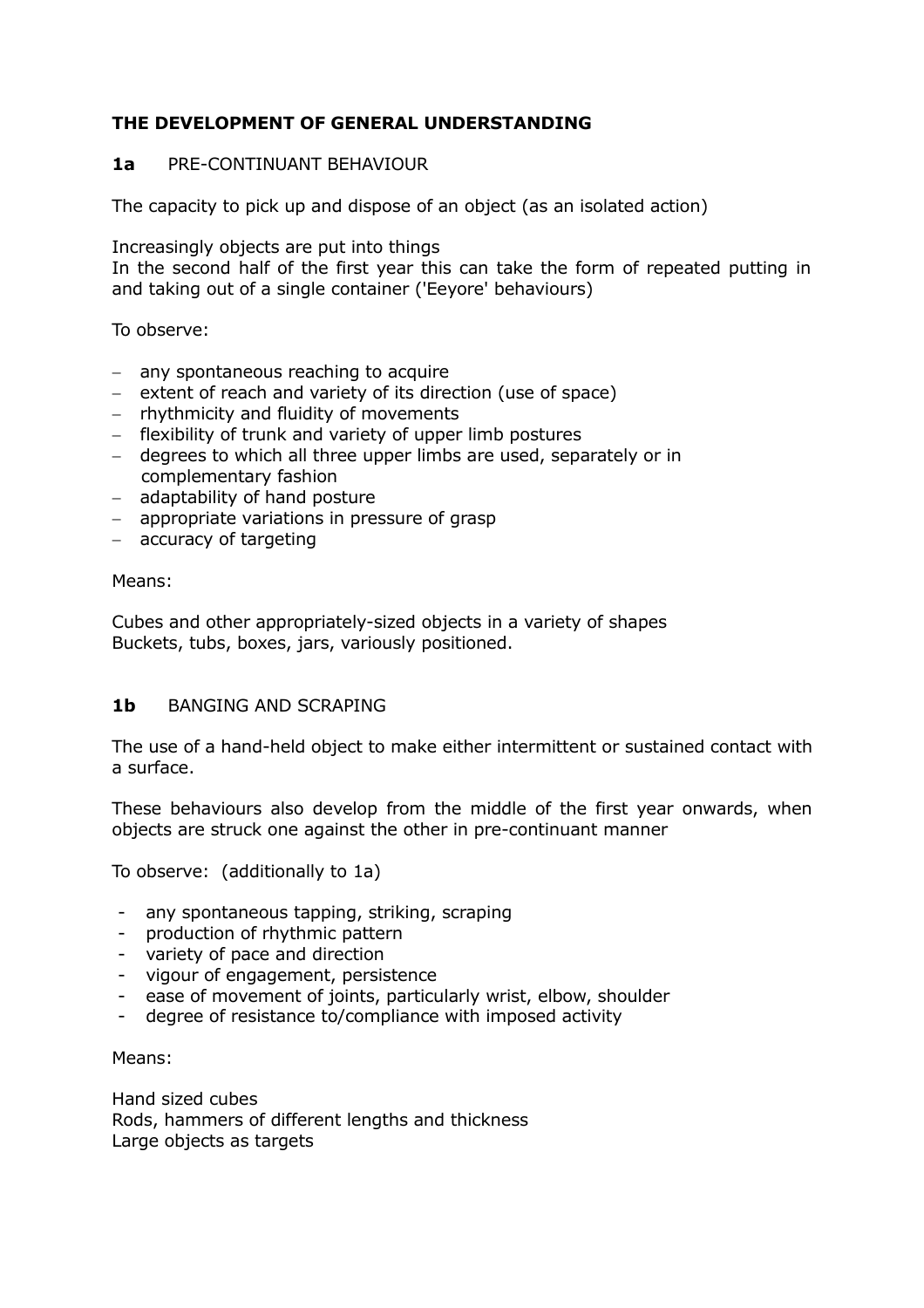## THE DEVELOPMENT OF GENERAL UNDERSTANDING

### **1a** PRE-CONTINUANT BEHAVIOUR

The capacity to pick up and dispose of an object (as an isolated action)

Increasingly objects are put into things
In the second half of the first year this can take the form of repeated putting in and taking out of a single container ('Eeyore' behaviours)

To observe:

- any spontaneous reaching to acquire
- extent of reach and variety of its direction (use of space)
- rhythmicity and fluidity of movements
- flexibility of trunk and variety of upper limb postures
- degrees to which all three upper limbs are used, separately or in complementary fashion
- adaptability of hand posture
- appropriate variations in pressure of grasp
- accuracy of targeting

Means:

Cubes and other appropriately-sized objects in a variety of shapes
Buckets, tubs, boxes, jars, variously positioned.

### **1b** BANGING AND SCRAPING

The use of a hand-held object to make either intermittent or sustained contact with a surface.

These behaviours also develop from the middle of the first year onwards, when objects are struck one against the other in pre-continuant manner

To observe: (additionally to 1a)

- any spontaneous tapping, striking, scraping
- production of rhythmic pattern
- variety of pace and direction
- vigour of engagement, persistence
- ease of movement of joints, particularly wrist, elbow, shoulder
- degree of resistance to/compliance with imposed activity

Means:

Hand sized cubes
Rods, hammers of different lengths and thickness
Large objects as targets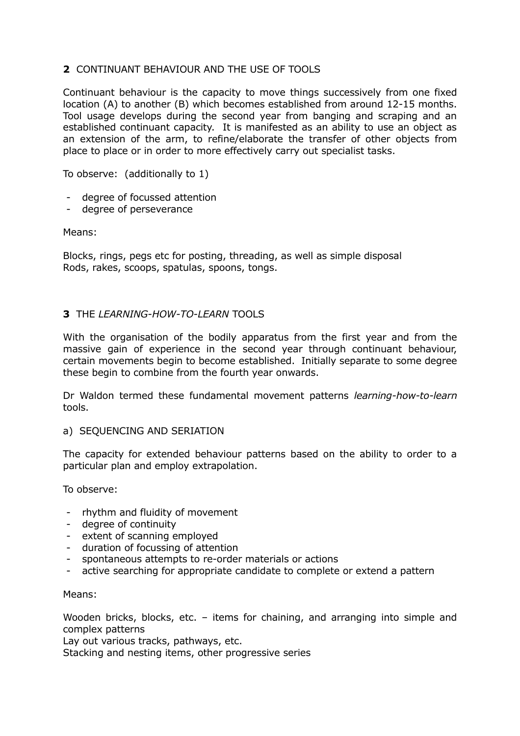## **2** CONTINUANT BEHAVIOUR AND THE USE OF TOOLS

Continuant behaviour is the capacity to move things successively from one fixed location (A) to another (B) which becomes established from around 12-15 months. Tool usage develops during the second year from banging and scraping and an established continuant capacity. It is manifested as an ability to use an object as an extension of the arm, to refine/elaborate the transfer of other objects from place to place or in order to more effectively carry out specialist tasks.

To observe: (additionally to 1)

- degree of focussed attention
- degree of perseverance

Means:

Blocks, rings, pegs etc for posting, threading, as well as simple disposal
Rods, rakes, scoops, spatulas, spoons, tongs.

## **3** THE *LEARNING-HOW-TO-LEARN* TOOLS

With the organisation of the bodily apparatus from the first year and from the massive gain of experience in the second year through continuant behaviour, certain movements begin to become established. Initially separate to some degree these begin to combine from the fourth year onwards.

Dr Waldon termed these fundamental movement patterns *learning-how-to-learn* tools.

### a) SEQUENCING AND SERIATION

The capacity for extended behaviour patterns based on the ability to order to a particular plan and employ extrapolation.

To observe:

- rhythm and fluidity of movement
- degree of continuity
- extent of scanning employed
- duration of focussing of attention
- spontaneous attempts to re-order materials or actions
- active searching for appropriate candidate to complete or extend a pattern

Means:

Wooden bricks, blocks, etc. – items for chaining, and arranging into simple and complex patterns
Lay out various tracks, pathways, etc.
Stacking and nesting items, other progressive series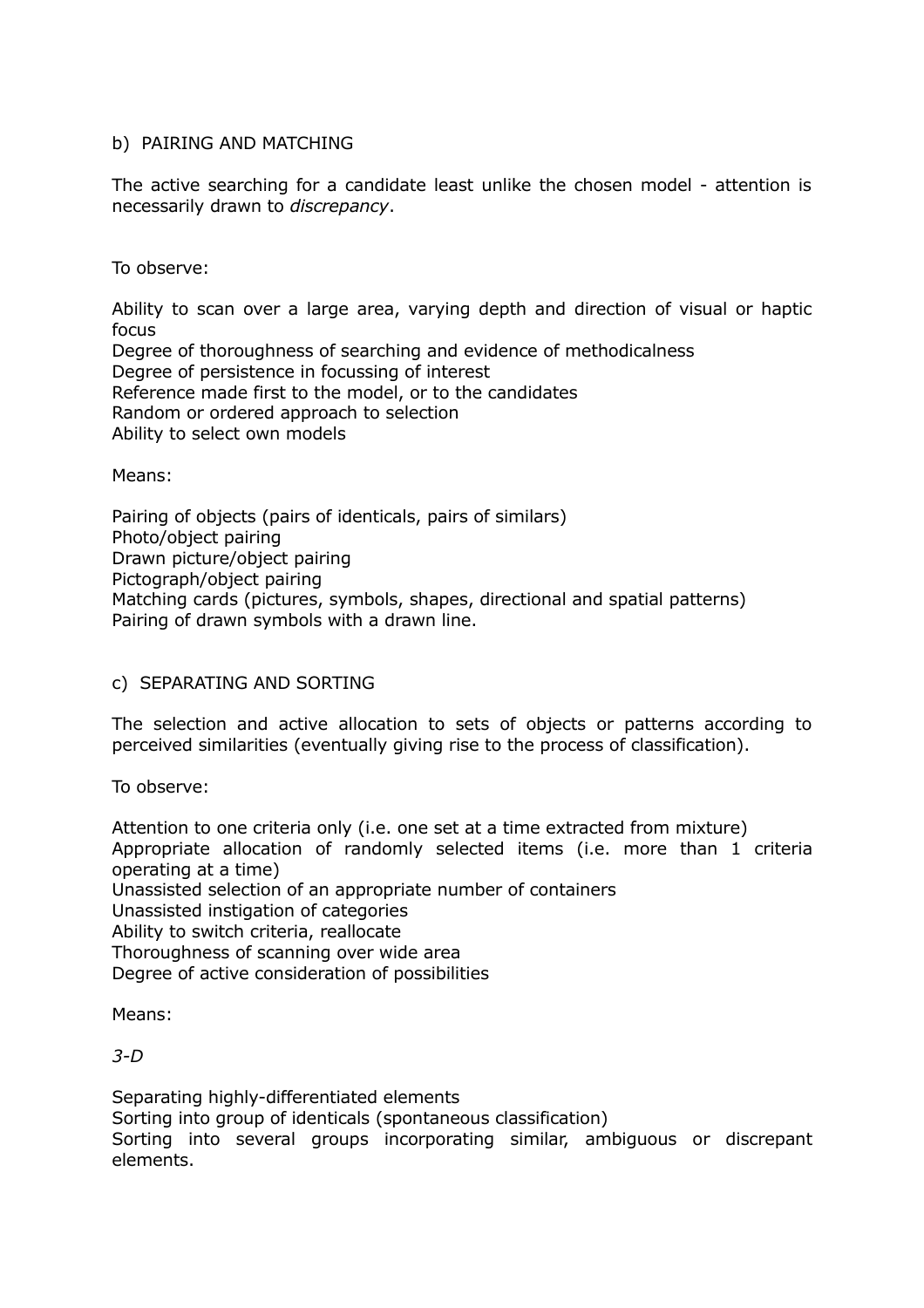b) PAIRING AND MATCHING

The active searching for a candidate least unlike the chosen model - attention is necessarily drawn to *discrepancy*.

To observe:

Ability to scan over a large area, varying depth and direction of visual or haptic focus
Degree of thoroughness of searching and evidence of methodicalness
Degree of persistence in focussing of interest
Reference made first to the model, or to the candidates
Random or ordered approach to selection
Ability to select own models

Means:

Pairing of objects (pairs of identicals, pairs of similars)
Photo/object pairing
Drawn picture/object pairing
Pictograph/object pairing
Matching cards (pictures, symbols, shapes, directional and spatial patterns)
Pairing of drawn symbols with a drawn line.

c) SEPARATING AND SORTING

The selection and active allocation to sets of objects or patterns according to perceived similarities (eventually giving rise to the process of classification).

To observe:

Attention to one criteria only (i.e. one set at a time extracted from mixture)
Appropriate allocation of randomly selected items (i.e. more than 1 criteria operating at a time)
Unassisted selection of an appropriate number of containers
Unassisted instigation of categories
Ability to switch criteria, reallocate
Thoroughness of scanning over wide area
Degree of active consideration of possibilities

Means:

*3-D*

Separating highly-differentiated elements
Sorting into group of identicals (spontaneous classification)
Sorting into several groups incorporating similar, ambiguous or discrepant elements.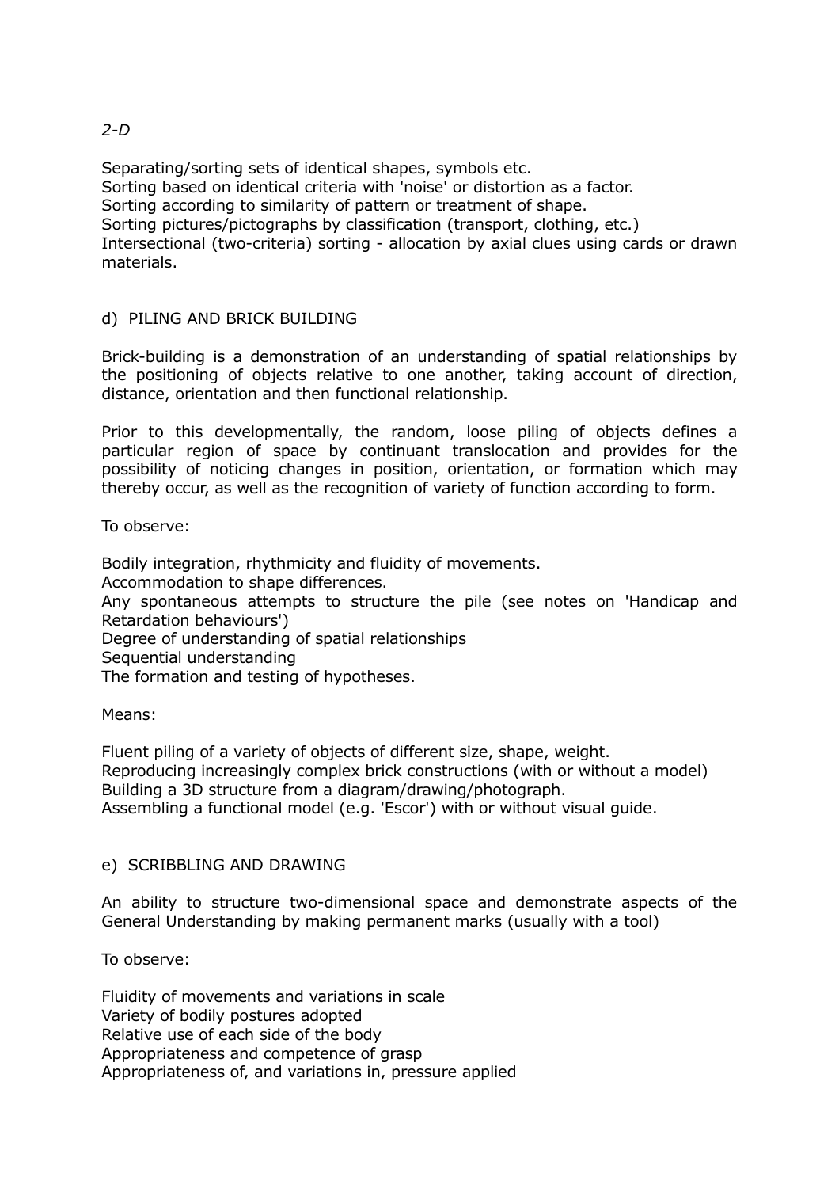*2-D*

Separating/sorting sets of identical shapes, symbols etc.
Sorting based on identical criteria with 'noise' or distortion as a factor.
Sorting according to similarity of pattern or treatment of shape.
Sorting pictures/pictographs by classification (transport, clothing, etc.)
Intersectional (two-criteria) sorting - allocation by axial clues using cards or drawn materials.

d) PILING AND BRICK BUILDING

Brick-building is a demonstration of an understanding of spatial relationships by the positioning of objects relative to one another, taking account of direction, distance, orientation and then functional relationship.

Prior to this developmentally, the random, loose piling of objects defines a particular region of space by continuant translocation and provides for the possibility of noticing changes in position, orientation, or formation which may thereby occur, as well as the recognition of variety of function according to form.

To observe:

Bodily integration, rhythmicity and fluidity of movements.
Accommodation to shape differences.
Any spontaneous attempts to structure the pile (see notes on 'Handicap and Retardation behaviours')
Degree of understanding of spatial relationships
Sequential understanding
The formation and testing of hypotheses.

Means:

Fluent piling of a variety of objects of different size, shape, weight.
Reproducing increasingly complex brick constructions (with or without a model)
Building a 3D structure from a diagram/drawing/photograph.
Assembling a functional model (e.g. 'Escor') with or without visual guide.

e) SCRIBBLING AND DRAWING

An ability to structure two-dimensional space and demonstrate aspects of the General Understanding by making permanent marks (usually with a tool)

To observe:

Fluidity of movements and variations in scale
Variety of bodily postures adopted
Relative use of each side of the body
Appropriateness and competence of grasp
Appropriateness of, and variations in, pressure applied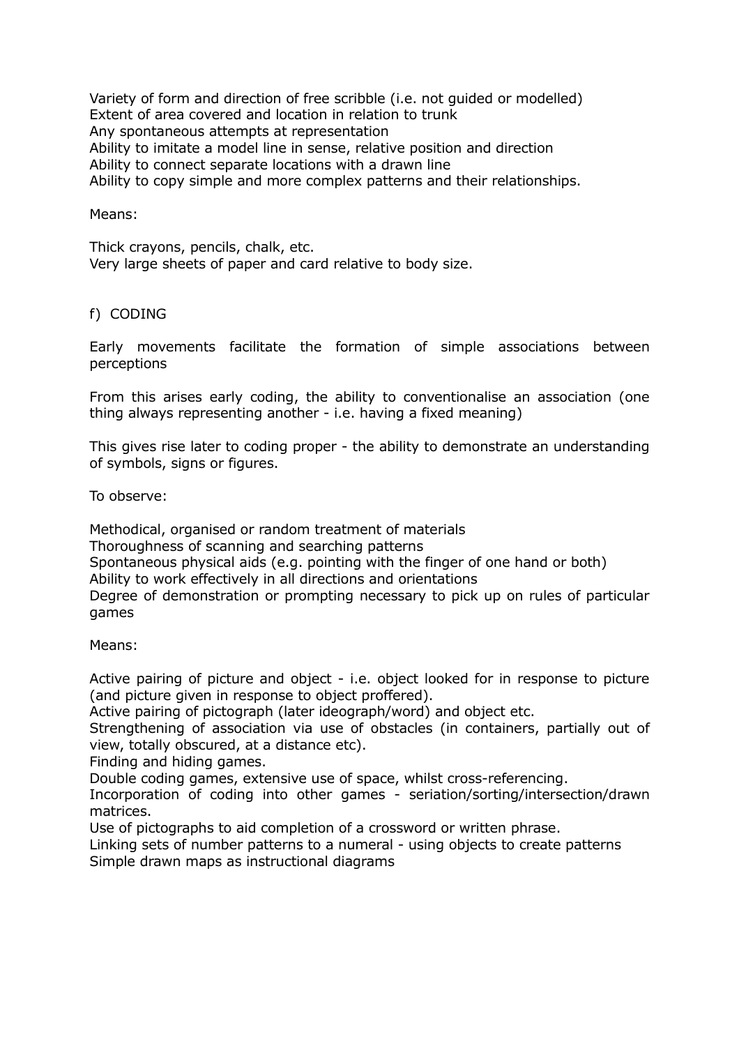Variety of form and direction of free scribble (i.e. not guided or modelled)
Extent of area covered and location in relation to trunk
Any spontaneous attempts at representation
Ability to imitate a model line in sense, relative position and direction
Ability to connect separate locations with a drawn line
Ability to copy simple and more complex patterns and their relationships.

Means:

Thick crayons, pencils, chalk, etc.
Very large sheets of paper and card relative to body size.

## f) CODING

Early movements facilitate the formation of simple associations between perceptions

From this arises early coding, the ability to conventionalise an association (one thing always representing another - i.e. having a fixed meaning)

This gives rise later to coding proper - the ability to demonstrate an understanding of symbols, signs or figures.

To observe:

Methodical, organised or random treatment of materials
Thoroughness of scanning and searching patterns
Spontaneous physical aids (e.g. pointing with the finger of one hand or both)
Ability to work effectively in all directions and orientations
Degree of demonstration or prompting necessary to pick up on rules of particular games

Means:

Active pairing of picture and object - i.e. object looked for in response to picture (and picture given in response to object proffered).
Active pairing of pictograph (later ideograph/word) and object etc.
Strengthening of association via use of obstacles (in containers, partially out of view, totally obscured, at a distance etc).
Finding and hiding games.
Double coding games, extensive use of space, whilst cross-referencing.
Incorporation of coding into other games - seriation/sorting/intersection/drawn matrices.
Use of pictographs to aid completion of a crossword or written phrase.
Linking sets of number patterns to a numeral - using objects to create patterns
Simple drawn maps as instructional diagrams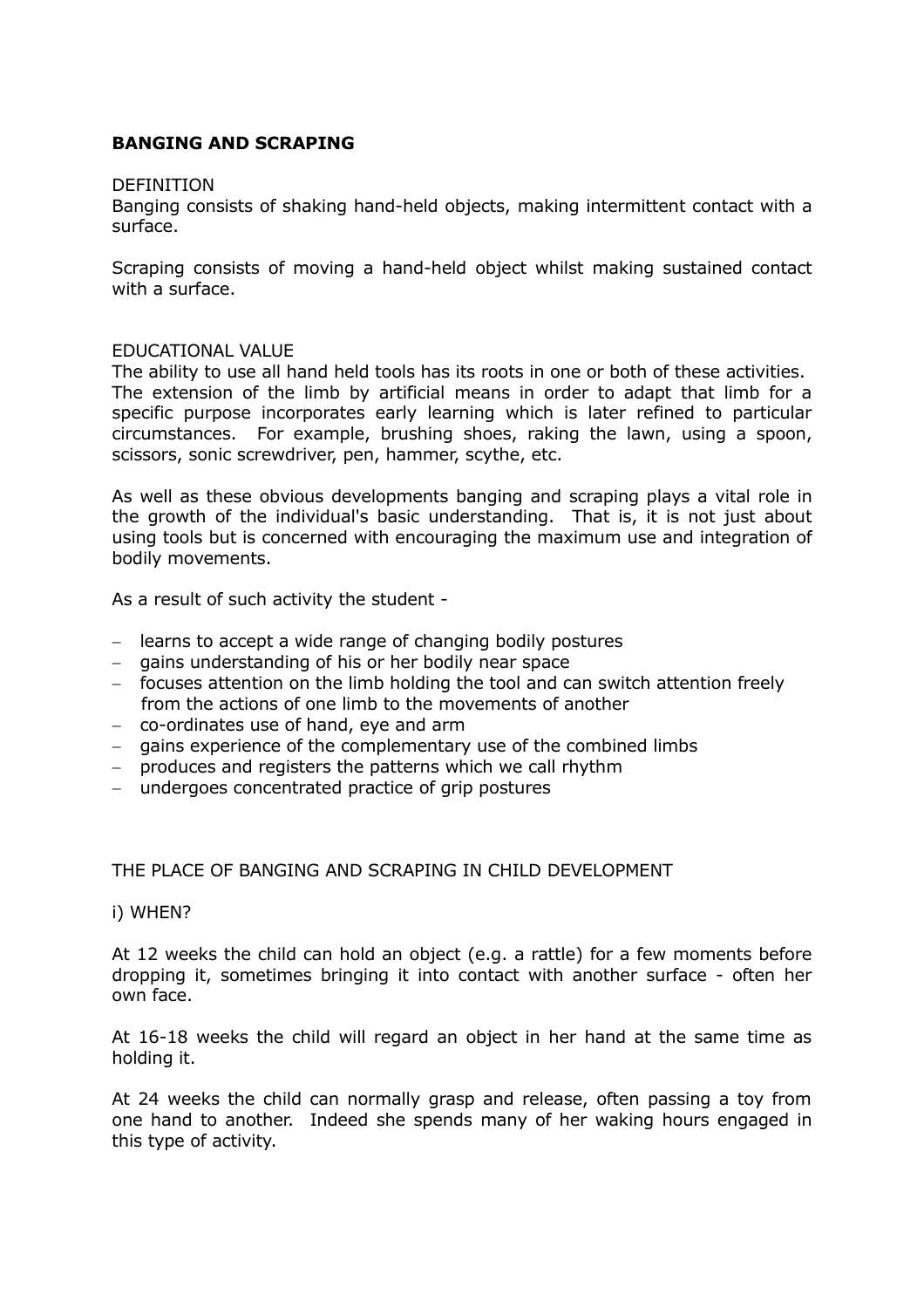## BANGING AND SCRAPING

DEFINITION

Banging consists of shaking hand-held objects, making intermittent contact with a surface.

Scraping consists of moving a hand-held object whilst making sustained contact with a surface.

EDUCATIONAL VALUE

The ability to use all hand held tools has its roots in one or both of these activities. The extension of the limb by artificial means in order to adapt that limb for a specific purpose incorporates early learning which is later refined to particular circumstances. For example, brushing shoes, raking the lawn, using a spoon, scissors, sonic screwdriver, pen, hammer, scythe, etc.

As well as these obvious developments banging and scraping plays a vital role in the growth of the individual's basic understanding. That is, it is not just about using tools but is concerned with encouraging the maximum use and integration of bodily movements.

As a result of such activity the student -

- learns to accept a wide range of changing bodily postures
- gains understanding of his or her bodily near space
- focuses attention on the limb holding the tool and can switch attention freely from the actions of one limb to the movements of another
- co-ordinates use of hand, eye and arm
- gains experience of the complementary use of the combined limbs
- produces and registers the patterns which we call rhythm
- undergoes concentrated practice of grip postures

THE PLACE OF BANGING AND SCRAPING IN CHILD DEVELOPMENT

i) WHEN?

At 12 weeks the child can hold an object (e.g. a rattle) for a few moments before dropping it, sometimes bringing it into contact with another surface - often her own face.

At 16-18 weeks the child will regard an object in her hand at the same time as holding it.

At 24 weeks the child can normally grasp and release, often passing a toy from one hand to another. Indeed she spends many of her waking hours engaged in this type of activity.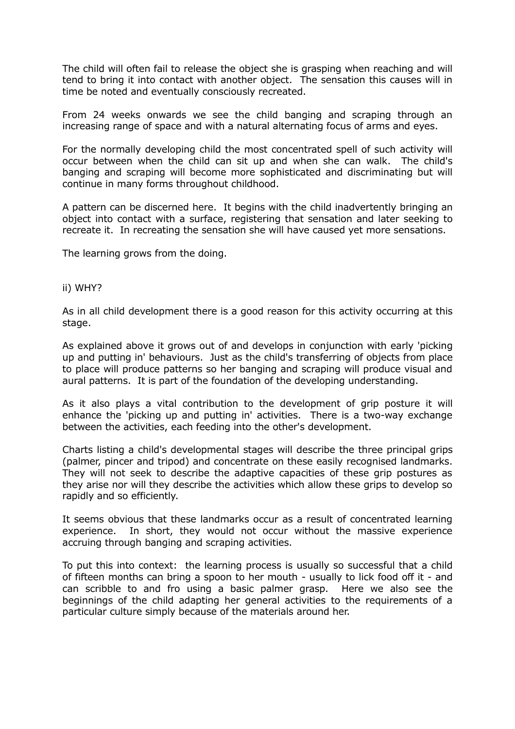The child will often fail to release the object she is grasping when reaching and will tend to bring it into contact with another object. The sensation this causes will in time be noted and eventually consciously recreated.

From 24 weeks onwards we see the child banging and scraping through an increasing range of space and with a natural alternating focus of arms and eyes.

For the normally developing child the most concentrated spell of such activity will occur between when the child can sit up and when she can walk. The child's banging and scraping will become more sophisticated and discriminating but will continue in many forms throughout childhood.

A pattern can be discerned here. It begins with the child inadvertently bringing an object into contact with a surface, registering that sensation and later seeking to recreate it. In recreating the sensation she will have caused yet more sensations.

The learning grows from the doing.

ii) WHY?

As in all child development there is a good reason for this activity occurring at this stage.

As explained above it grows out of and develops in conjunction with early 'picking up and putting in' behaviours. Just as the child's transferring of objects from place to place will produce patterns so her banging and scraping will produce visual and aural patterns. It is part of the foundation of the developing understanding.

As it also plays a vital contribution to the development of grip posture it will enhance the 'picking up and putting in' activities. There is a two-way exchange between the activities, each feeding into the other's development.

Charts listing a child's developmental stages will describe the three principal grips (palmer, pincer and tripod) and concentrate on these easily recognised landmarks. They will not seek to describe the adaptive capacities of these grip postures as they arise nor will they describe the activities which allow these grips to develop so rapidly and so efficiently.

It seems obvious that these landmarks occur as a result of concentrated learning experience. In short, they would not occur without the massive experience accruing through banging and scraping activities.

To put this into context: the learning process is usually so successful that a child of fifteen months can bring a spoon to her mouth - usually to lick food off it - and can scribble to and fro using a basic palmer grasp. Here we also see the beginnings of the child adapting her general activities to the requirements of a particular culture simply because of the materials around her.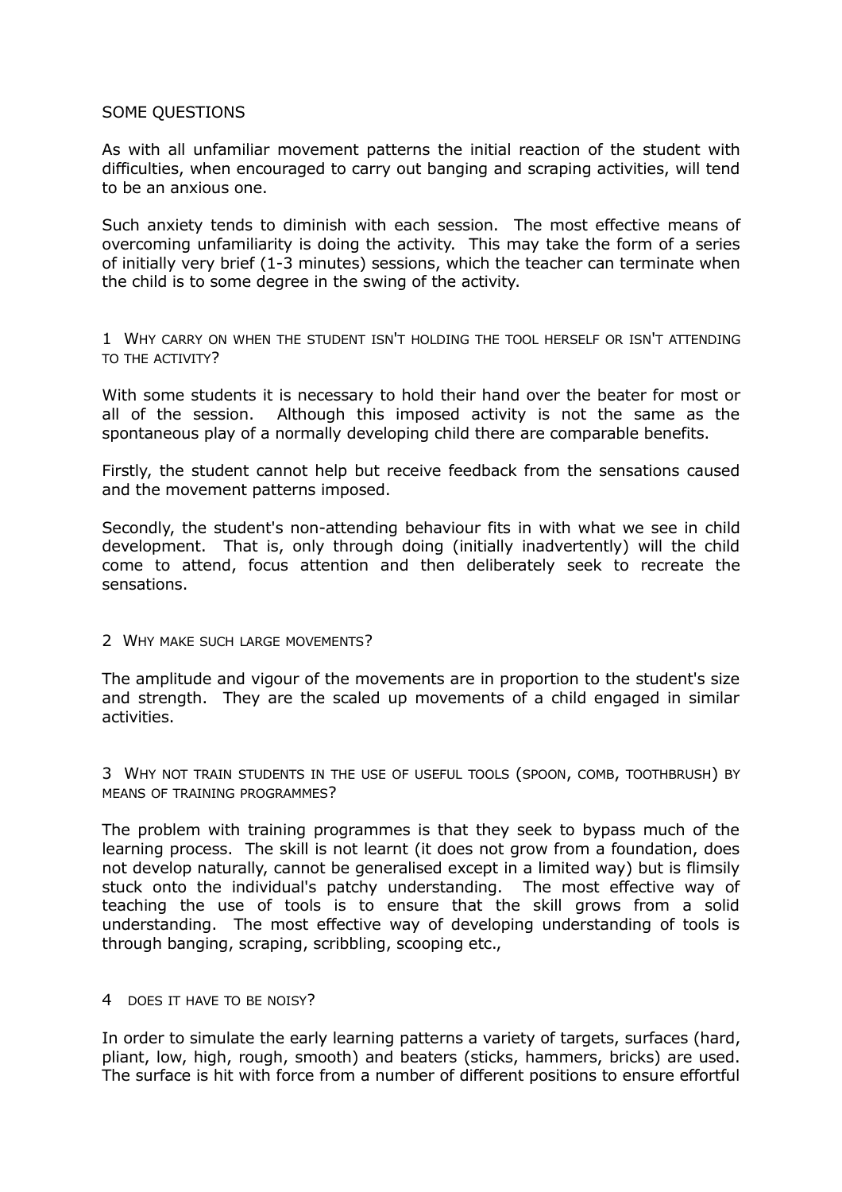SOME QUESTIONS

As with all unfamiliar movement patterns the initial reaction of the student with difficulties, when encouraged to carry out banging and scraping activities, will tend to be an anxious one.

Such anxiety tends to diminish with each session. The most effective means of overcoming unfamiliarity is doing the activity. This may take the form of a series of initially very brief (1-3 minutes) sessions, which the teacher can terminate when the child is to some degree in the swing of the activity.

### 1 WHY CARRY ON WHEN THE STUDENT ISN'T HOLDING THE TOOL HERSELF OR ISN'T ATTENDING TO THE ACTIVITY?

With some students it is necessary to hold their hand over the beater for most or all of the session. Although this imposed activity is not the same as the spontaneous play of a normally developing child there are comparable benefits.

Firstly, the student cannot help but receive feedback from the sensations caused and the movement patterns imposed.

Secondly, the student's non-attending behaviour fits in with what we see in child development. That is, only through doing (initially inadvertently) will the child come to attend, focus attention and then deliberately seek to recreate the sensations.

### 2 WHY MAKE SUCH LARGE MOVEMENTS?

The amplitude and vigour of the movements are in proportion to the student's size and strength. They are the scaled up movements of a child engaged in similar activities.

### 3 WHY NOT TRAIN STUDENTS IN THE USE OF USEFUL TOOLS (SPOON, COMB, TOOTHBRUSH) BY MEANS OF TRAINING PROGRAMMES?

The problem with training programmes is that they seek to bypass much of the learning process. The skill is not learnt (it does not grow from a foundation, does not develop naturally, cannot be generalised except in a limited way) but is flimsily stuck onto the individual's patchy understanding. The most effective way of teaching the use of tools is to ensure that the skill grows from a solid understanding. The most effective way of developing understanding of tools is through banging, scraping, scribbling, scooping etc.,

### 4 DOES IT HAVE TO BE NOISY?

In order to simulate the early learning patterns a variety of targets, surfaces (hard, pliant, low, high, rough, smooth) and beaters (sticks, hammers, bricks) are used. The surface is hit with force from a number of different positions to ensure effortful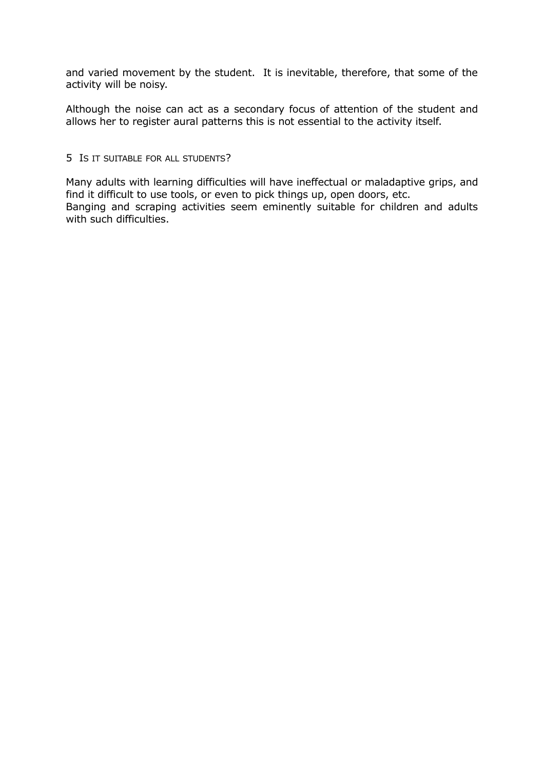and varied movement by the student. It is inevitable, therefore, that some of the activity will be noisy.

Although the noise can act as a secondary focus of attention of the student and allows her to register aural patterns this is not essential to the activity itself.

### 5 Is it suitable for all students?

Many adults with learning difficulties will have ineffectual or maladaptive grips, and find it difficult to use tools, or even to pick things up, open doors, etc.
Banging and scraping activities seem eminently suitable for children and adults with such difficulties.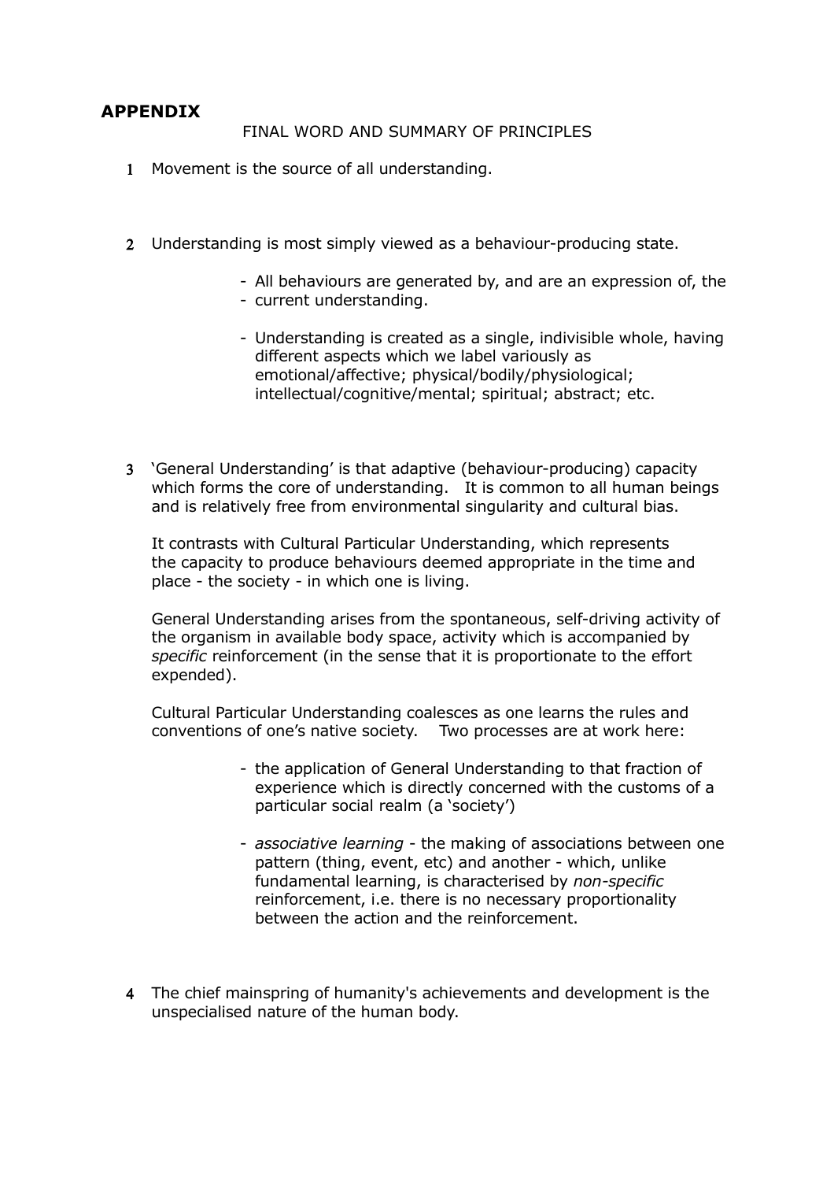## APPENDIX

FINAL WORD AND SUMMARY OF PRINCIPLES

1 Movement is the source of all understanding.

2 Understanding is most simply viewed as a behaviour-producing state.

- All behaviours are generated by, and are an expression of, the
- current understanding.

- Understanding is created as a single, indivisible whole, having different aspects which we label variously as emotional/affective; physical/bodily/physiological; intellectual/cognitive/mental; spiritual; abstract; etc.

3 'General Understanding' is that adaptive (behaviour-producing) capacity which forms the core of understanding. It is common to all human beings and is relatively free from environmental singularity and cultural bias.

It contrasts with Cultural Particular Understanding, which represents the capacity to produce behaviours deemed appropriate in the time and place - the society - in which one is living.

General Understanding arises from the spontaneous, self-driving activity of the organism in available body space, activity which is accompanied by *specific* reinforcement (in the sense that it is proportionate to the effort expended).

Cultural Particular Understanding coalesces as one learns the rules and conventions of one's native society. Two processes are at work here:

- the application of General Understanding to that fraction of experience which is directly concerned with the customs of a particular social realm (a 'society')

- *associative learning* - the making of associations between one pattern (thing, event, etc) and another - which, unlike fundamental learning, is characterised by *non-specific* reinforcement, i.e. there is no necessary proportionality between the action and the reinforcement.

4 The chief mainspring of humanity's achievements and development is the unspecialised nature of the human body.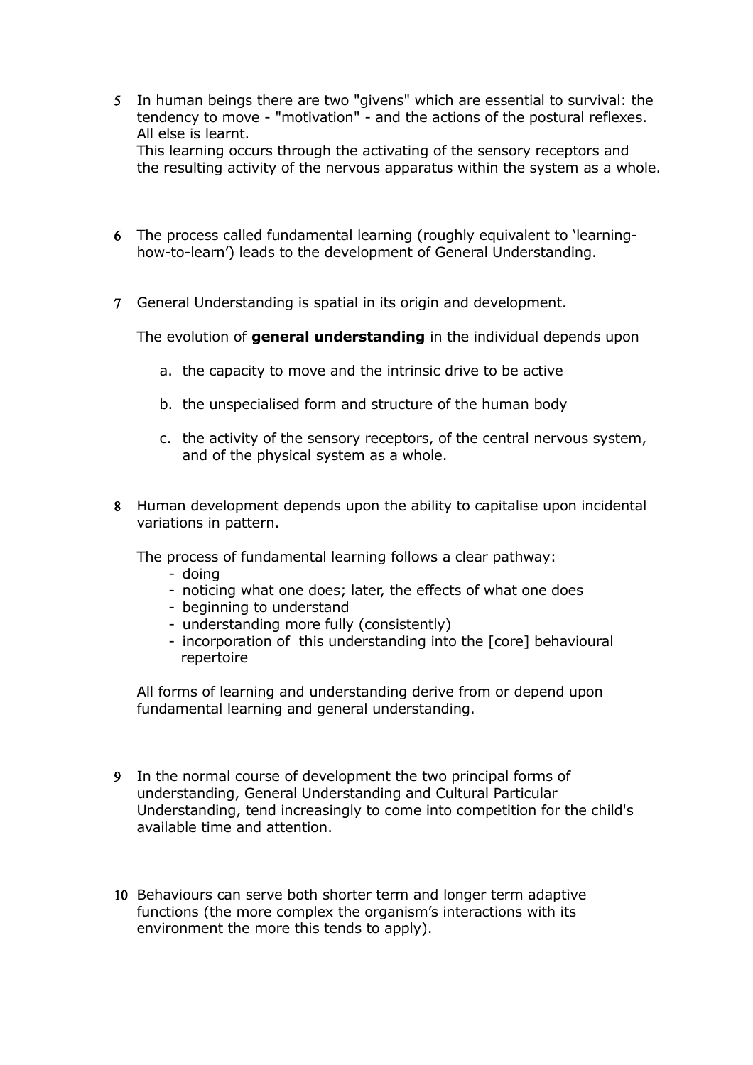5 In human beings there are two "givens" which are essential to survival: the tendency to move - "motivation" - and the actions of the postural reflexes. All else is learnt.
This learning occurs through the activating of the sensory receptors and the resulting activity of the nervous apparatus within the system as a whole.

6 The process called fundamental learning (roughly equivalent to 'learning-how-to-learn') leads to the development of General Understanding.

7 General Understanding is spatial in its origin and development.

The evolution of **general understanding** in the individual depends upon

a. the capacity to move and the intrinsic drive to be active

b. the unspecialised form and structure of the human body

c. the activity of the sensory receptors, of the central nervous system, and of the physical system as a whole.

8 Human development depends upon the ability to capitalise upon incidental variations in pattern.

The process of fundamental learning follows a clear pathway:

- doing
- noticing what one does; later, the effects of what one does
- beginning to understand
- understanding more fully (consistently)
- incorporation of this understanding into the [core] behavioural repertoire

All forms of learning and understanding derive from or depend upon fundamental learning and general understanding.

9 In the normal course of development the two principal forms of understanding, General Understanding and Cultural Particular Understanding, tend increasingly to come into competition for the child's available time and attention.

10 Behaviours can serve both shorter term and longer term adaptive functions (the more complex the organism's interactions with its environment the more this tends to apply).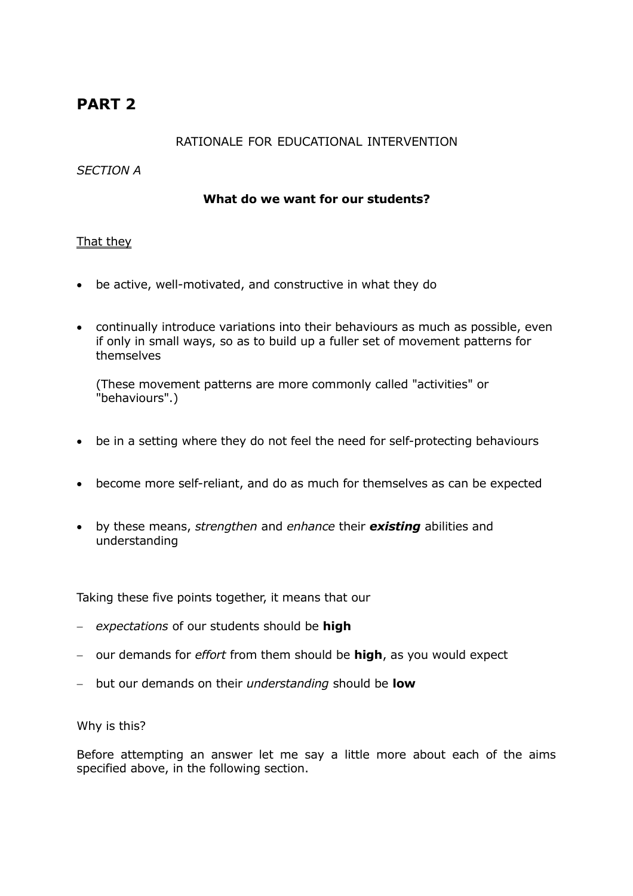# PART 2

RATIONALE FOR EDUCATIONAL INTERVENTION

*SECTION A*

**What do we want for our students?**

<u>That they</u>

- be active, well-motivated, and constructive in what they do
- continually introduce variations into their behaviours as much as possible, even if only in small ways, so as to build up a fuller set of movement patterns for themselves

  (These movement patterns are more commonly called "activities" or "behaviours".)
- be in a setting where they do not feel the need for self-protecting behaviours
- become more self-reliant, and do as much for themselves as can be expected
- by these means, *strengthen* and *enhance* their ***existing*** abilities and understanding

Taking these five points together, it means that our

- *expectations* of our students should be **high**
- our demands for *effort* from them should be **high**, as you would expect
- but our demands on their *understanding* should be **low**

Why is this?

Before attempting an answer let me say a little more about each of the aims specified above, in the following section.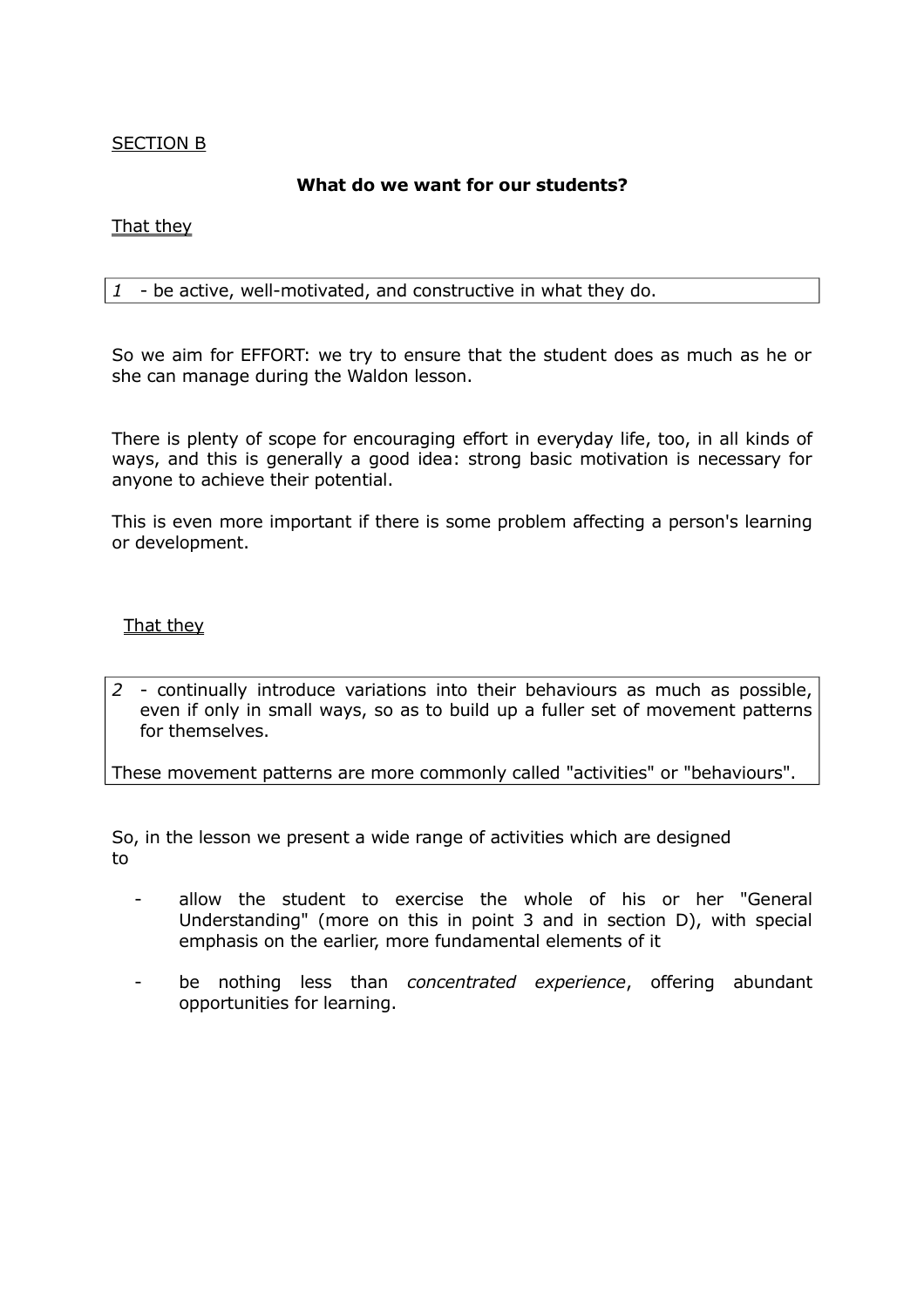<u>SECTION B</u>

**What do we want for our students?**

<u>That they</u>

*1* - be active, well-motivated, and constructive in what they do.

So we aim for EFFORT: we try to ensure that the student does as much as he or she can manage during the Waldon lesson.

There is plenty of scope for encouraging effort in everyday life, too, in all kinds of ways, and this is generally a good idea: strong basic motivation is necessary for anyone to achieve their potential.

This is even more important if there is some problem affecting a person's learning or development.

<u>That they</u>

*2* - continually introduce variations into their behaviours as much as possible, even if only in small ways, so as to build up a fuller set of movement patterns for themselves.

These movement patterns are more commonly called "activities" or "behaviours".

So, in the lesson we present a wide range of activities which are designed to

- allow the student to exercise the whole of his or her "General Understanding" (more on this in point 3 and in section D), with special emphasis on the earlier, more fundamental elements of it
- be nothing less than *concentrated experience*, offering abundant opportunities for learning.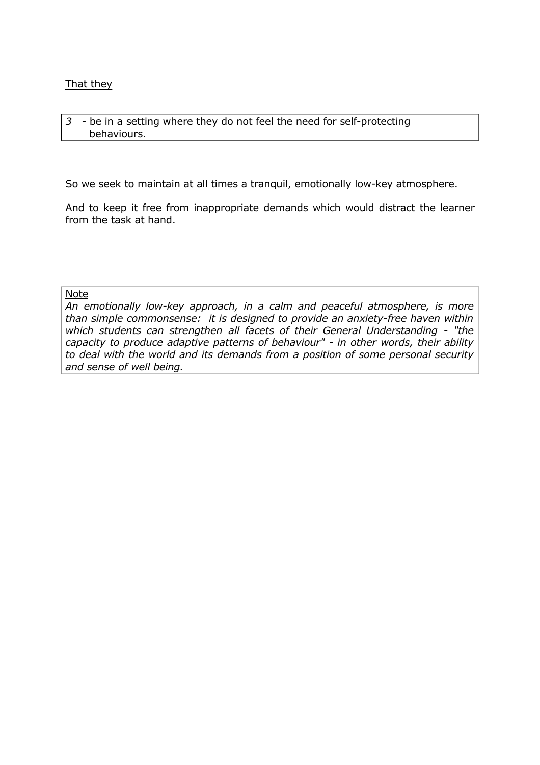<u>That they</u>

> *3* - be in a setting where they do not feel the need for self-protecting behaviours.

So we seek to maintain at all times a tranquil, emotionally low-key atmosphere.

And to keep it free from inappropriate demands which would distract the learner from the task at hand.

> <u>Note</u>
> *An emotionally low-key approach, in a calm and peaceful atmosphere, is more than simple commonsense: it is designed to provide an anxiety-free haven within which students can strengthen <u>all facets of their General Understanding</u> - "the capacity to produce adaptive patterns of behaviour" - in other words, their ability to deal with the world and its demands from a position of some personal security and sense of well being.*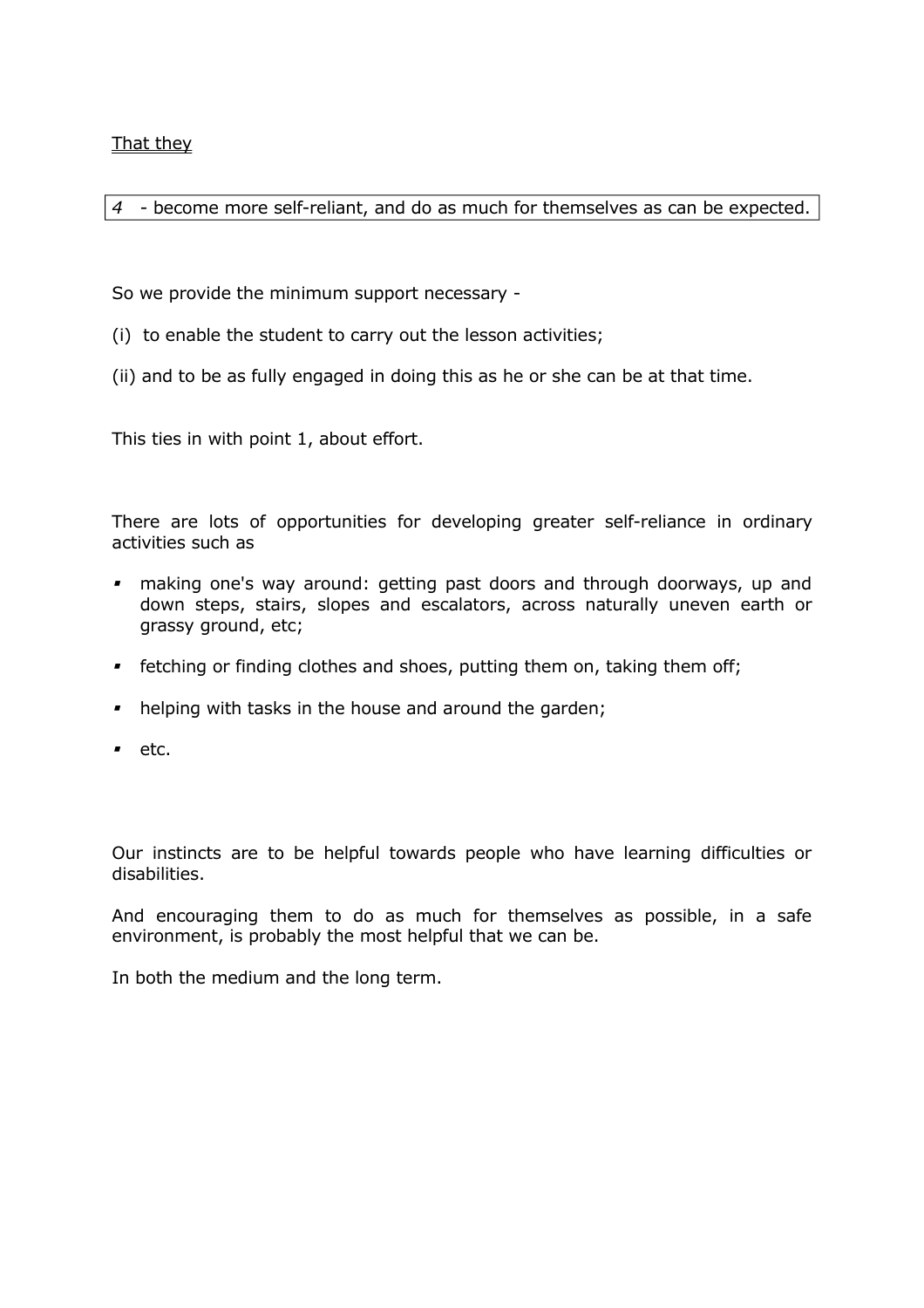<u>That they</u>

*4* - become more self-reliant, and do as much for themselves as can be expected.

So we provide the minimum support necessary -

(i) to enable the student to carry out the lesson activities;

(ii) and to be as fully engaged in doing this as he or she can be at that time.

This ties in with point 1, about effort.

There are lots of opportunities for developing greater self-reliance in ordinary activities such as

- making one's way around: getting past doors and through doorways, up and down steps, stairs, slopes and escalators, across naturally uneven earth or grassy ground, etc;
- fetching or finding clothes and shoes, putting them on, taking them off;
- helping with tasks in the house and around the garden;
- etc.

Our instincts are to be helpful towards people who have learning difficulties or disabilities.

And encouraging them to do as much for themselves as possible, in a safe environment, is probably the most helpful that we can be.

In both the medium and the long term.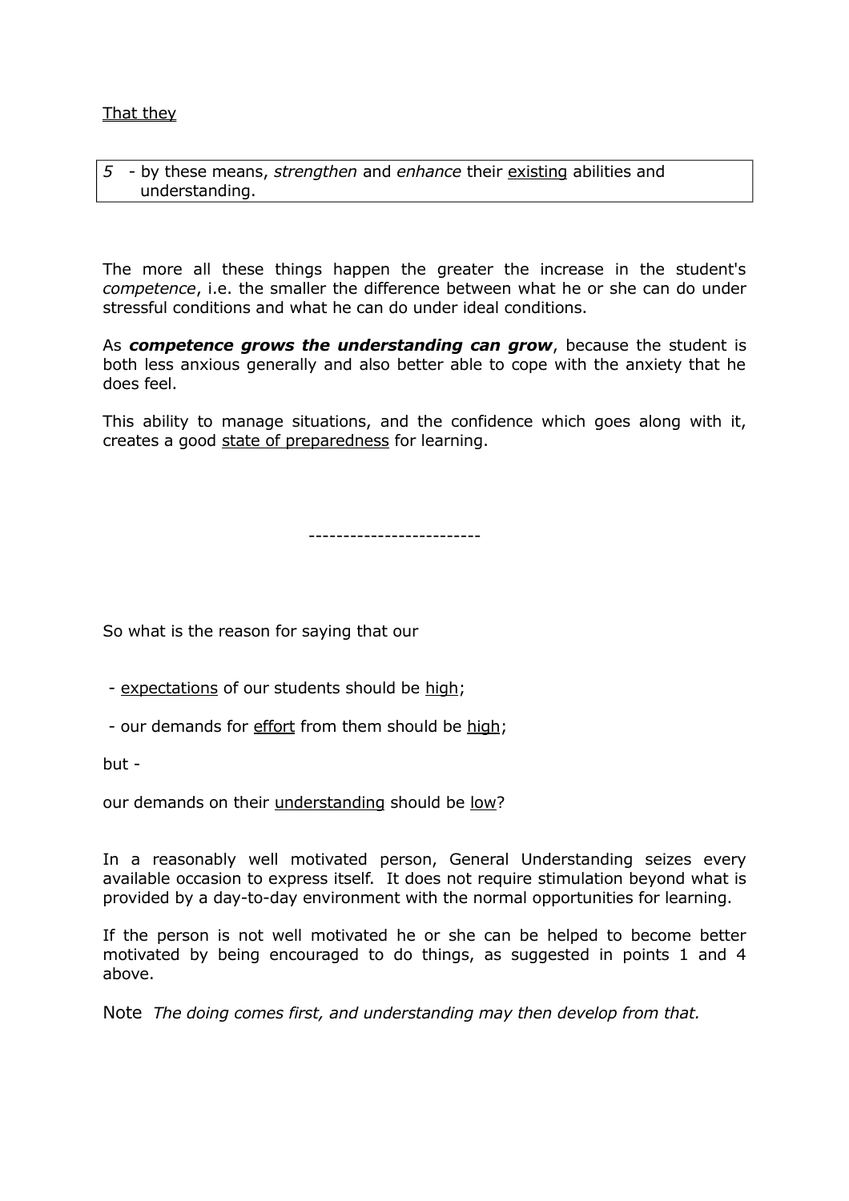<u>That they</u>

| *5* - by these means, *strengthen* and *enhance* their <u>existing</u> abilities and understanding. |
|---|

The more all these things happen the greater the increase in the student's *competence*, i.e. the smaller the difference between what he or she can do under stressful conditions and what he can do under ideal conditions.

As ***competence grows the understanding can grow***, because the student is both less anxious generally and also better able to cope with the anxiety that he does feel.

This ability to manage situations, and the confidence which goes along with it, creates a good <u>state of preparedness</u> for learning.

-------------------------

So what is the reason for saying that our

- <u>expectations</u> of our students should be <u>high</u>;

- our demands for <u>effort</u> from them should be <u>high</u>;

but -

our demands on their <u>understanding</u> should be <u>low</u>?

In a reasonably well motivated person, General Understanding seizes every available occasion to express itself. It does not require stimulation beyond what is provided by a day-to-day environment with the normal opportunities for learning.

If the person is not well motivated he or she can be helped to become better motivated by being encouraged to do things, as suggested in points 1 and 4 above.

Note *The doing comes first, and understanding may then develop from that.*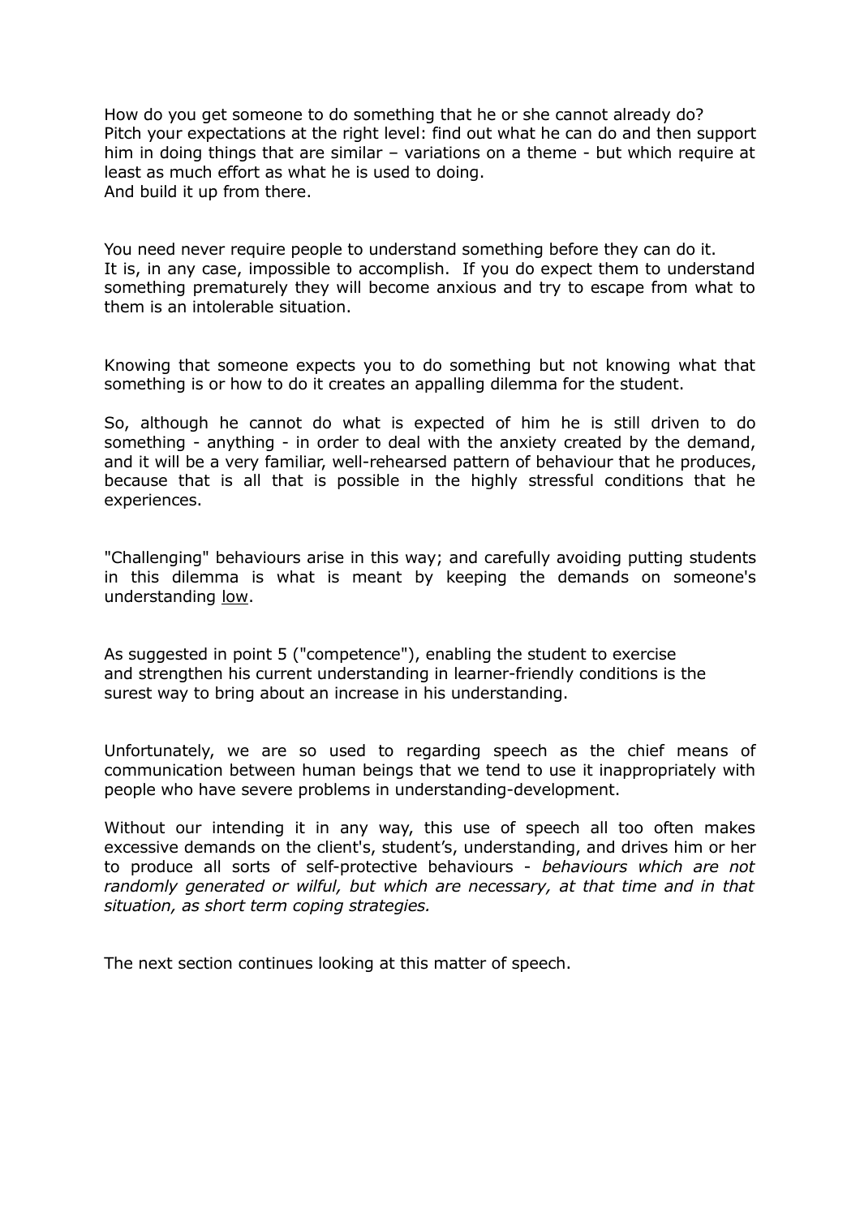How do you get someone to do something that he or she cannot already do?
Pitch your expectations at the right level: find out what he can do and then support him in doing things that are similar – variations on a theme - but which require at least as much effort as what he is used to doing.
And build it up from there.

You need never require people to understand something before they can do it.
It is, in any case, impossible to accomplish. If you do expect them to understand something prematurely they will become anxious and try to escape from what to them is an intolerable situation.

Knowing that someone expects you to do something but not knowing what that something is or how to do it creates an appalling dilemma for the student.

So, although he cannot do what is expected of him he is still driven to do something - anything - in order to deal with the anxiety created by the demand, and it will be a very familiar, well-rehearsed pattern of behaviour that he produces, because that is all that is possible in the highly stressful conditions that he experiences.

"Challenging" behaviours arise in this way; and carefully avoiding putting students in this dilemma is what is meant by keeping the demands on someone's understanding <u>low</u>.

As suggested in point 5 ("competence"), enabling the student to exercise and strengthen his current understanding in learner-friendly conditions is the surest way to bring about an increase in his understanding.

Unfortunately, we are so used to regarding speech as the chief means of communication between human beings that we tend to use it inappropriately with people who have severe problems in understanding-development.

Without our intending it in any way, this use of speech all too often makes excessive demands on the client's, student's, understanding, and drives him or her to produce all sorts of self-protective behaviours - *behaviours which are not randomly generated or wilful, but which are necessary, at that time and in that situation, as short term coping strategies.*

The next section continues looking at this matter of speech.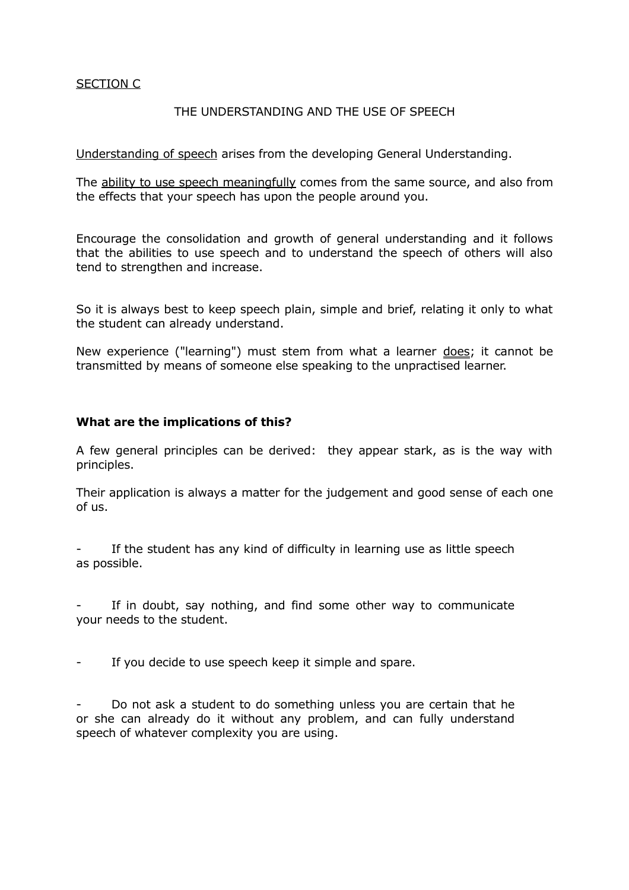SECTION C

THE UNDERSTANDING AND THE USE OF SPEECH

Understanding of speech arises from the developing General Understanding.

The ability to use speech meaningfully comes from the same source, and also from the effects that your speech has upon the people around you.

Encourage the consolidation and growth of general understanding and it follows that the abilities to use speech and to understand the speech of others will also tend to strengthen and increase.

So it is always best to keep speech plain, simple and brief, relating it only to what the student can already understand.

New experience ("learning") must stem from what a learner does; it cannot be transmitted by means of someone else speaking to the unpractised learner.

**What are the implications of this?**

A few general principles can be derived: they appear stark, as is the way with principles.

Their application is always a matter for the judgement and good sense of each one of us.

- If the student has any kind of difficulty in learning use as little speech as possible.

- If in doubt, say nothing, and find some other way to communicate your needs to the student.

- If you decide to use speech keep it simple and spare.

- Do not ask a student to do something unless you are certain that he or she can already do it without any problem, and can fully understand speech of whatever complexity you are using.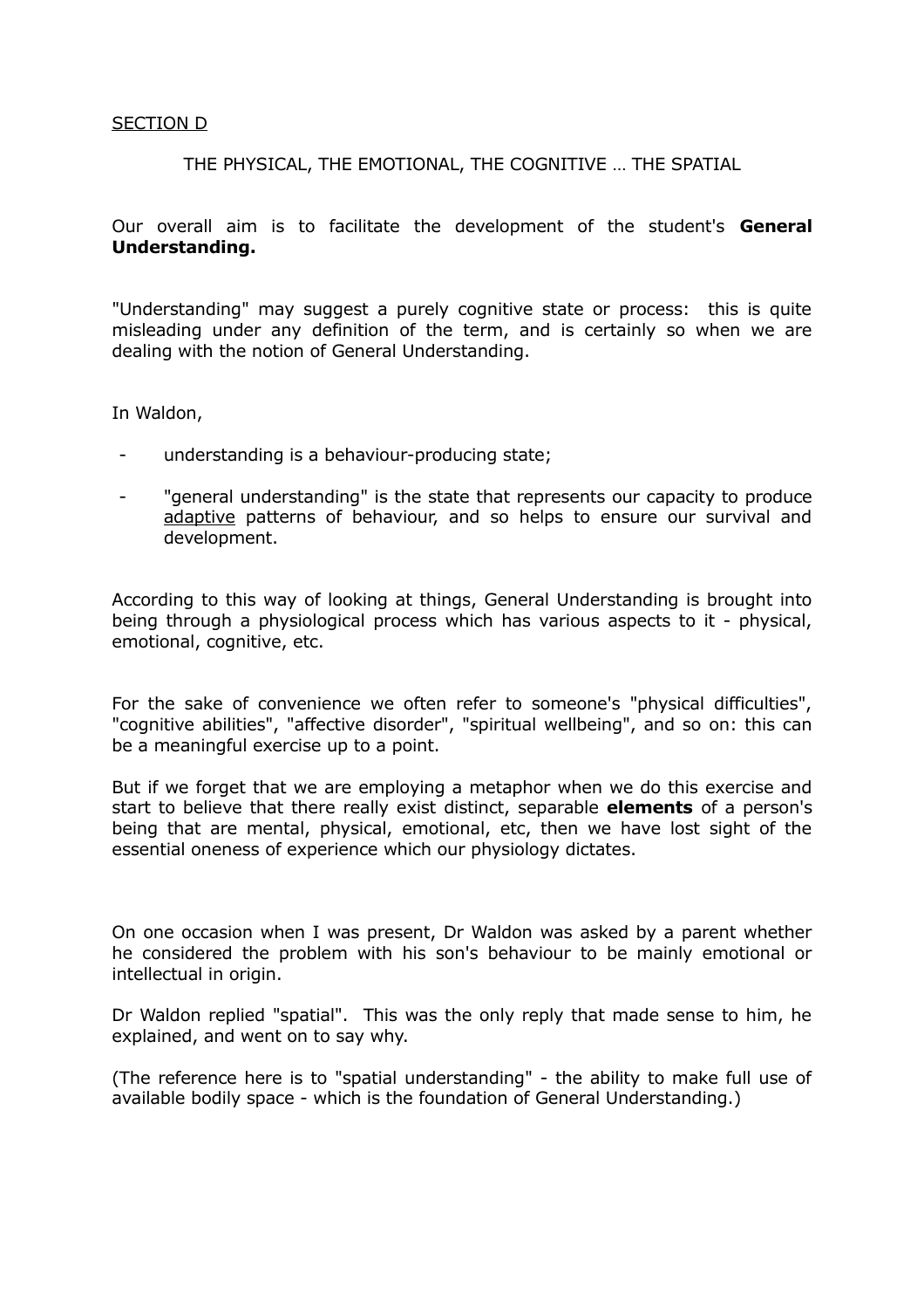## SECTION D

### THE PHYSICAL, THE EMOTIONAL, THE COGNITIVE … THE SPATIAL

Our overall aim is to facilitate the development of the student's **General Understanding.**

"Understanding" may suggest a purely cognitive state or process: this is quite misleading under any definition of the term, and is certainly so when we are dealing with the notion of General Understanding.

In Waldon,

- understanding is a behaviour-producing state;
- "general understanding" is the state that represents our capacity to produce adaptive patterns of behaviour, and so helps to ensure our survival and development.

According to this way of looking at things, General Understanding is brought into being through a physiological process which has various aspects to it - physical, emotional, cognitive, etc.

For the sake of convenience we often refer to someone's "physical difficulties", "cognitive abilities", "affective disorder", "spiritual wellbeing", and so on: this can be a meaningful exercise up to a point.

But if we forget that we are employing a metaphor when we do this exercise and start to believe that there really exist distinct, separable **elements** of a person's being that are mental, physical, emotional, etc, then we have lost sight of the essential oneness of experience which our physiology dictates.

On one occasion when I was present, Dr Waldon was asked by a parent whether he considered the problem with his son's behaviour to be mainly emotional or intellectual in origin.

Dr Waldon replied "spatial". This was the only reply that made sense to him, he explained, and went on to say why.

(The reference here is to "spatial understanding" - the ability to make full use of available bodily space - which is the foundation of General Understanding.)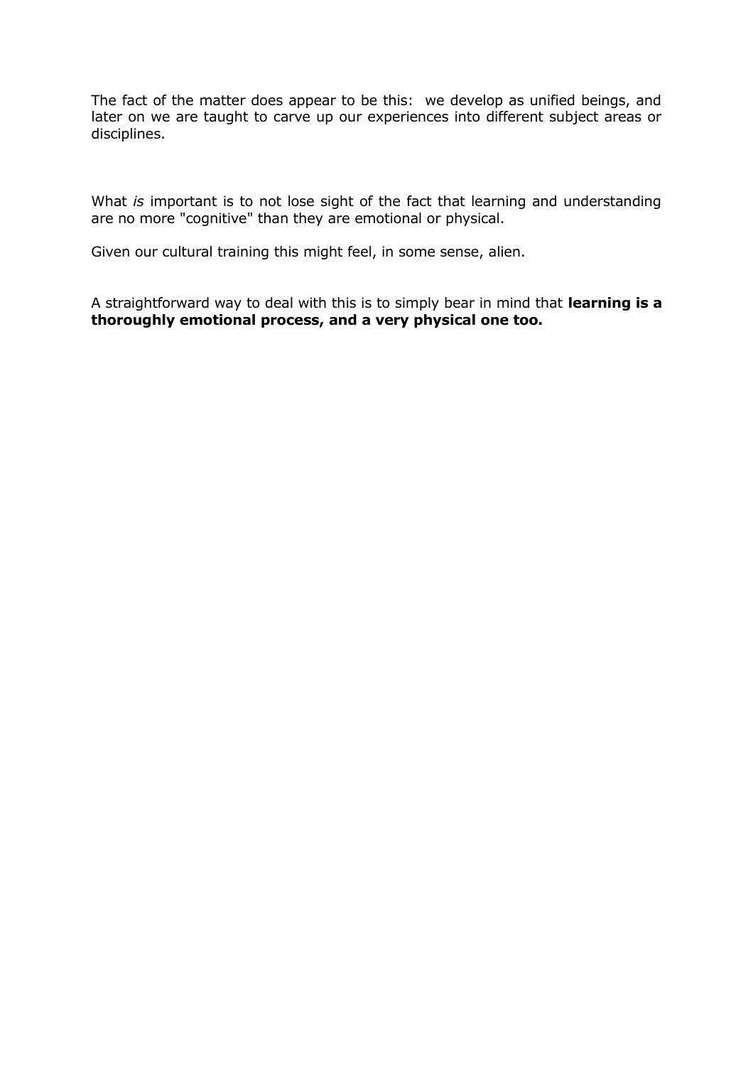The fact of the matter does appear to be this:  we develop as unified beings, and later on we are taught to carve up our experiences into different subject areas or disciplines.

What *is* important is to not lose sight of the fact that learning and understanding are no more "cognitive" than they are emotional or physical.

Given our cultural training this might feel, in some sense, alien.

A straightforward way to deal with this is to simply bear in mind that **learning is a thoroughly emotional process, and a very physical one too.**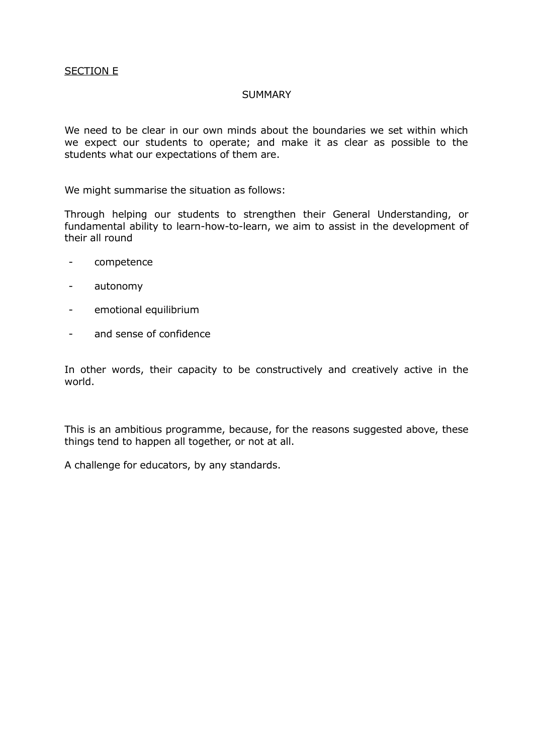SECTION E

## SUMMARY

We need to be clear in our own minds about the boundaries we set within which we expect our students to operate; and make it as clear as possible to the students what our expectations of them are.

We might summarise the situation as follows:

Through helping our students to strengthen their General Understanding, or fundamental ability to learn-how-to-learn, we aim to assist in the development of their all round

- competence
- autonomy
- emotional equilibrium
- and sense of confidence

In other words, their capacity to be constructively and creatively active in the world.

This is an ambitious programme, because, for the reasons suggested above, these things tend to happen all together, or not at all.

A challenge for educators, by any standards.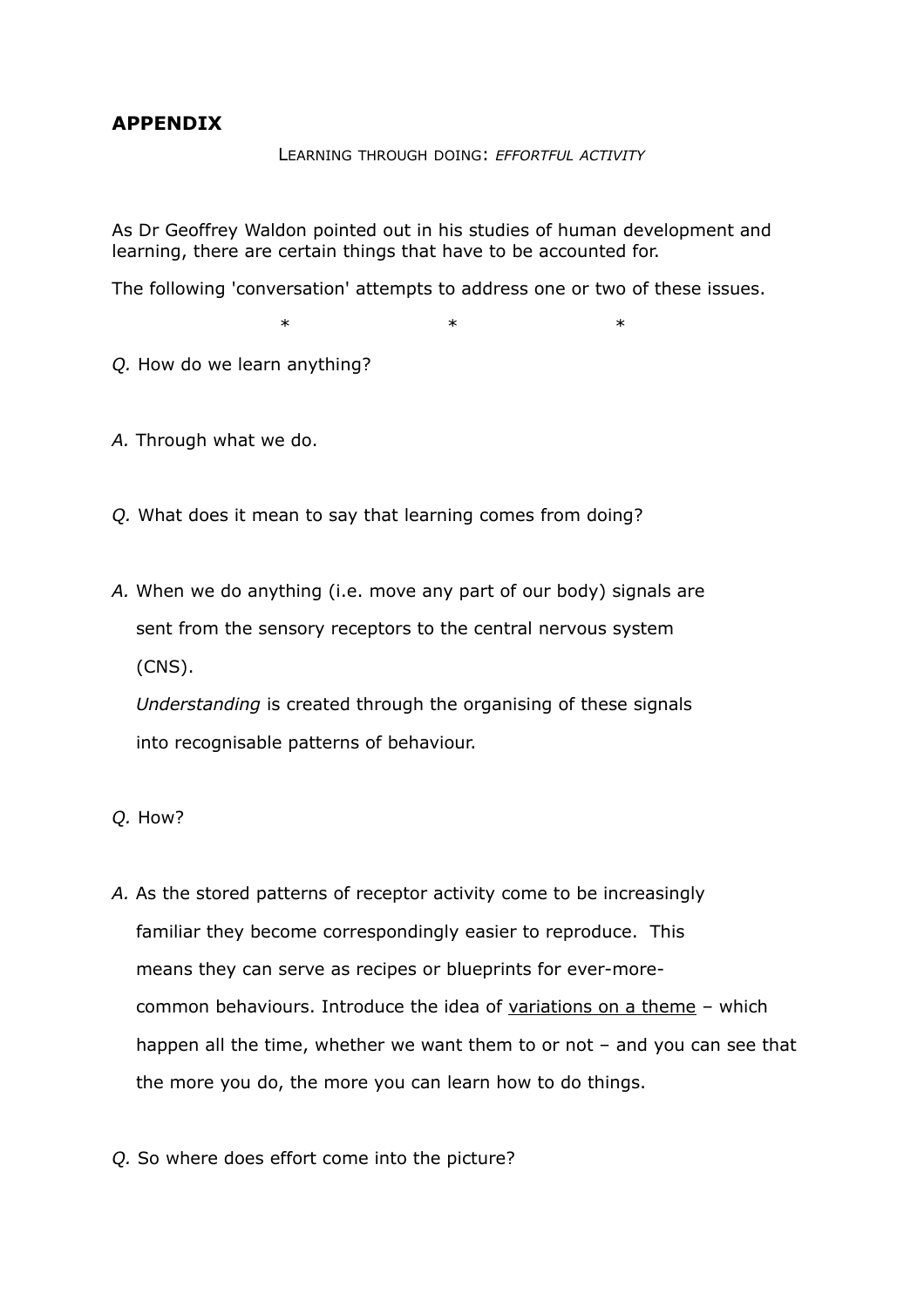## APPENDIX

LEARNING THROUGH DOING: *EFFORTFUL ACTIVITY*

As Dr Geoffrey Waldon pointed out in his studies of human development and learning, there are certain things that have to be accounted for.

The following 'conversation' attempts to address one or two of these issues.

\* \* \*

*Q.* How do we learn anything?

*A.* Through what we do.

*Q.* What does it mean to say that learning comes from doing?

*A.* When we do anything (i.e. move any part of our body) signals are sent from the sensory receptors to the central nervous system (CNS).

*Understanding* is created through the organising of these signals into recognisable patterns of behaviour.

*Q.* How?

*A.* As the stored patterns of receptor activity come to be increasingly familiar they become correspondingly easier to reproduce. This means they can serve as recipes or blueprints for ever-more-common behaviours. Introduce the idea of <u>variations on a theme</u> – which happen all the time, whether we want them to or not – and you can see that the more you do, the more you can learn how to do things.

*Q.* So where does effort come into the picture?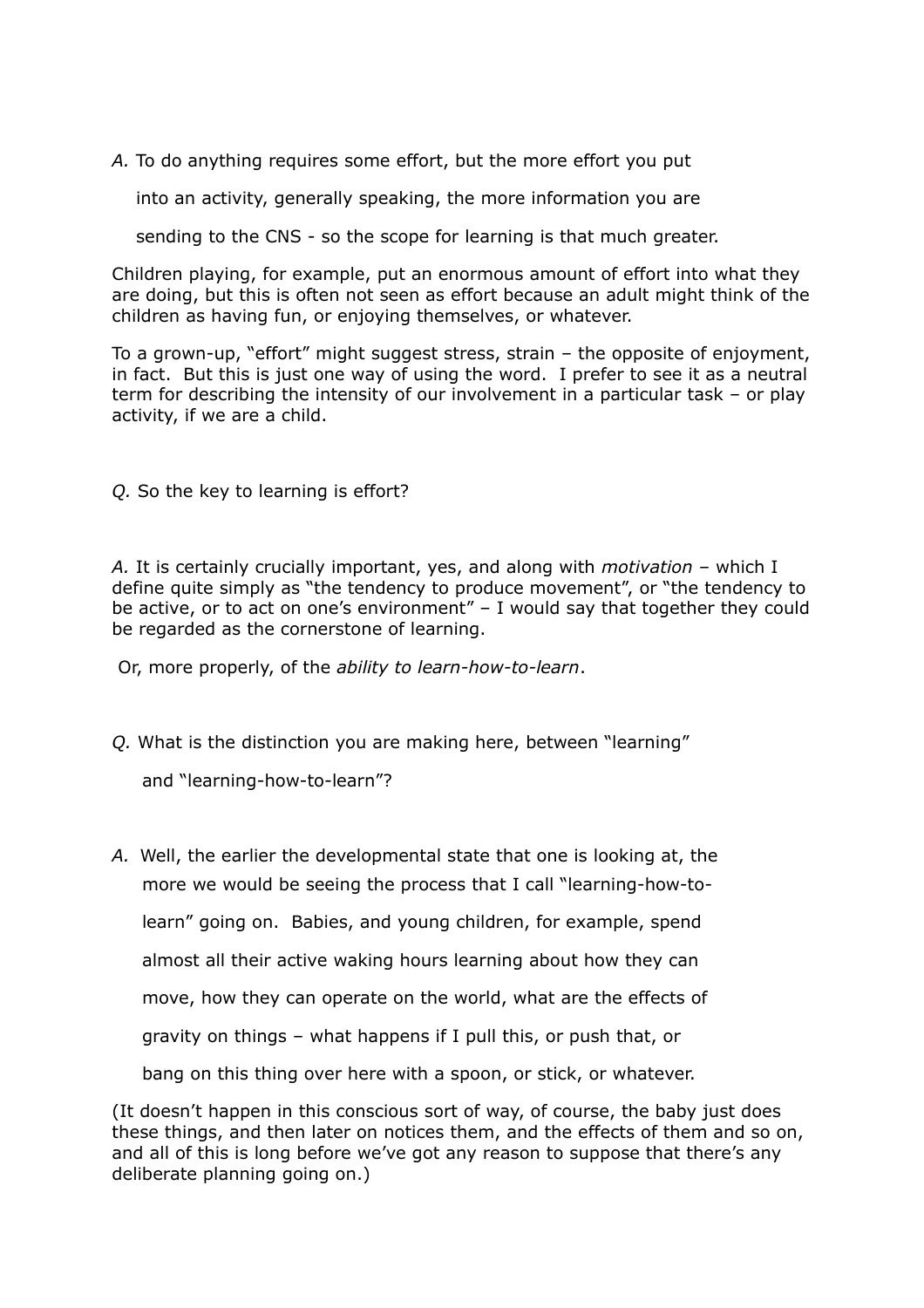*A.* To do anything requires some effort, but the more effort you put into an activity, generally speaking, the more information you are sending to the CNS - so the scope for learning is that much greater.

Children playing, for example, put an enormous amount of effort into what they are doing, but this is often not seen as effort because an adult might think of the children as having fun, or enjoying themselves, or whatever.

To a grown-up, "effort" might suggest stress, strain – the opposite of enjoyment, in fact. But this is just one way of using the word. I prefer to see it as a neutral term for describing the intensity of our involvement in a particular task – or play activity, if we are a child.

*Q.* So the key to learning is effort?

*A.* It is certainly crucially important, yes, and along with *motivation* – which I define quite simply as "the tendency to produce movement", or "the tendency to be active, or to act on one's environment" – I would say that together they could be regarded as the cornerstone of learning.

Or, more properly, of the *ability to learn-how-to-learn*.

*Q.* What is the distinction you are making here, between "learning" and "learning-how-to-learn"?

*A.* Well, the earlier the developmental state that one is looking at, the more we would be seeing the process that I call "learning-how-to-learn" going on. Babies, and young children, for example, spend almost all their active waking hours learning about how they can move, how they can operate on the world, what are the effects of gravity on things – what happens if I pull this, or push that, or bang on this thing over here with a spoon, or stick, or whatever.

(It doesn't happen in this conscious sort of way, of course, the baby just does these things, and then later on notices them, and the effects of them and so on, and all of this is long before we've got any reason to suppose that there's any deliberate planning going on.)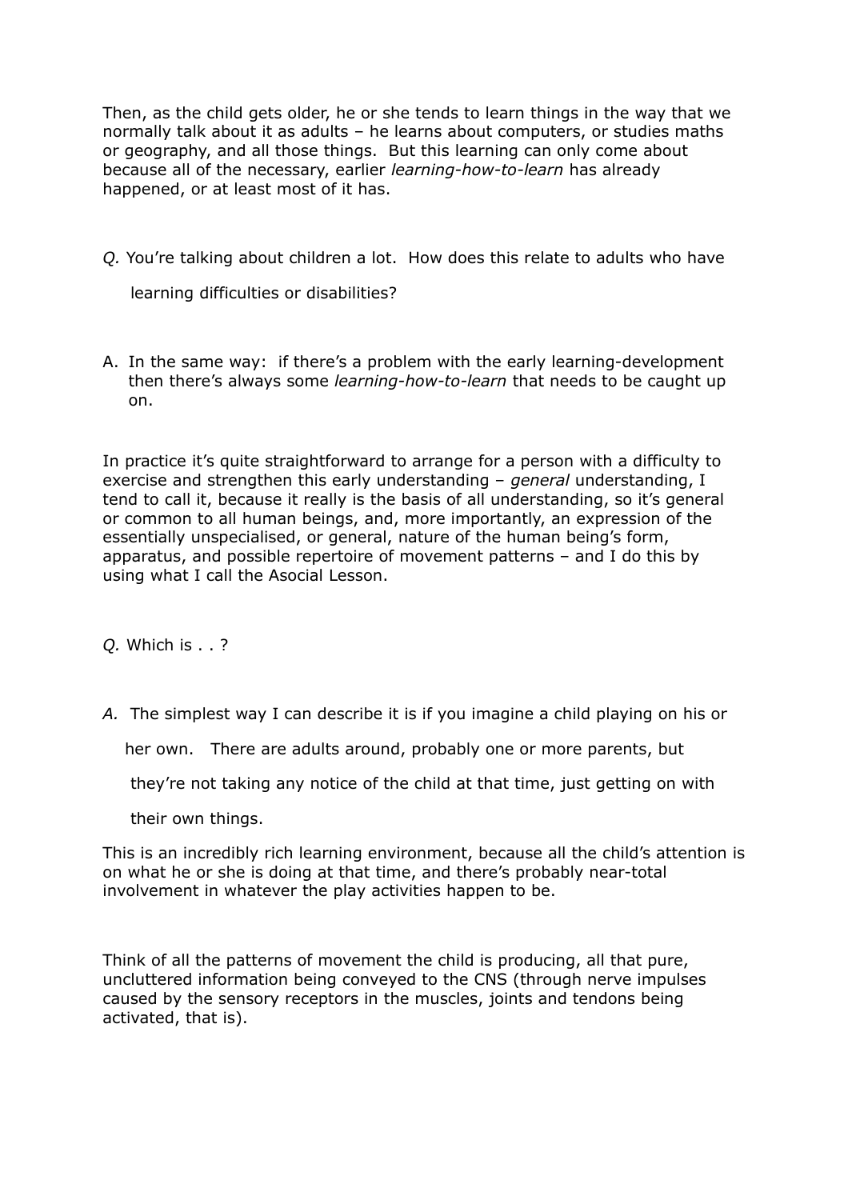Then, as the child gets older, he or she tends to learn things in the way that we normally talk about it as adults – he learns about computers, or studies maths or geography, and all those things. But this learning can only come about because all of the necessary, earlier *learning-how-to-learn* has already happened, or at least most of it has.

*Q.* You're talking about children a lot. How does this relate to adults who have learning difficulties or disabilities?

A. In the same way: if there's a problem with the early learning-development then there's always some *learning-how-to-learn* that needs to be caught up on.

In practice it's quite straightforward to arrange for a person with a difficulty to exercise and strengthen this early understanding – *general* understanding, I tend to call it, because it really is the basis of all understanding, so it's general or common to all human beings, and, more importantly, an expression of the essentially unspecialised, or general, nature of the human being's form, apparatus, and possible repertoire of movement patterns – and I do this by using what I call the Asocial Lesson.

*Q.* Which is . . ?

*A.* The simplest way I can describe it is if you imagine a child playing on his or her own. There are adults around, probably one or more parents, but they're not taking any notice of the child at that time, just getting on with their own things.

This is an incredibly rich learning environment, because all the child's attention is on what he or she is doing at that time, and there's probably near-total involvement in whatever the play activities happen to be.

Think of all the patterns of movement the child is producing, all that pure, uncluttered information being conveyed to the CNS (through nerve impulses caused by the sensory receptors in the muscles, joints and tendons being activated, that is).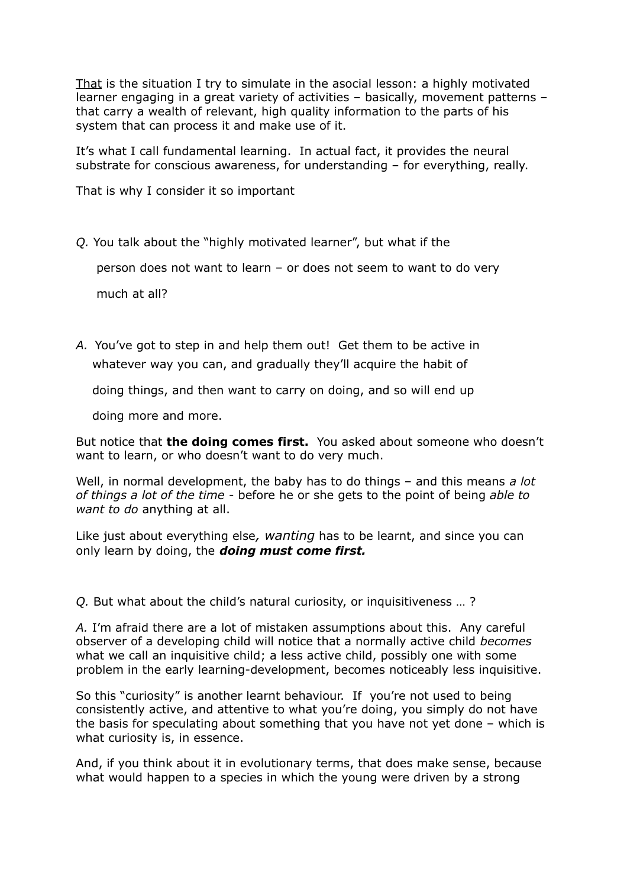<u>That</u> is the situation I try to simulate in the asocial lesson: a highly motivated learner engaging in a great variety of activities – basically, movement patterns – that carry a wealth of relevant, high quality information to the parts of his system that can process it and make use of it.

It's what I call fundamental learning. In actual fact, it provides the neural substrate for conscious awareness, for understanding – for everything, really.

That is why I consider it so important

*Q.* You talk about the "highly motivated learner", but what if the person does not want to learn – or does not seem to want to do very much at all?

*A.* You've got to step in and help them out! Get them to be active in whatever way you can, and gradually they'll acquire the habit of doing things, and then want to carry on doing, and so will end up doing more and more.

But notice that **the doing comes first.** You asked about someone who doesn't want to learn, or who doesn't want to do very much.

Well, in normal development, the baby has to do things – and this means *a lot of things a lot of the time* - before he or she gets to the point of being *able to want to do* anything at all.

Like just about everything else*, wanting* has to be learnt, and since you can only learn by doing, the ***doing must come first.***

*Q.* But what about the child's natural curiosity, or inquisitiveness … ?

*A.* I'm afraid there are a lot of mistaken assumptions about this. Any careful observer of a developing child will notice that a normally active child *becomes* what we call an inquisitive child; a less active child, possibly one with some problem in the early learning-development, becomes noticeably less inquisitive.

So this "curiosity" is another learnt behaviour. If you're not used to being consistently active, and attentive to what you're doing, you simply do not have the basis for speculating about something that you have not yet done – which is what curiosity is, in essence.

And, if you think about it in evolutionary terms, that does make sense, because what would happen to a species in which the young were driven by a strong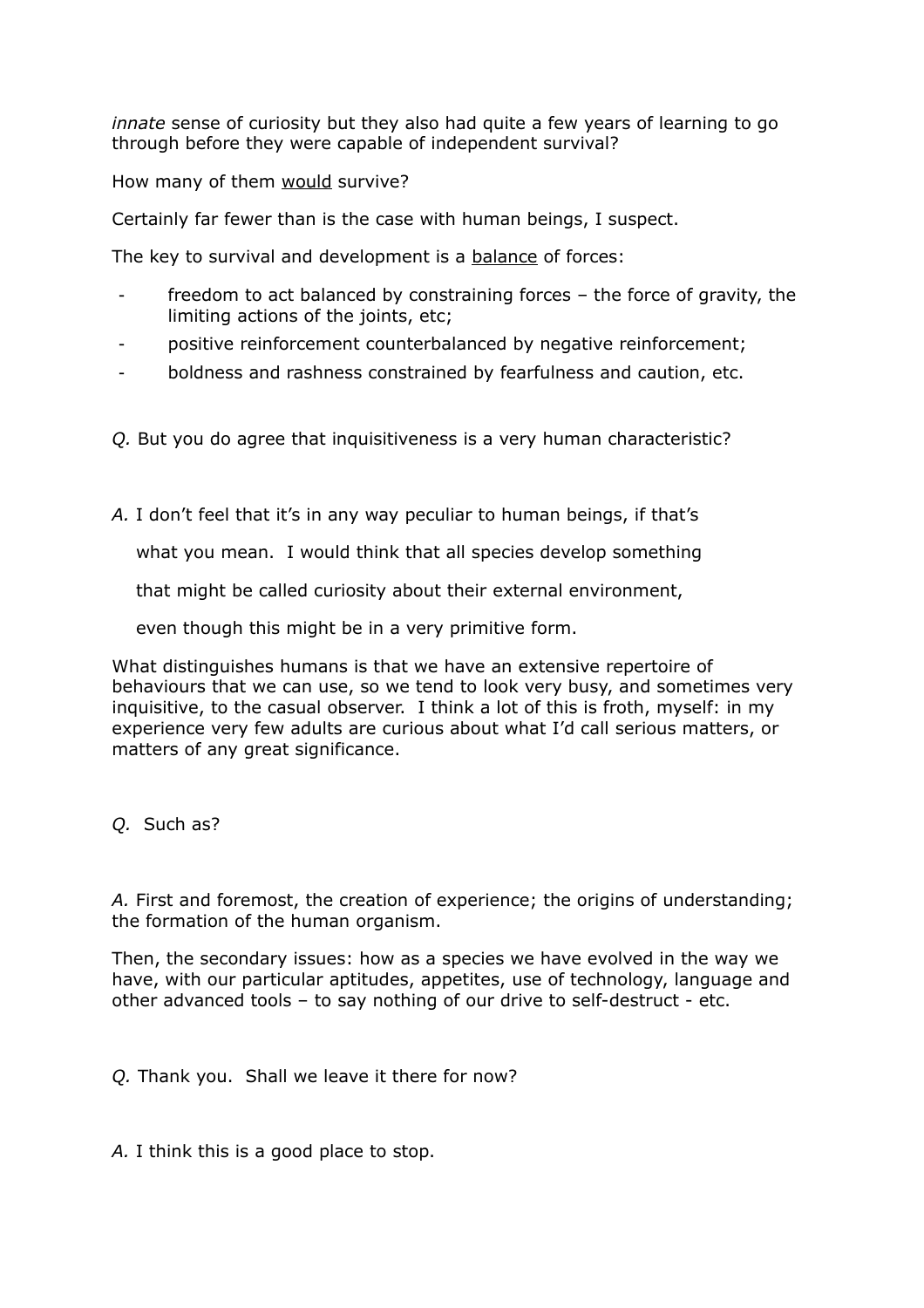*innate* sense of curiosity but they also had quite a few years of learning to go through before they were capable of independent survival?

How many of them would survive?

Certainly far fewer than is the case with human beings, I suspect.

The key to survival and development is a balance of forces:

- freedom to act balanced by constraining forces – the force of gravity, the limiting actions of the joints, etc;
- positive reinforcement counterbalanced by negative reinforcement;
- boldness and rashness constrained by fearfulness and caution, etc.

*Q.* But you do agree that inquisitiveness is a very human characteristic?

*A.* I don't feel that it's in any way peculiar to human beings, if that's what you mean. I would think that all species develop something that might be called curiosity about their external environment, even though this might be in a very primitive form.

What distinguishes humans is that we have an extensive repertoire of behaviours that we can use, so we tend to look very busy, and sometimes very inquisitive, to the casual observer. I think a lot of this is froth, myself: in my experience very few adults are curious about what I'd call serious matters, or matters of any great significance.

*Q.* Such as?

*A.* First and foremost, the creation of experience; the origins of understanding; the formation of the human organism.

Then, the secondary issues: how as a species we have evolved in the way we have, with our particular aptitudes, appetites, use of technology, language and other advanced tools – to say nothing of our drive to self-destruct - etc.

*Q.* Thank you. Shall we leave it there for now?

*A.* I think this is a good place to stop.